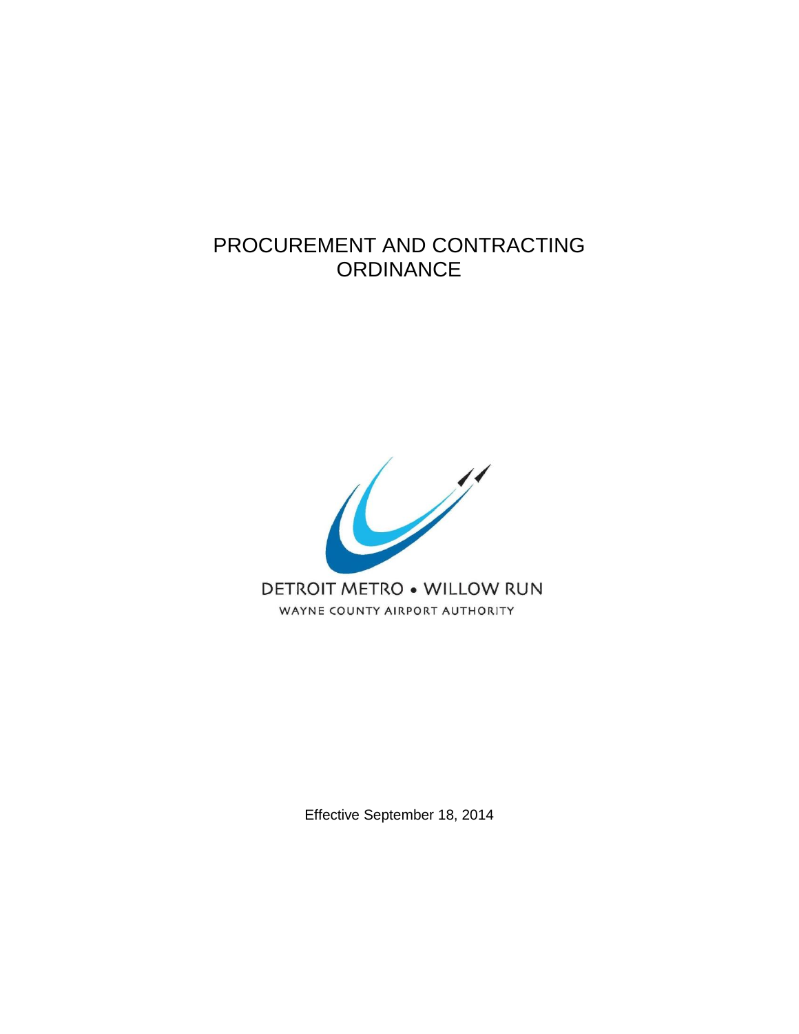# PROCUREMENT AND CONTRACTING ORDINANCE

DETROIT METRO • WILLOW RUN

WAYNE COUNTY AIRPORT AUTHORITY

Effective September 18, 2014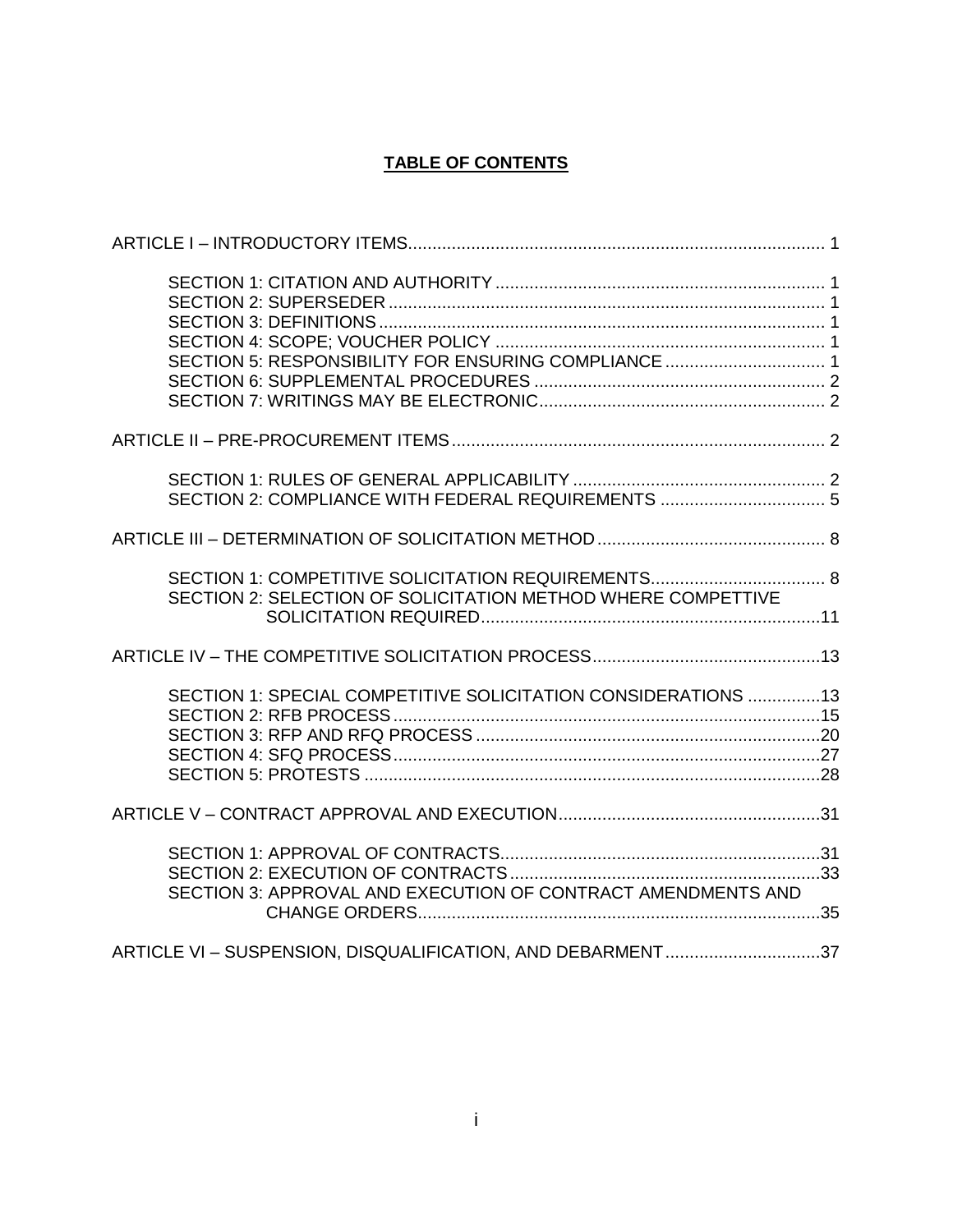**TABLE OF CONTENTS**

ARTICLE I – INTRODUCTORY ITEMS ..... 1

- SECTION 1: CITATION AND AUTHORITY ..... 1
- SECTION 2: SUPERSEDER ..... 1
- SECTION 3: DEFINITIONS ..... 1
- SECTION 4: SCOPE; VOUCHER POLICY ..... 1
- SECTION 5: RESPONSIBILITY FOR ENSURING COMPLIANCE ..... 1
- SECTION 6: SUPPLEMENTAL PROCEDURES ..... 2
- SECTION 7: WRITINGS MAY BE ELECTRONIC ..... 2

ARTICLE II – PRE-PROCUREMENT ITEMS ..... 2

- SECTION 1: RULES OF GENERAL APPLICABILITY ..... 2
- SECTION 2: COMPLIANCE WITH FEDERAL REQUIREMENTS ..... 5

ARTICLE III – DETERMINATION OF SOLICITATION METHOD ..... 8

- SECTION 1: COMPETITIVE SOLICITATION REQUIREMENTS ..... 8
- SECTION 2: SELECTION OF SOLICITATION METHOD WHERE COMPETTIVE SOLICITATION REQUIRED ..... 11

ARTICLE IV – THE COMPETITIVE SOLICITATION PROCESS ..... 13

- SECTION 1: SPECIAL COMPETITIVE SOLICITATION CONSIDERATIONS ..... 13
- SECTION 2: RFB PROCESS ..... 15
- SECTION 3: RFP AND RFQ PROCESS ..... 20
- SECTION 4: SFQ PROCESS ..... 27
- SECTION 5: PROTESTS ..... 28

ARTICLE V – CONTRACT APPROVAL AND EXECUTION ..... 31

- SECTION 1: APPROVAL OF CONTRACTS ..... 31
- SECTION 2: EXECUTION OF CONTRACTS ..... 33
- SECTION 3: APPROVAL AND EXECUTION OF CONTRACT AMENDMENTS AND CHANGE ORDERS ..... 35

ARTICLE VI – SUSPENSION, DISQUALIFICATION, AND DEBARMENT ..... 37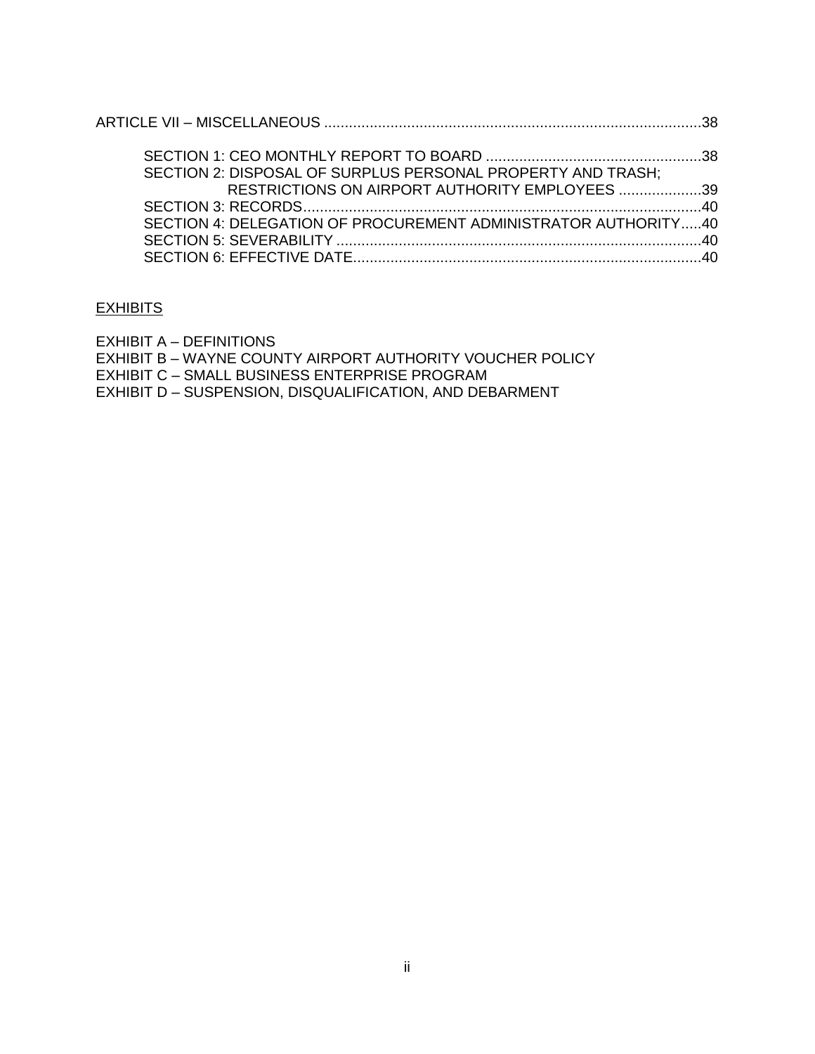ARTICLE VII – MISCELLANEOUS .......................................................................................38

SECTION 1: CEO MONTHLY REPORT TO BOARD ....................................................38
SECTION 2: DISPOSAL OF SURPLUS PERSONAL PROPERTY AND TRASH; RESTRICTIONS ON AIRPORT AUTHORITY EMPLOYEES ....................39
SECTION 3: RECORDS................................................................................................40
SECTION 4: DELEGATION OF PROCUREMENT ADMINISTRATOR AUTHORITY.....40
SECTION 5: SEVERABILITY ........................................................................................40
SECTION 6: EFFECTIVE DATE....................................................................................40

<u>EXHIBITS</u>

EXHIBIT A – DEFINITIONS
EXHIBIT B – WAYNE COUNTY AIRPORT AUTHORITY VOUCHER POLICY
EXHIBIT C – SMALL BUSINESS ENTERPRISE PROGRAM
EXHIBIT D – SUSPENSION, DISQUALIFICATION, AND DEBARMENT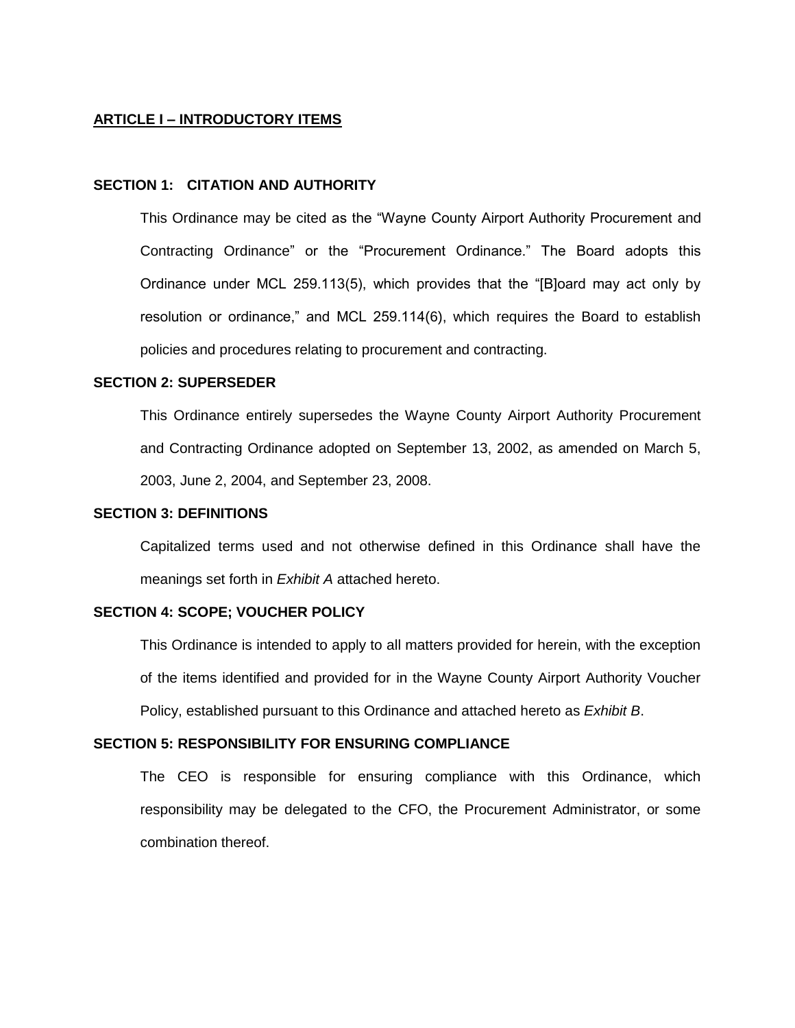## ARTICLE I – INTRODUCTORY ITEMS

### SECTION 1: CITATION AND AUTHORITY

This Ordinance may be cited as the "Wayne County Airport Authority Procurement and Contracting Ordinance" or the "Procurement Ordinance." The Board adopts this Ordinance under MCL 259.113(5), which provides that the "[B]oard may act only by resolution or ordinance," and MCL 259.114(6), which requires the Board to establish policies and procedures relating to procurement and contracting.

### SECTION 2: SUPERSEDER

This Ordinance entirely supersedes the Wayne County Airport Authority Procurement and Contracting Ordinance adopted on September 13, 2002, as amended on March 5, 2003, June 2, 2004, and September 23, 2008.

### SECTION 3: DEFINITIONS

Capitalized terms used and not otherwise defined in this Ordinance shall have the meanings set forth in *Exhibit A* attached hereto.

### SECTION 4: SCOPE; VOUCHER POLICY

This Ordinance is intended to apply to all matters provided for herein, with the exception of the items identified and provided for in the Wayne County Airport Authority Voucher Policy, established pursuant to this Ordinance and attached hereto as *Exhibit B*.

### SECTION 5: RESPONSIBILITY FOR ENSURING COMPLIANCE

The CEO is responsible for ensuring compliance with this Ordinance, which responsibility may be delegated to the CFO, the Procurement Administrator, or some combination thereof.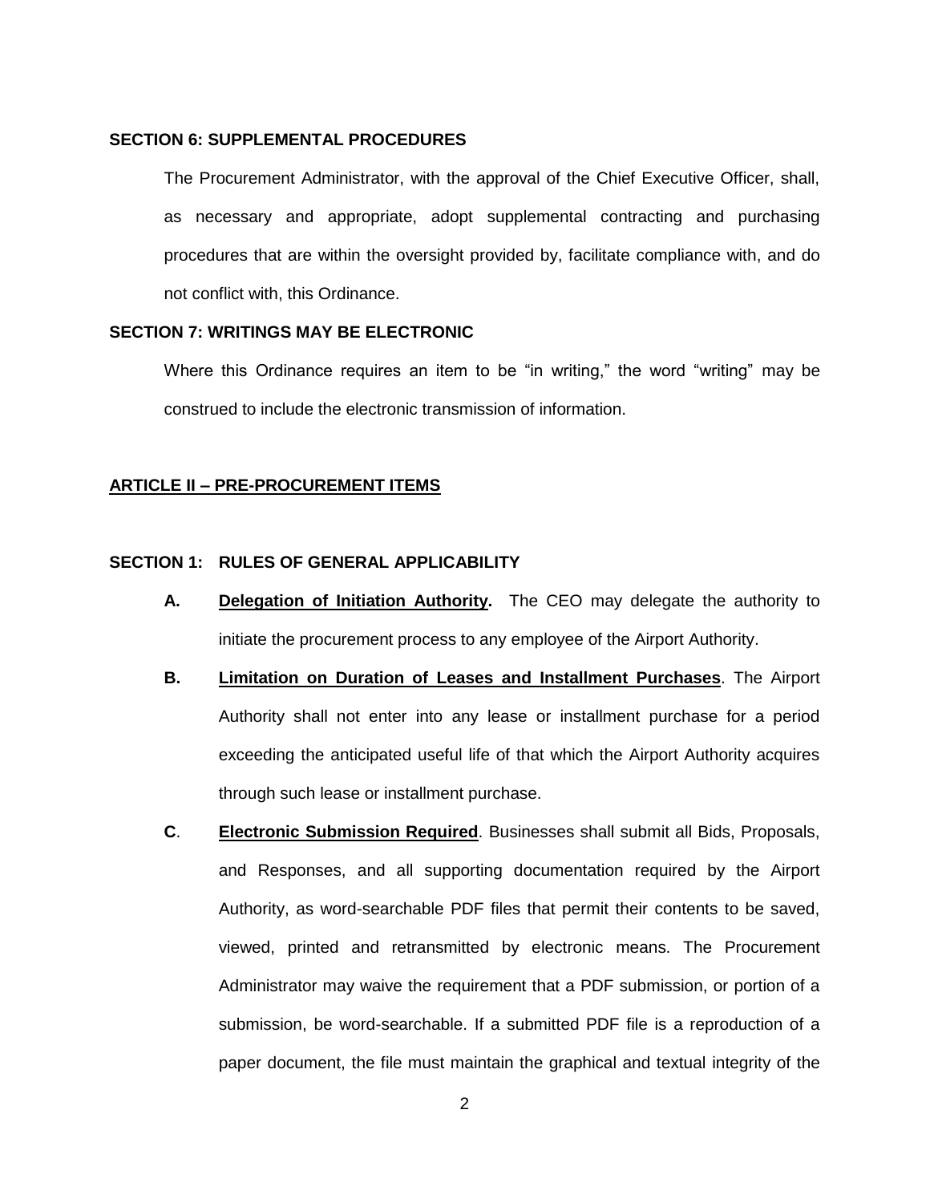**SECTION 6: SUPPLEMENTAL PROCEDURES**

The Procurement Administrator, with the approval of the Chief Executive Officer, shall, as necessary and appropriate, adopt supplemental contracting and purchasing procedures that are within the oversight provided by, facilitate compliance with, and do not conflict with, this Ordinance.

**SECTION 7: WRITINGS MAY BE ELECTRONIC**

Where this Ordinance requires an item to be "in writing," the word "writing" may be construed to include the electronic transmission of information.

## ARTICLE II – PRE-PROCUREMENT ITEMS

**SECTION 1: RULES OF GENERAL APPLICABILITY**

**A.** **Delegation of Initiation Authority.** The CEO may delegate the authority to initiate the procurement process to any employee of the Airport Authority.

**B.** **Limitation on Duration of Leases and Installment Purchases**. The Airport Authority shall not enter into any lease or installment purchase for a period exceeding the anticipated useful life of that which the Airport Authority acquires through such lease or installment purchase.

**C**. **Electronic Submission Required**. Businesses shall submit all Bids, Proposals, and Responses, and all supporting documentation required by the Airport Authority, as word-searchable PDF files that permit their contents to be saved, viewed, printed and retransmitted by electronic means. The Procurement Administrator may waive the requirement that a PDF submission, or portion of a submission, be word-searchable. If a submitted PDF file is a reproduction of a paper document, the file must maintain the graphical and textual integrity of the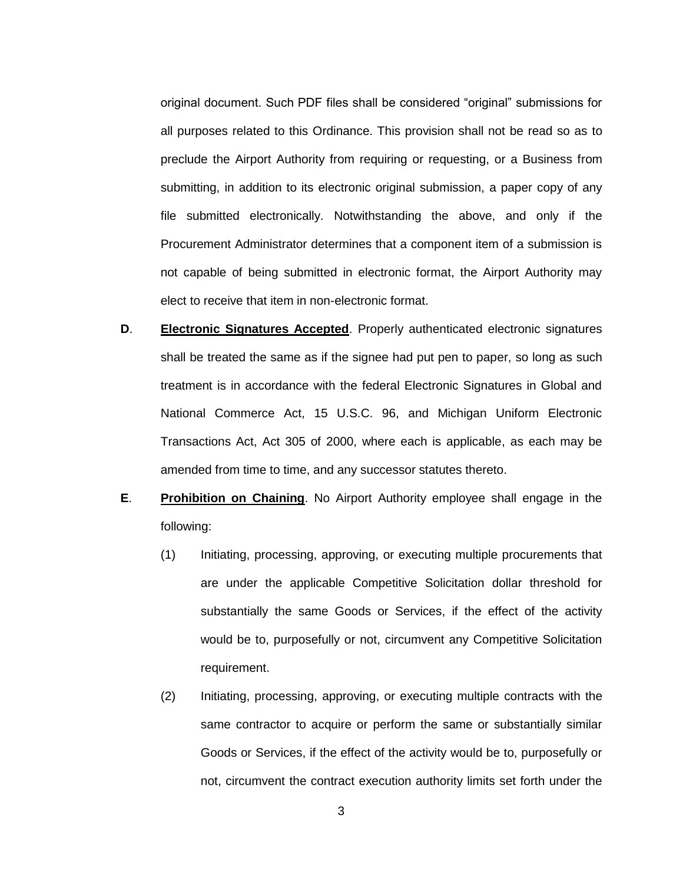original document. Such PDF files shall be considered “original” submissions for all purposes related to this Ordinance. This provision shall not be read so as to preclude the Airport Authority from requiring or requesting, or a Business from submitting, in addition to its electronic original submission, a paper copy of any file submitted electronically. Notwithstanding the above, and only if the Procurement Administrator determines that a component item of a submission is not capable of being submitted in electronic format, the Airport Authority may elect to receive that item in non-electronic format.

**D**. **Electronic Signatures Accepted**. Properly authenticated electronic signatures shall be treated the same as if the signee had put pen to paper, so long as such treatment is in accordance with the federal Electronic Signatures in Global and National Commerce Act, 15 U.S.C. 96, and Michigan Uniform Electronic Transactions Act, Act 305 of 2000, where each is applicable, as each may be amended from time to time, and any successor statutes thereto.

**E**. **Prohibition on Chaining**. No Airport Authority employee shall engage in the following:

(1) Initiating, processing, approving, or executing multiple procurements that are under the applicable Competitive Solicitation dollar threshold for substantially the same Goods or Services, if the effect of the activity would be to, purposefully or not, circumvent any Competitive Solicitation requirement.

(2) Initiating, processing, approving, or executing multiple contracts with the same contractor to acquire or perform the same or substantially similar Goods or Services, if the effect of the activity would be to, purposefully or not, circumvent the contract execution authority limits set forth under the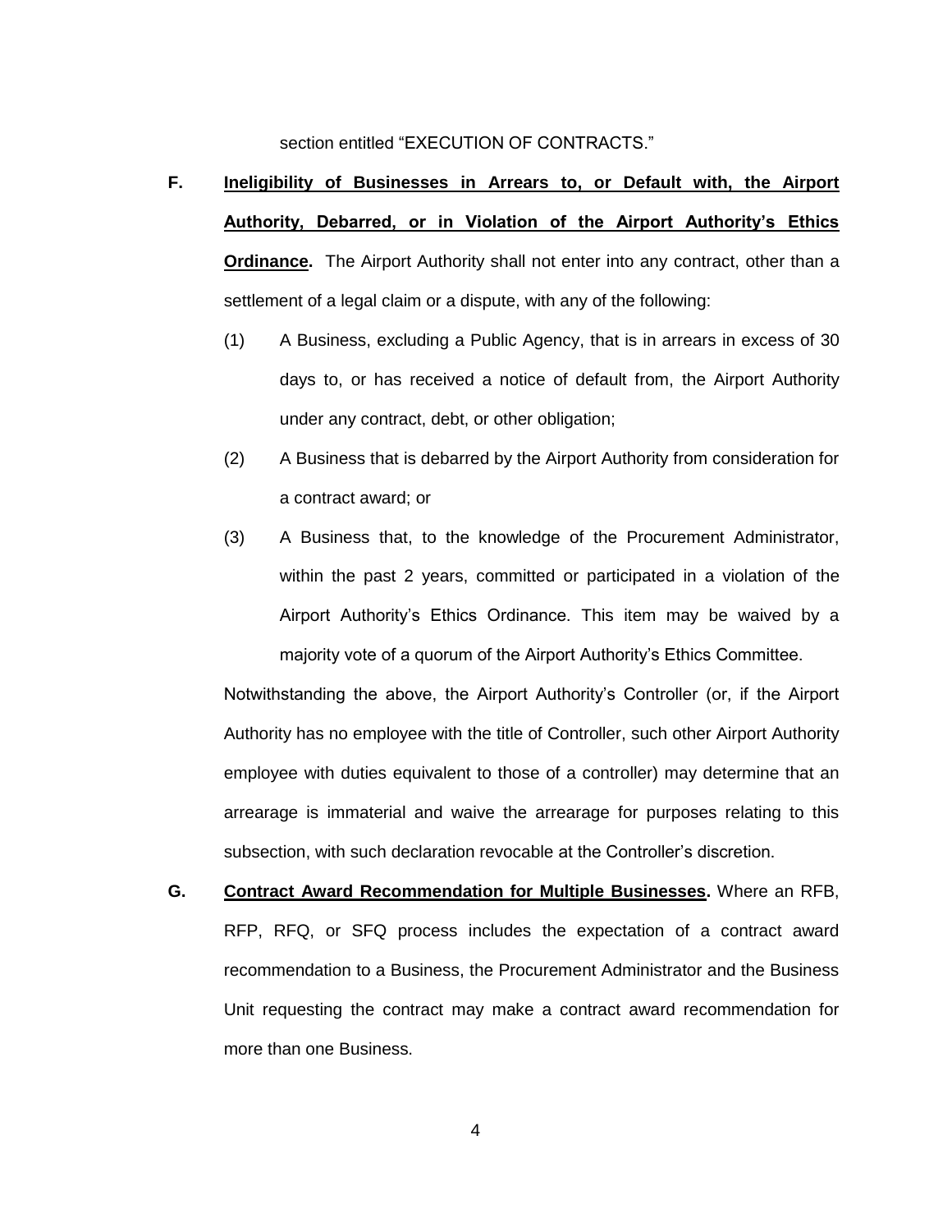section entitled "EXECUTION OF CONTRACTS."

**F. Ineligibility of Businesses in Arrears to, or Default with, the Airport Authority, Debarred, or in Violation of the Airport Authority's Ethics Ordinance.** The Airport Authority shall not enter into any contract, other than a settlement of a legal claim or a dispute, with any of the following:

(1) A Business, excluding a Public Agency, that is in arrears in excess of 30 days to, or has received a notice of default from, the Airport Authority under any contract, debt, or other obligation;

(2) A Business that is debarred by the Airport Authority from consideration for a contract award; or

(3) A Business that, to the knowledge of the Procurement Administrator, within the past 2 years, committed or participated in a violation of the Airport Authority's Ethics Ordinance. This item may be waived by a majority vote of a quorum of the Airport Authority's Ethics Committee.

Notwithstanding the above, the Airport Authority's Controller (or, if the Airport Authority has no employee with the title of Controller, such other Airport Authority employee with duties equivalent to those of a controller) may determine that an arrearage is immaterial and waive the arrearage for purposes relating to this subsection, with such declaration revocable at the Controller's discretion.

**G. Contract Award Recommendation for Multiple Businesses.** Where an RFB, RFP, RFQ, or SFQ process includes the expectation of a contract award recommendation to a Business, the Procurement Administrator and the Business Unit requesting the contract may make a contract award recommendation for more than one Business.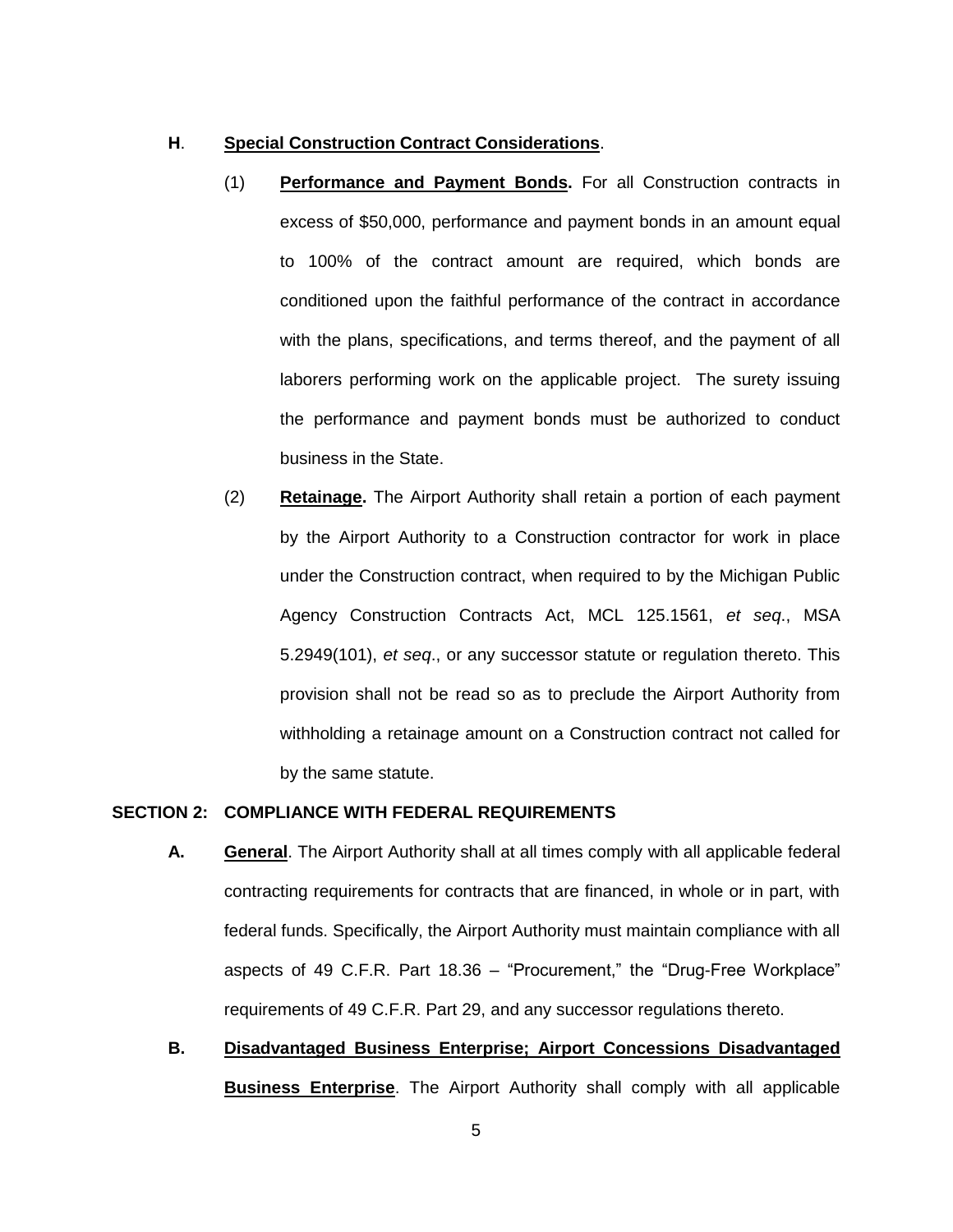**H**. **<u>Special Construction Contract Considerations</u>**.

(1) **<u>Performance and Payment Bonds</u>.** For all Construction contracts in excess of $50,000, performance and payment bonds in an amount equal to 100% of the contract amount are required, which bonds are conditioned upon the faithful performance of the contract in accordance with the plans, specifications, and terms thereof, and the payment of all laborers performing work on the applicable project. The surety issuing the performance and payment bonds must be authorized to conduct business in the State.

(2) **<u>Retainage</u>.** The Airport Authority shall retain a portion of each payment by the Airport Authority to a Construction contractor for work in place under the Construction contract, when required to by the Michigan Public Agency Construction Contracts Act, MCL 125.1561, *et seq*., MSA 5.2949(101), *et seq*., or any successor statute or regulation thereto. This provision shall not be read so as to preclude the Airport Authority from withholding a retainage amount on a Construction contract not called for by the same statute.

## SECTION 2: COMPLIANCE WITH FEDERAL REQUIREMENTS

**A.** **<u>General</u>**. The Airport Authority shall at all times comply with all applicable federal contracting requirements for contracts that are financed, in whole or in part, with federal funds. Specifically, the Airport Authority must maintain compliance with all aspects of 49 C.F.R. Part 18.36 – "Procurement," the "Drug-Free Workplace" requirements of 49 C.F.R. Part 29, and any successor regulations thereto.

**B.** **<u>Disadvantaged Business Enterprise; Airport Concessions Disadvantaged Business Enterprise</u>**. The Airport Authority shall comply with all applicable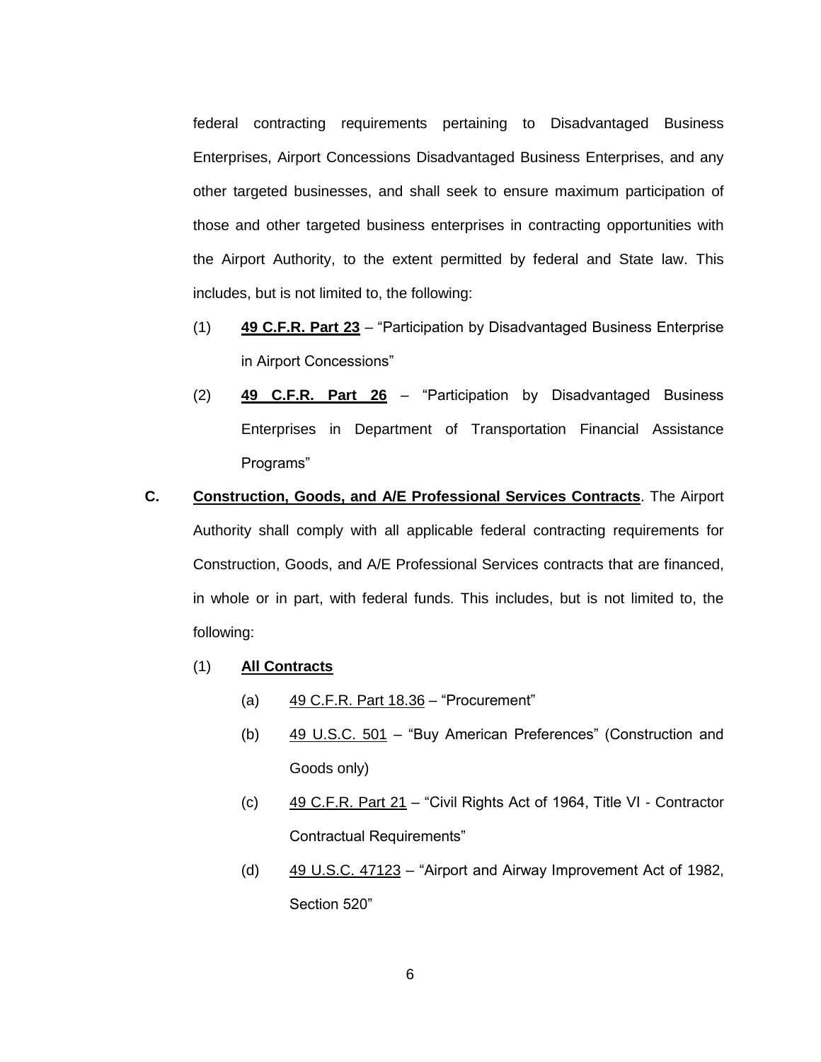federal contracting requirements pertaining to Disadvantaged Business Enterprises, Airport Concessions Disadvantaged Business Enterprises, and any other targeted businesses, and shall seek to ensure maximum participation of those and other targeted business enterprises in contracting opportunities with the Airport Authority, to the extent permitted by federal and State law. This includes, but is not limited to, the following:

(1) **49 C.F.R. Part 23** – "Participation by Disadvantaged Business Enterprise in Airport Concessions"

(2) **49 C.F.R. Part 26** – "Participation by Disadvantaged Business Enterprises in Department of Transportation Financial Assistance Programs"

**C. Construction, Goods, and A/E Professional Services Contracts**. The Airport Authority shall comply with all applicable federal contracting requirements for Construction, Goods, and A/E Professional Services contracts that are financed, in whole or in part, with federal funds. This includes, but is not limited to, the following:

(1) **All Contracts**

(a) 49 C.F.R. Part 18.36 – "Procurement"

(b) 49 U.S.C. 501 – "Buy American Preferences" (Construction and Goods only)

(c) 49 C.F.R. Part 21 – "Civil Rights Act of 1964, Title VI - Contractor Contractual Requirements"

(d) 49 U.S.C. 47123 – "Airport and Airway Improvement Act of 1982, Section 520"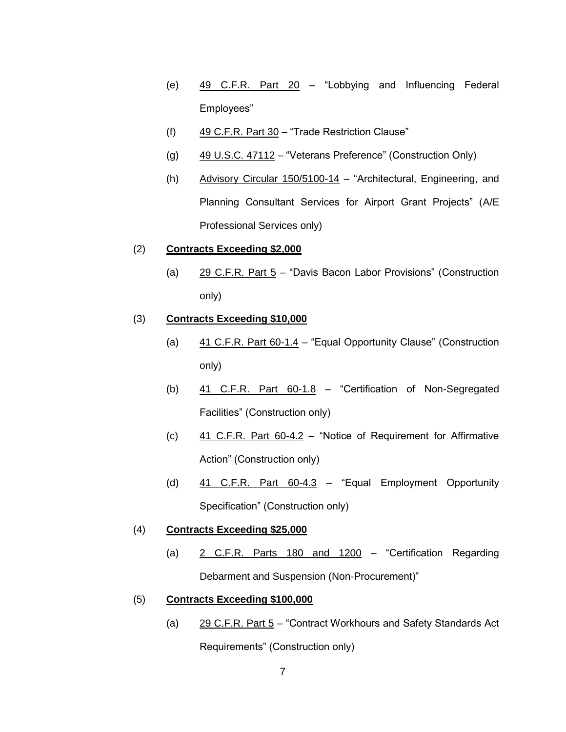(e) 49 C.F.R. Part 20 – "Lobbying and Influencing Federal Employees"

(f) 49 C.F.R. Part 30 – "Trade Restriction Clause"

(g) 49 U.S.C. 47112 – "Veterans Preference" (Construction Only)

(h) Advisory Circular 150/5100-14 – "Architectural, Engineering, and Planning Consultant Services for Airport Grant Projects" (A/E Professional Services only)

(2) **Contracts Exceeding $2,000**

(a) 29 C.F.R. Part 5 – "Davis Bacon Labor Provisions" (Construction only)

(3) **Contracts Exceeding $10,000**

(a) 41 C.F.R. Part 60-1.4 – "Equal Opportunity Clause" (Construction only)

(b) 41 C.F.R. Part 60-1.8 – "Certification of Non-Segregated Facilities" (Construction only)

(c) 41 C.F.R. Part 60-4.2 – "Notice of Requirement for Affirmative Action" (Construction only)

(d) 41 C.F.R. Part 60-4.3 – "Equal Employment Opportunity Specification" (Construction only)

(4) **Contracts Exceeding $25,000**

(a) 2 C.F.R. Parts 180 and 1200 – "Certification Regarding Debarment and Suspension (Non-Procurement)"

(5) **Contracts Exceeding $100,000**

(a) 29 C.F.R. Part 5 – "Contract Workhours and Safety Standards Act Requirements" (Construction only)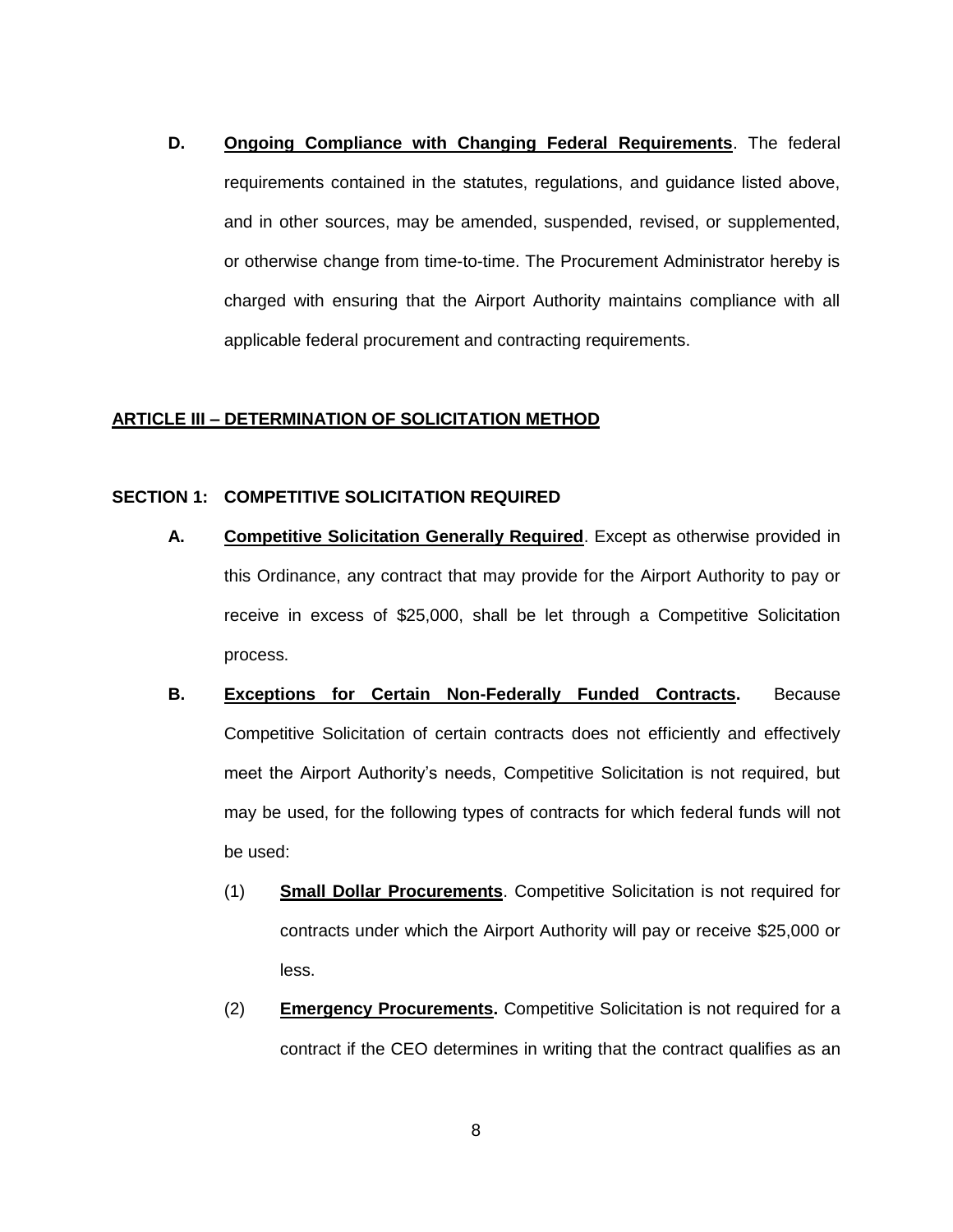**D.** **<u>Ongoing Compliance with Changing Federal Requirements</u>**. The federal requirements contained in the statutes, regulations, and guidance listed above, and in other sources, may be amended, suspended, revised, or supplemented, or otherwise change from time-to-time. The Procurement Administrator hereby is charged with ensuring that the Airport Authority maintains compliance with all applicable federal procurement and contracting requirements.

## ARTICLE III – DETERMINATION OF SOLICITATION METHOD

### SECTION 1: COMPETITIVE SOLICITATION REQUIRED

**A.** **<u>Competitive Solicitation Generally Required</u>**. Except as otherwise provided in this Ordinance, any contract that may provide for the Airport Authority to pay or receive in excess of $25,000, shall be let through a Competitive Solicitation process.

**B.** **<u>Exceptions for Certain Non-Federally Funded Contracts</u>.** Because Competitive Solicitation of certain contracts does not efficiently and effectively meet the Airport Authority's needs, Competitive Solicitation is not required, but may be used, for the following types of contracts for which federal funds will not be used:

(1) **<u>Small Dollar Procurements</u>**. Competitive Solicitation is not required for contracts under which the Airport Authority will pay or receive $25,000 or less.

(2) **<u>Emergency Procurements</u>.** Competitive Solicitation is not required for a contract if the CEO determines in writing that the contract qualifies as an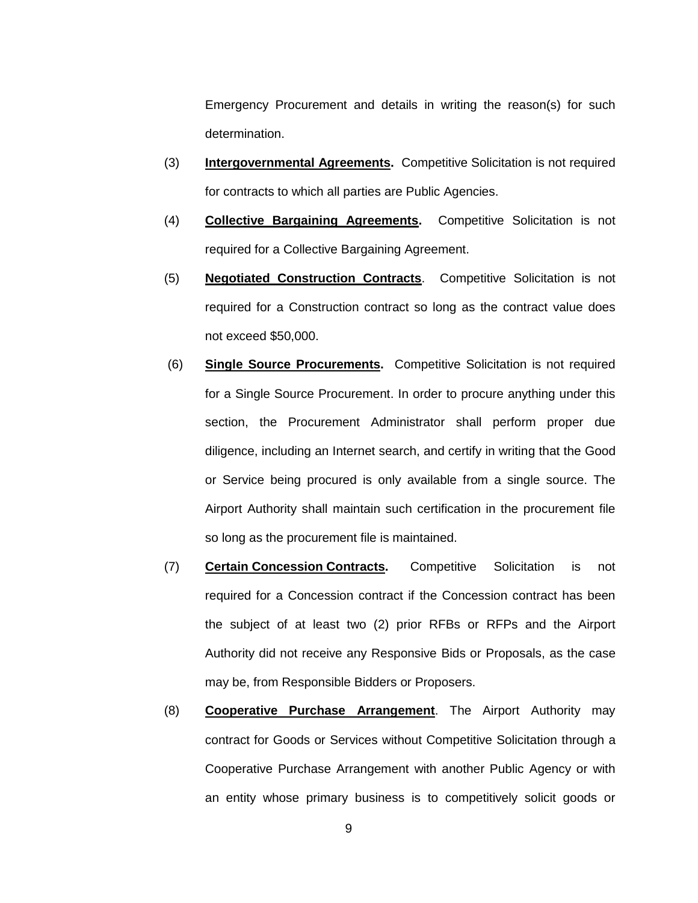Emergency Procurement and details in writing the reason(s) for such determination.

(3) **Intergovernmental Agreements.** Competitive Solicitation is not required for contracts to which all parties are Public Agencies.

(4) **Collective Bargaining Agreements.** Competitive Solicitation is not required for a Collective Bargaining Agreement.

(5) **Negotiated Construction Contracts**. Competitive Solicitation is not required for a Construction contract so long as the contract value does not exceed $50,000.

(6) **Single Source Procurements.** Competitive Solicitation is not required for a Single Source Procurement. In order to procure anything under this section, the Procurement Administrator shall perform proper due diligence, including an Internet search, and certify in writing that the Good or Service being procured is only available from a single source. The Airport Authority shall maintain such certification in the procurement file so long as the procurement file is maintained.

(7) **Certain Concession Contracts.** Competitive Solicitation is not required for a Concession contract if the Concession contract has been the subject of at least two (2) prior RFBs or RFPs and the Airport Authority did not receive any Responsive Bids or Proposals, as the case may be, from Responsible Bidders or Proposers.

(8) **Cooperative Purchase Arrangement**. The Airport Authority may contract for Goods or Services without Competitive Solicitation through a Cooperative Purchase Arrangement with another Public Agency or with an entity whose primary business is to competitively solicit goods or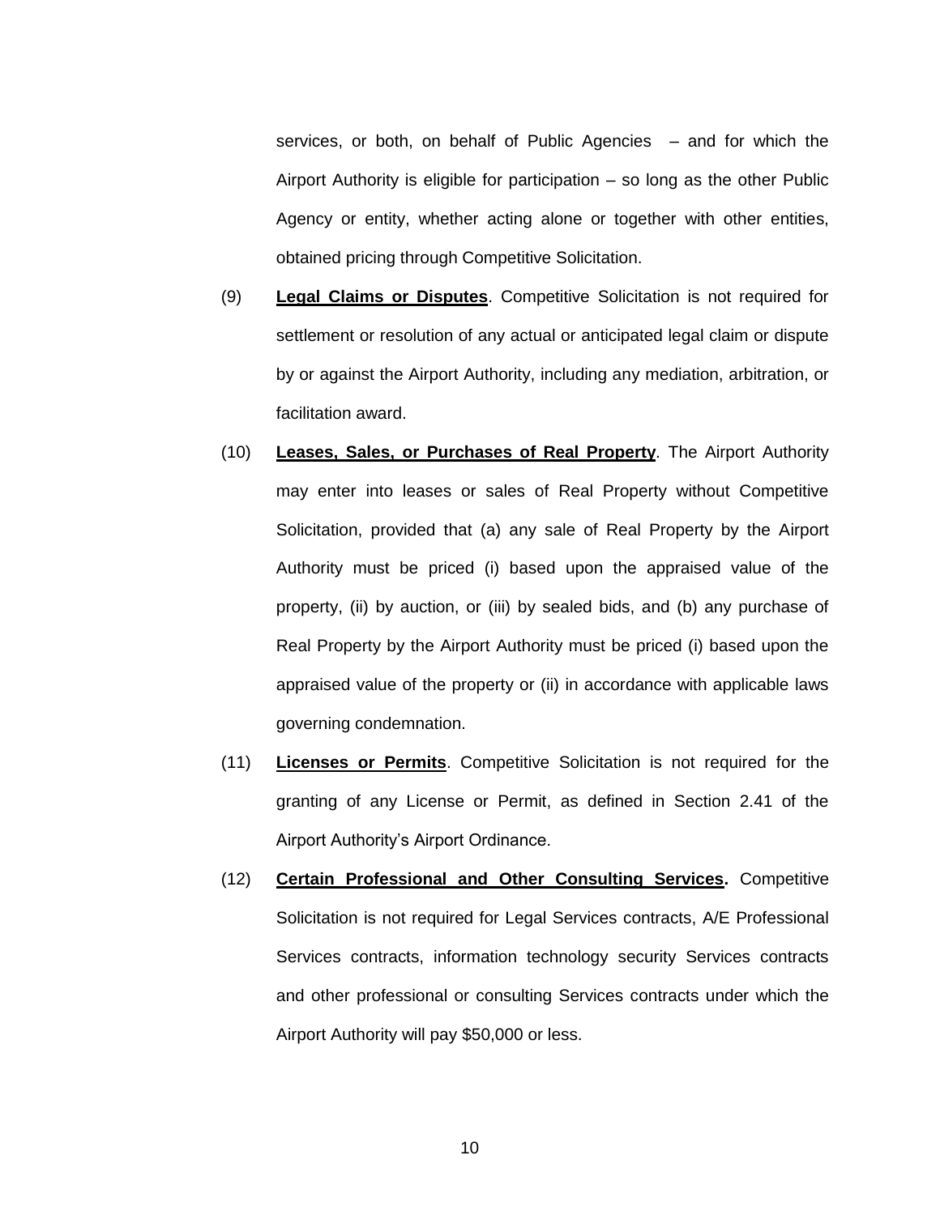services, or both, on behalf of Public Agencies – and for which the Airport Authority is eligible for participation – so long as the other Public Agency or entity, whether acting alone or together with other entities, obtained pricing through Competitive Solicitation.

(9) **Legal Claims or Disputes**. Competitive Solicitation is not required for settlement or resolution of any actual or anticipated legal claim or dispute by or against the Airport Authority, including any mediation, arbitration, or facilitation award.

(10) **Leases, Sales, or Purchases of Real Property**. The Airport Authority may enter into leases or sales of Real Property without Competitive Solicitation, provided that (a) any sale of Real Property by the Airport Authority must be priced (i) based upon the appraised value of the property, (ii) by auction, or (iii) by sealed bids, and (b) any purchase of Real Property by the Airport Authority must be priced (i) based upon the appraised value of the property or (ii) in accordance with applicable laws governing condemnation.

(11) **Licenses or Permits**. Competitive Solicitation is not required for the granting of any License or Permit, as defined in Section 2.41 of the Airport Authority's Airport Ordinance.

(12) **Certain Professional and Other Consulting Services.** Competitive Solicitation is not required for Legal Services contracts, A/E Professional Services contracts, information technology security Services contracts and other professional or consulting Services contracts under which the Airport Authority will pay $50,000 or less.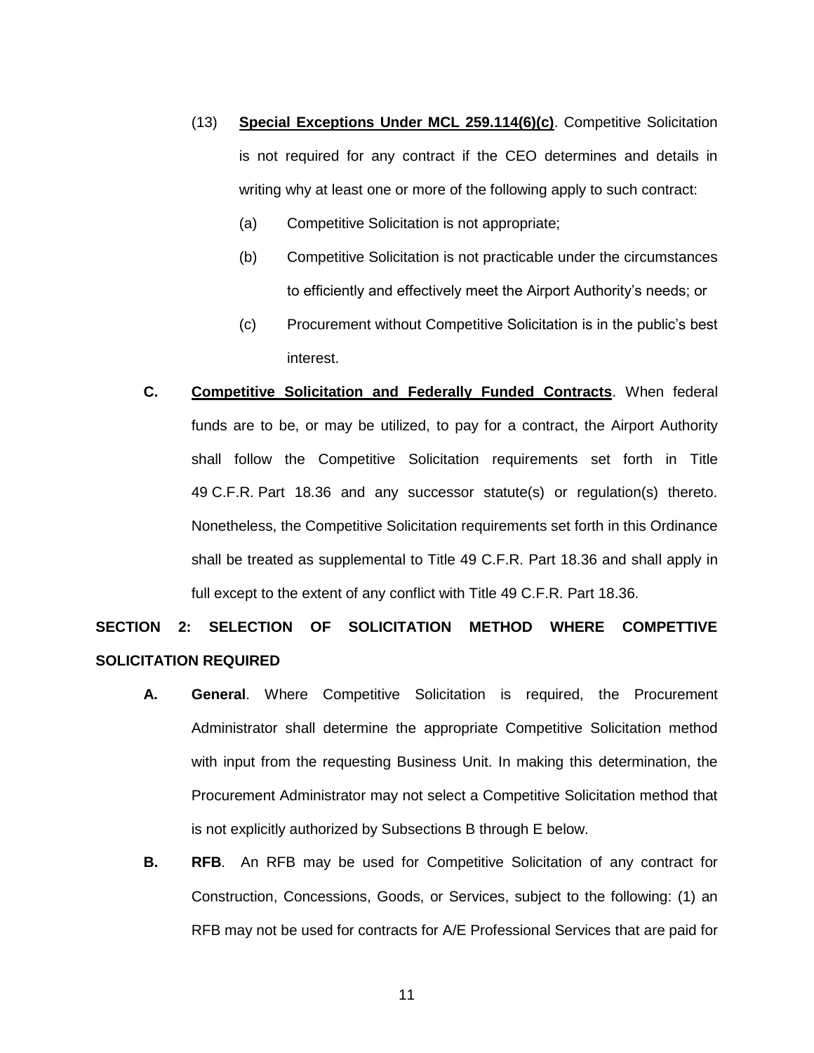(13) **Special Exceptions Under MCL 259.114(6)(c)**. Competitive Solicitation is not required for any contract if the CEO determines and details in writing why at least one or more of the following apply to such contract:

(a) Competitive Solicitation is not appropriate;

(b) Competitive Solicitation is not practicable under the circumstances to efficiently and effectively meet the Airport Authority's needs; or

(c) Procurement without Competitive Solicitation is in the public's best interest.

**C. Competitive Solicitation and Federally Funded Contracts**. When federal funds are to be, or may be utilized, to pay for a contract, the Airport Authority shall follow the Competitive Solicitation requirements set forth in Title 49 C.F.R. Part 18.36 and any successor statute(s) or regulation(s) thereto. Nonetheless, the Competitive Solicitation requirements set forth in this Ordinance shall be treated as supplemental to Title 49 C.F.R. Part 18.36 and shall apply in full except to the extent of any conflict with Title 49 C.F.R. Part 18.36.

## SECTION 2: SELECTION OF SOLICITATION METHOD WHERE COMPETTIVE SOLICITATION REQUIRED

**A. General**. Where Competitive Solicitation is required, the Procurement Administrator shall determine the appropriate Competitive Solicitation method with input from the requesting Business Unit. In making this determination, the Procurement Administrator may not select a Competitive Solicitation method that is not explicitly authorized by Subsections B through E below.

**B. RFB**. An RFB may be used for Competitive Solicitation of any contract for Construction, Concessions, Goods, or Services, subject to the following: (1) an RFB may not be used for contracts for A/E Professional Services that are paid for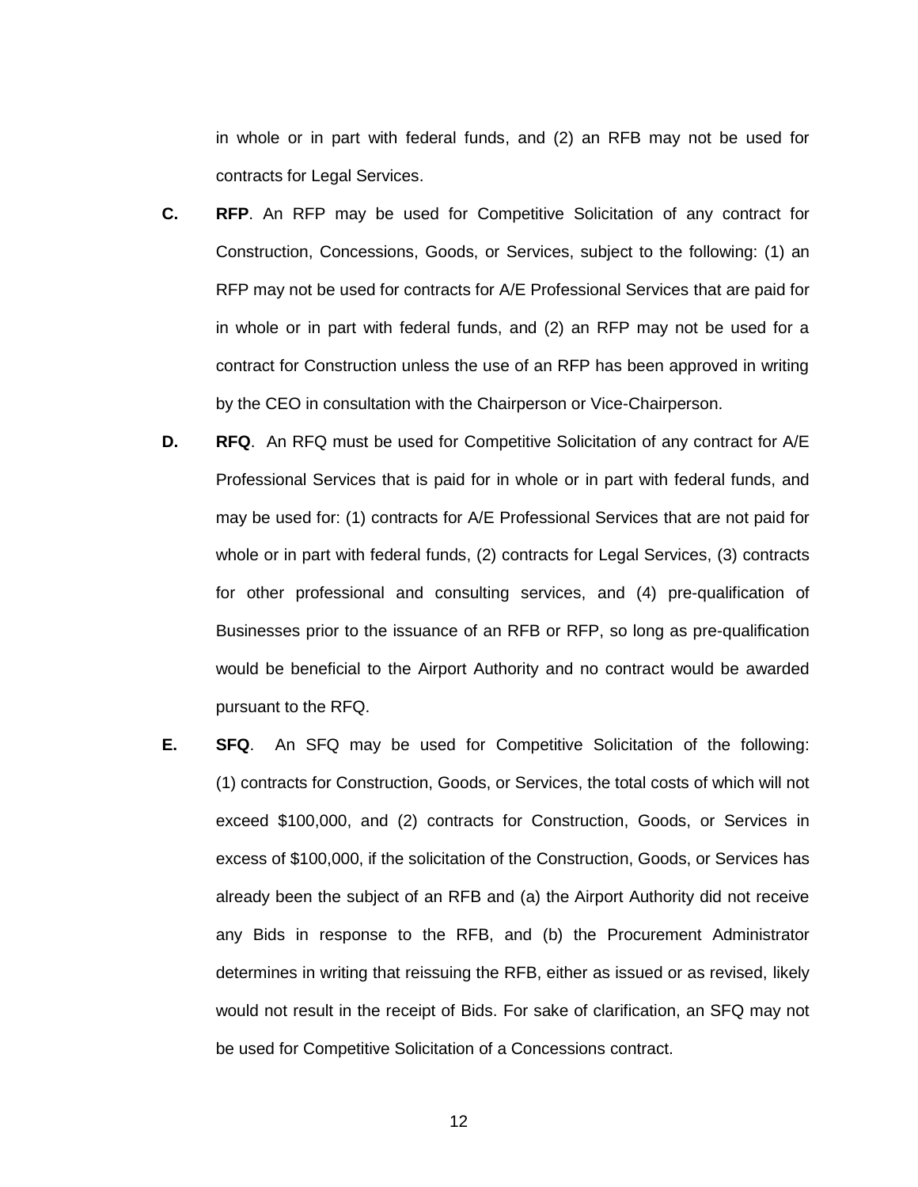in whole or in part with federal funds, and (2) an RFB may not be used for contracts for Legal Services.

**C.** **RFP**. An RFP may be used for Competitive Solicitation of any contract for Construction, Concessions, Goods, or Services, subject to the following: (1) an RFP may not be used for contracts for A/E Professional Services that are paid for in whole or in part with federal funds, and (2) an RFP may not be used for a contract for Construction unless the use of an RFP has been approved in writing by the CEO in consultation with the Chairperson or Vice-Chairperson.

**D.** **RFQ**. An RFQ must be used for Competitive Solicitation of any contract for A/E Professional Services that is paid for in whole or in part with federal funds, and may be used for: (1) contracts for A/E Professional Services that are not paid for whole or in part with federal funds, (2) contracts for Legal Services, (3) contracts for other professional and consulting services, and (4) pre-qualification of Businesses prior to the issuance of an RFB or RFP, so long as pre-qualification would be beneficial to the Airport Authority and no contract would be awarded pursuant to the RFQ.

**E.** **SFQ**. An SFQ may be used for Competitive Solicitation of the following: (1) contracts for Construction, Goods, or Services, the total costs of which will not exceed $100,000, and (2) contracts for Construction, Goods, or Services in excess of $100,000, if the solicitation of the Construction, Goods, or Services has already been the subject of an RFB and (a) the Airport Authority did not receive any Bids in response to the RFB, and (b) the Procurement Administrator determines in writing that reissuing the RFB, either as issued or as revised, likely would not result in the receipt of Bids. For sake of clarification, an SFQ may not be used for Competitive Solicitation of a Concessions contract.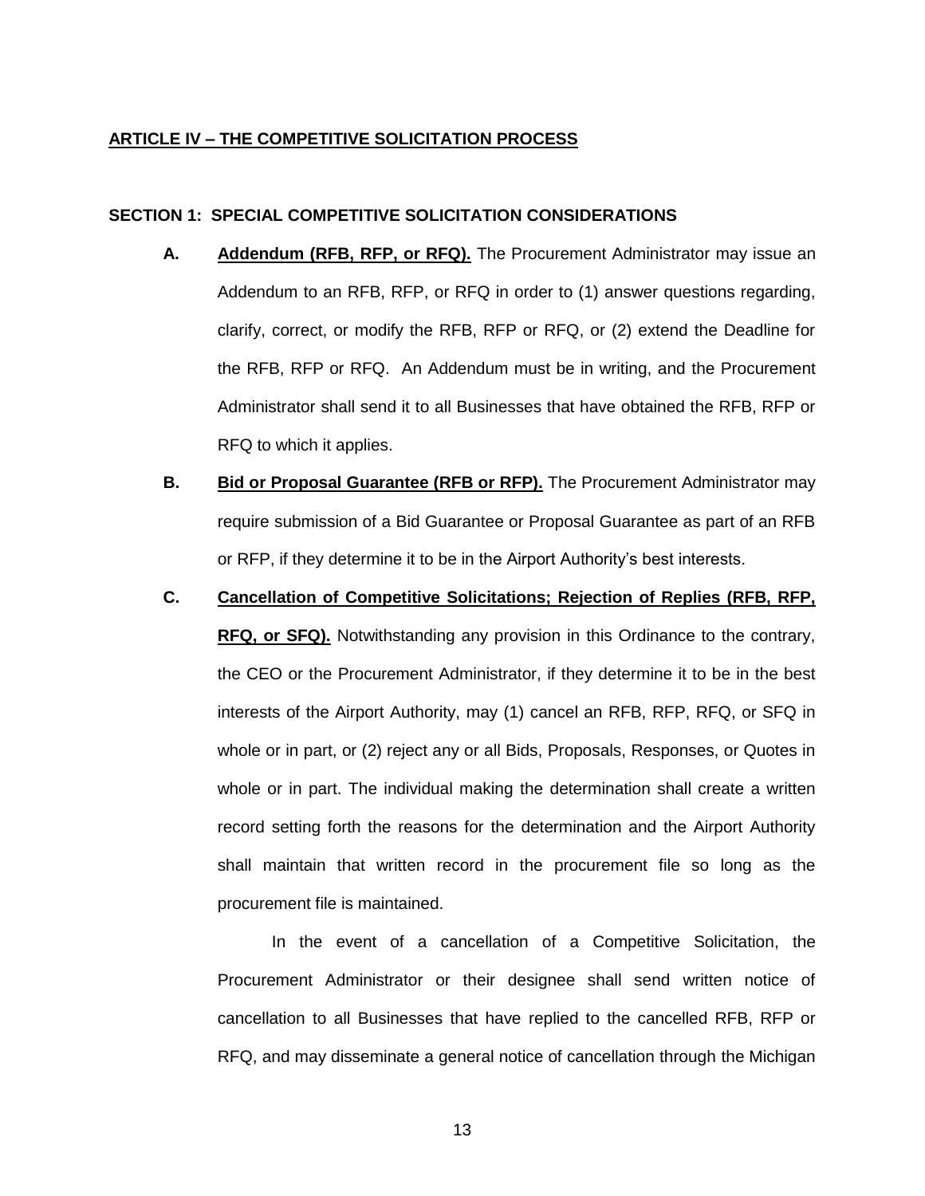## ARTICLE IV – THE COMPETITIVE SOLICITATION PROCESS

### SECTION 1: SPECIAL COMPETITIVE SOLICITATION CONSIDERATIONS

**A.** **Addendum (RFB, RFP, or RFQ).** The Procurement Administrator may issue an Addendum to an RFB, RFP, or RFQ in order to (1) answer questions regarding, clarify, correct, or modify the RFB, RFP or RFQ, or (2) extend the Deadline for the RFB, RFP or RFQ. An Addendum must be in writing, and the Procurement Administrator shall send it to all Businesses that have obtained the RFB, RFP or RFQ to which it applies.

**B.** **Bid or Proposal Guarantee (RFB or RFP).** The Procurement Administrator may require submission of a Bid Guarantee or Proposal Guarantee as part of an RFB or RFP, if they determine it to be in the Airport Authority's best interests.

**C.** **Cancellation of Competitive Solicitations; Rejection of Replies (RFB, RFP, RFQ, or SFQ).** Notwithstanding any provision in this Ordinance to the contrary, the CEO or the Procurement Administrator, if they determine it to be in the best interests of the Airport Authority, may (1) cancel an RFB, RFP, RFQ, or SFQ in whole or in part, or (2) reject any or all Bids, Proposals, Responses, or Quotes in whole or in part. The individual making the determination shall create a written record setting forth the reasons for the determination and the Airport Authority shall maintain that written record in the procurement file so long as the procurement file is maintained.

In the event of a cancellation of a Competitive Solicitation, the Procurement Administrator or their designee shall send written notice of cancellation to all Businesses that have replied to the cancelled RFB, RFP or RFQ, and may disseminate a general notice of cancellation through the Michigan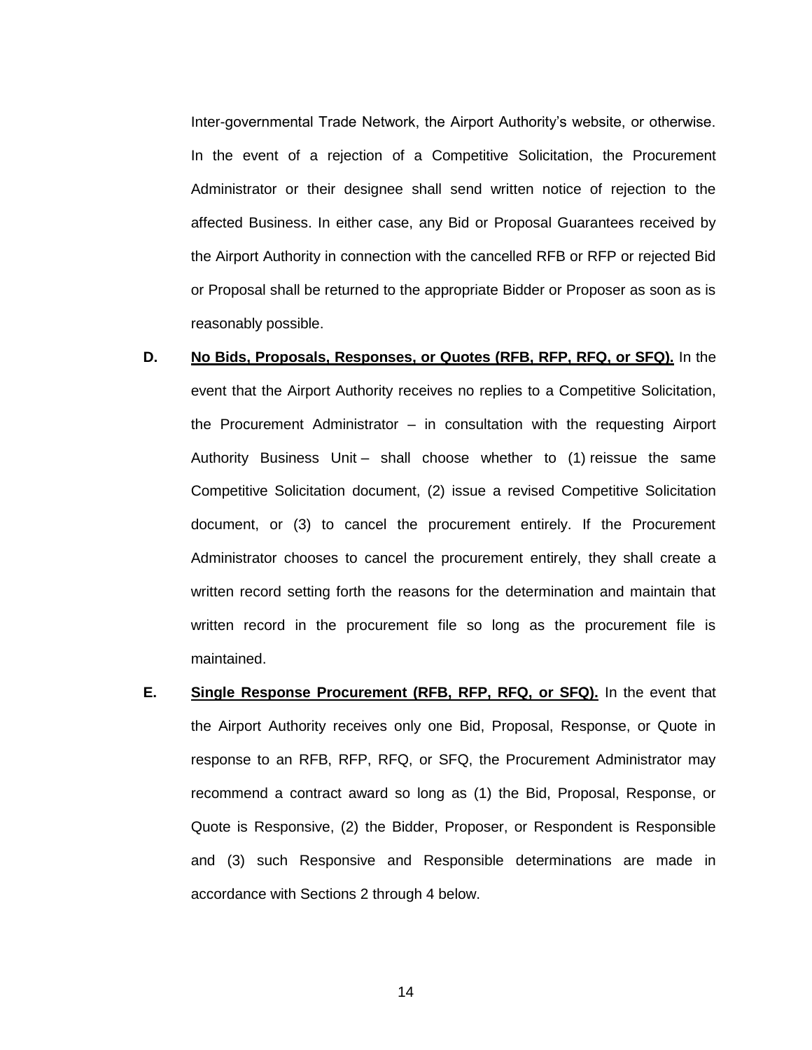Inter-governmental Trade Network, the Airport Authority's website, or otherwise. In the event of a rejection of a Competitive Solicitation, the Procurement Administrator or their designee shall send written notice of rejection to the affected Business. In either case, any Bid or Proposal Guarantees received by the Airport Authority in connection with the cancelled RFB or RFP or rejected Bid or Proposal shall be returned to the appropriate Bidder or Proposer as soon as is reasonably possible.

**D.** **No Bids, Proposals, Responses, or Quotes (RFB, RFP, RFQ, or SFQ).** In the event that the Airport Authority receives no replies to a Competitive Solicitation, the Procurement Administrator – in consultation with the requesting Airport Authority Business Unit – shall choose whether to (1) reissue the same Competitive Solicitation document, (2) issue a revised Competitive Solicitation document, or (3) to cancel the procurement entirely. If the Procurement Administrator chooses to cancel the procurement entirely, they shall create a written record setting forth the reasons for the determination and maintain that written record in the procurement file so long as the procurement file is maintained.

**E.** **Single Response Procurement (RFB, RFP, RFQ, or SFQ).** In the event that the Airport Authority receives only one Bid, Proposal, Response, or Quote in response to an RFB, RFP, RFQ, or SFQ, the Procurement Administrator may recommend a contract award so long as (1) the Bid, Proposal, Response, or Quote is Responsive, (2) the Bidder, Proposer, or Respondent is Responsible and (3) such Responsive and Responsible determinations are made in accordance with Sections 2 through 4 below.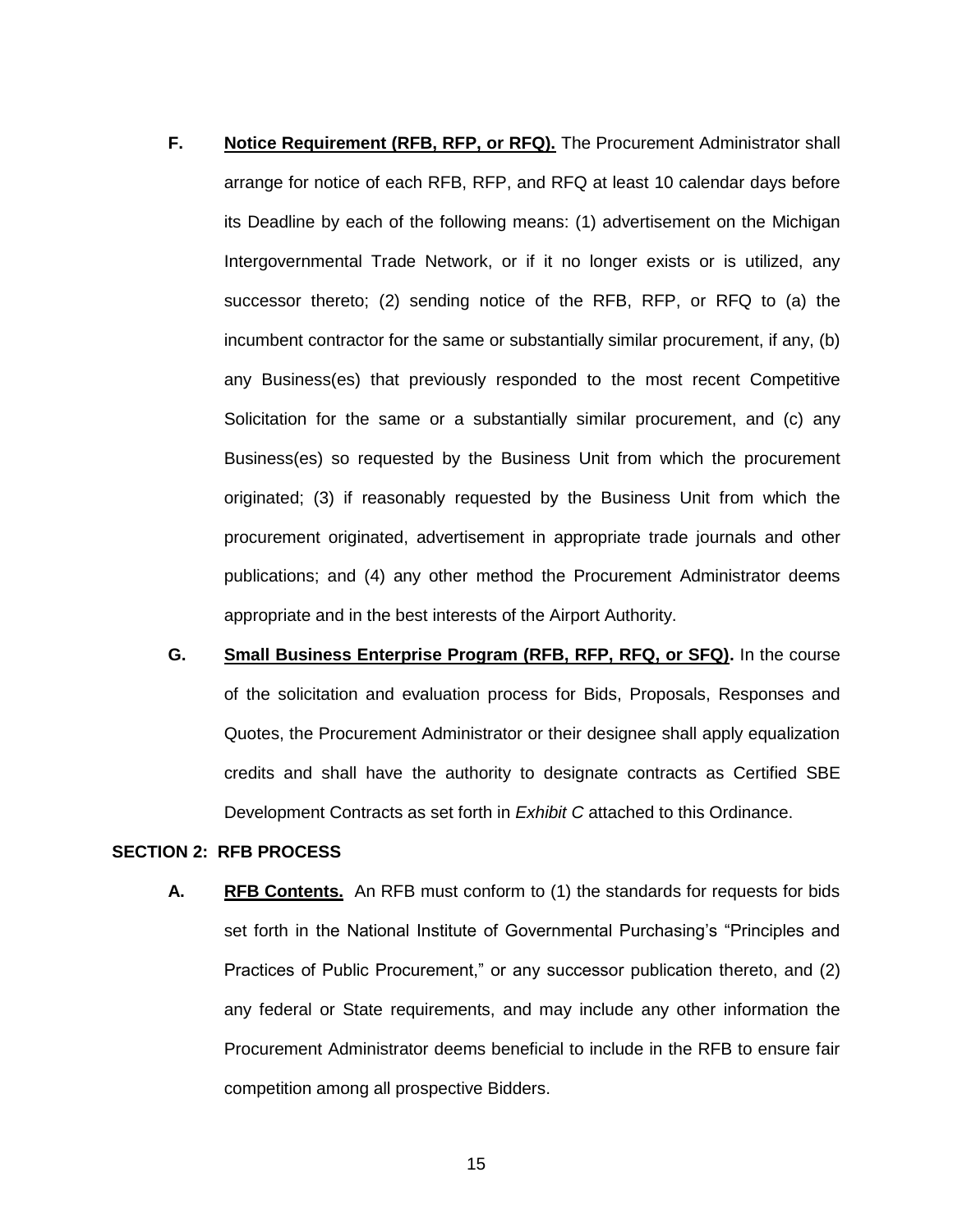**F.** **Notice Requirement (RFB, RFP, or RFQ).** The Procurement Administrator shall arrange for notice of each RFB, RFP, and RFQ at least 10 calendar days before its Deadline by each of the following means: (1) advertisement on the Michigan Intergovernmental Trade Network, or if it no longer exists or is utilized, any successor thereto; (2) sending notice of the RFB, RFP, or RFQ to (a) the incumbent contractor for the same or substantially similar procurement, if any, (b) any Business(es) that previously responded to the most recent Competitive Solicitation for the same or a substantially similar procurement, and (c) any Business(es) so requested by the Business Unit from which the procurement originated; (3) if reasonably requested by the Business Unit from which the procurement originated, advertisement in appropriate trade journals and other publications; and (4) any other method the Procurement Administrator deems appropriate and in the best interests of the Airport Authority.

**G.** **Small Business Enterprise Program (RFB, RFP, RFQ, or SFQ).** In the course of the solicitation and evaluation process for Bids, Proposals, Responses and Quotes, the Procurement Administrator or their designee shall apply equalization credits and shall have the authority to designate contracts as Certified SBE Development Contracts as set forth in *Exhibit C* attached to this Ordinance.

## SECTION 2: RFB PROCESS

**A.** **RFB Contents.** An RFB must conform to (1) the standards for requests for bids set forth in the National Institute of Governmental Purchasing's "Principles and Practices of Public Procurement," or any successor publication thereto, and (2) any federal or State requirements, and may include any other information the Procurement Administrator deems beneficial to include in the RFB to ensure fair competition among all prospective Bidders.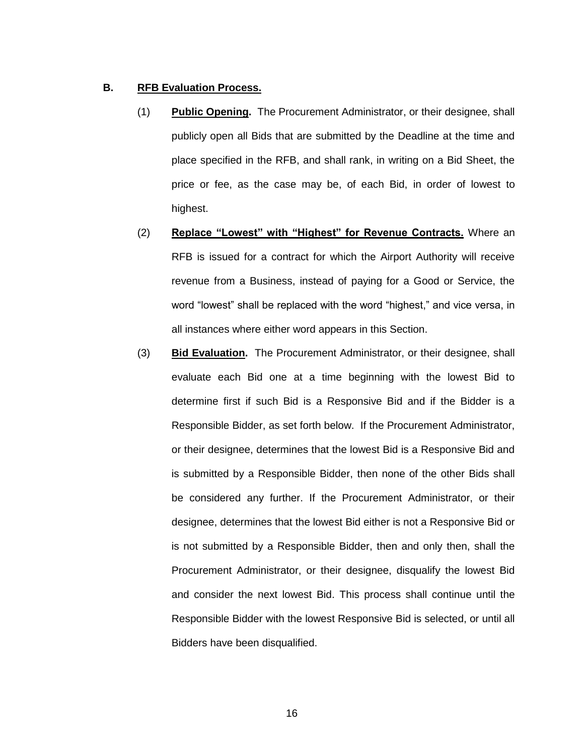**B. RFB Evaluation Process.**

(1) **Public Opening.** The Procurement Administrator, or their designee, shall publicly open all Bids that are submitted by the Deadline at the time and place specified in the RFB, and shall rank, in writing on a Bid Sheet, the price or fee, as the case may be, of each Bid, in order of lowest to highest.

(2) **Replace "Lowest" with "Highest" for Revenue Contracts.** Where an RFB is issued for a contract for which the Airport Authority will receive revenue from a Business, instead of paying for a Good or Service, the word "lowest" shall be replaced with the word "highest," and vice versa, in all instances where either word appears in this Section.

(3) **Bid Evaluation.** The Procurement Administrator, or their designee, shall evaluate each Bid one at a time beginning with the lowest Bid to determine first if such Bid is a Responsive Bid and if the Bidder is a Responsible Bidder, as set forth below. If the Procurement Administrator, or their designee, determines that the lowest Bid is a Responsive Bid and is submitted by a Responsible Bidder, then none of the other Bids shall be considered any further. If the Procurement Administrator, or their designee, determines that the lowest Bid either is not a Responsive Bid or is not submitted by a Responsible Bidder, then and only then, shall the Procurement Administrator, or their designee, disqualify the lowest Bid and consider the next lowest Bid. This process shall continue until the Responsible Bidder with the lowest Responsive Bid is selected, or until all Bidders have been disqualified.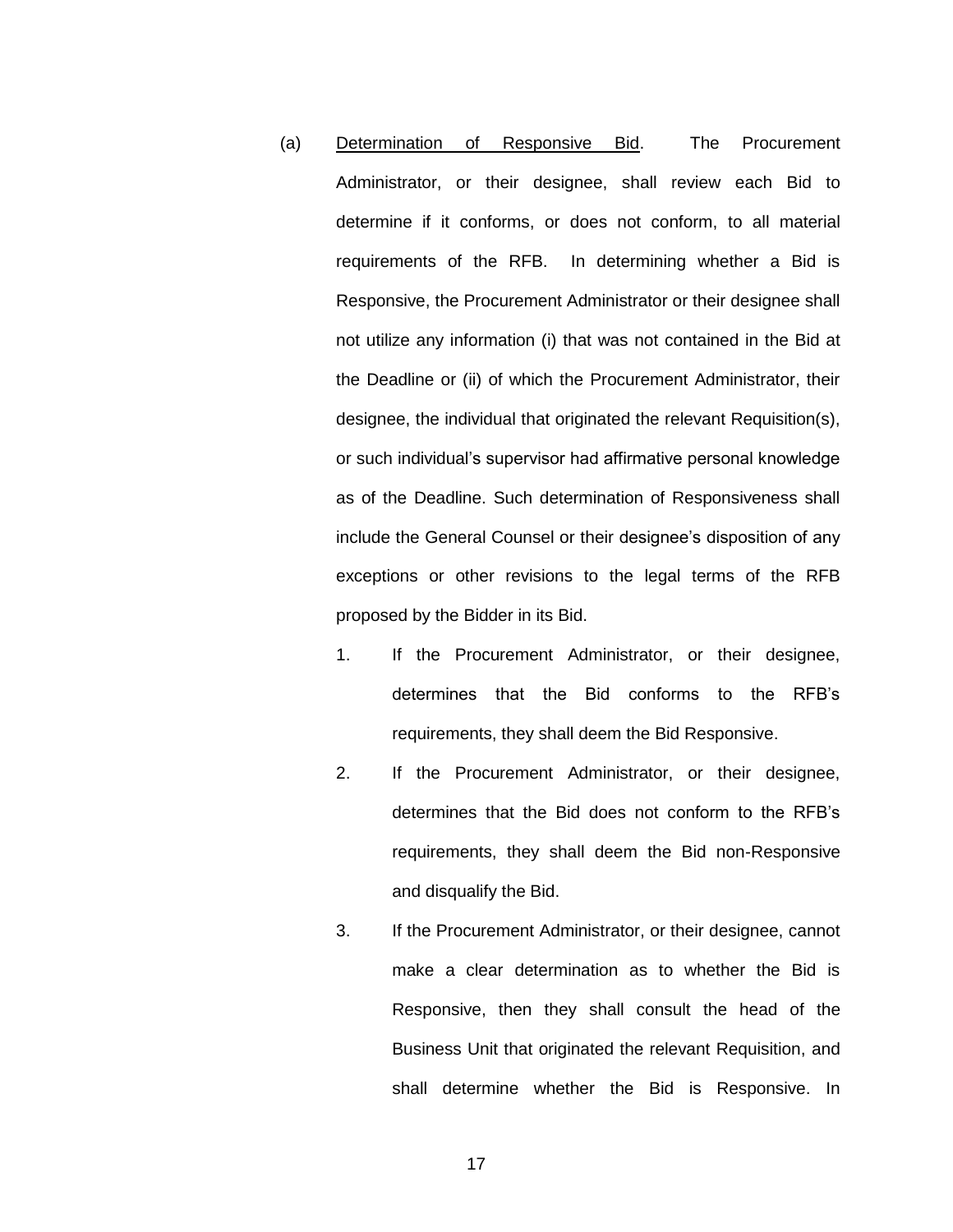(a) <u>Determination of Responsive Bid</u>. The Procurement Administrator, or their designee, shall review each Bid to determine if it conforms, or does not conform, to all material requirements of the RFB. In determining whether a Bid is Responsive, the Procurement Administrator or their designee shall not utilize any information (i) that was not contained in the Bid at the Deadline or (ii) of which the Procurement Administrator, their designee, the individual that originated the relevant Requisition(s), or such individual's supervisor had affirmative personal knowledge as of the Deadline. Such determination of Responsiveness shall include the General Counsel or their designee's disposition of any exceptions or other revisions to the legal terms of the RFB proposed by the Bidder in its Bid.

1. If the Procurement Administrator, or their designee, determines that the Bid conforms to the RFB's requirements, they shall deem the Bid Responsive.

2. If the Procurement Administrator, or their designee, determines that the Bid does not conform to the RFB's requirements, they shall deem the Bid non-Responsive and disqualify the Bid.

3. If the Procurement Administrator, or their designee, cannot make a clear determination as to whether the Bid is Responsive, then they shall consult the head of the Business Unit that originated the relevant Requisition, and shall determine whether the Bid is Responsive. In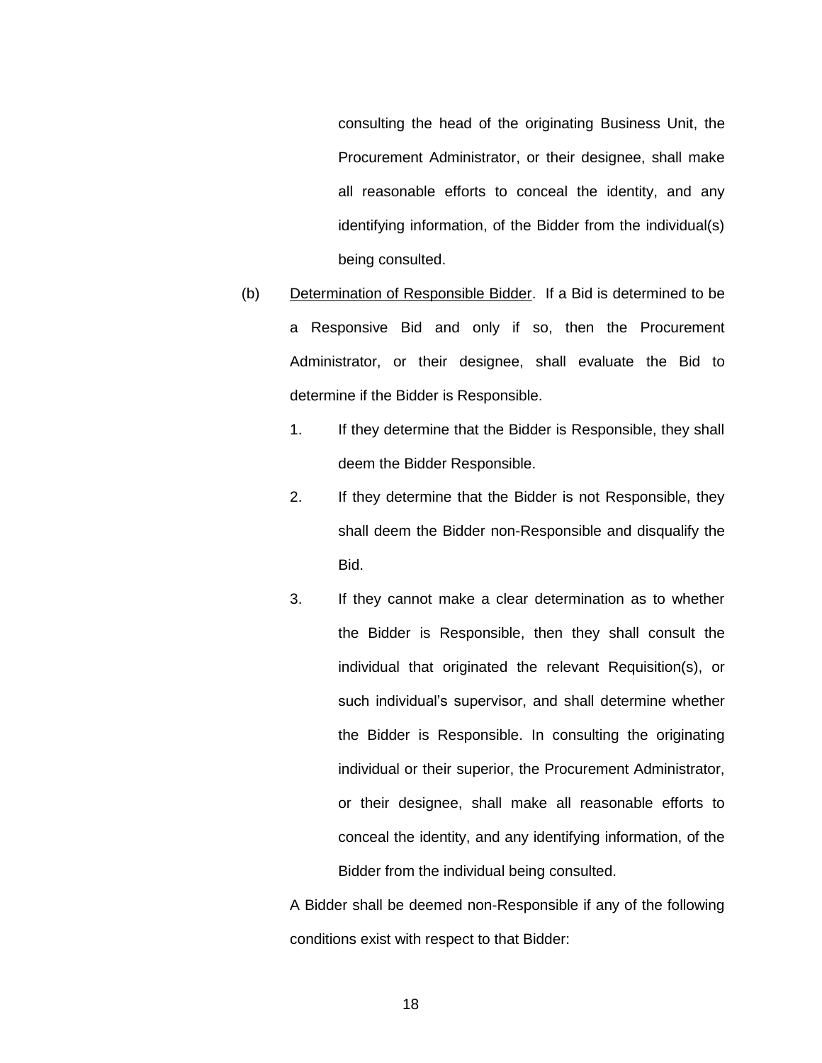consulting the head of the originating Business Unit, the Procurement Administrator, or their designee, shall make all reasonable efforts to conceal the identity, and any identifying information, of the Bidder from the individual(s) being consulted.

(b) Determination of Responsible Bidder. If a Bid is determined to be a Responsive Bid and only if so, then the Procurement Administrator, or their designee, shall evaluate the Bid to determine if the Bidder is Responsible.

1. If they determine that the Bidder is Responsible, they shall deem the Bidder Responsible.

2. If they determine that the Bidder is not Responsible, they shall deem the Bidder non-Responsible and disqualify the Bid.

3. If they cannot make a clear determination as to whether the Bidder is Responsible, then they shall consult the individual that originated the relevant Requisition(s), or such individual's supervisor, and shall determine whether the Bidder is Responsible. In consulting the originating individual or their superior, the Procurement Administrator, or their designee, shall make all reasonable efforts to conceal the identity, and any identifying information, of the Bidder from the individual being consulted.

A Bidder shall be deemed non-Responsible if any of the following conditions exist with respect to that Bidder: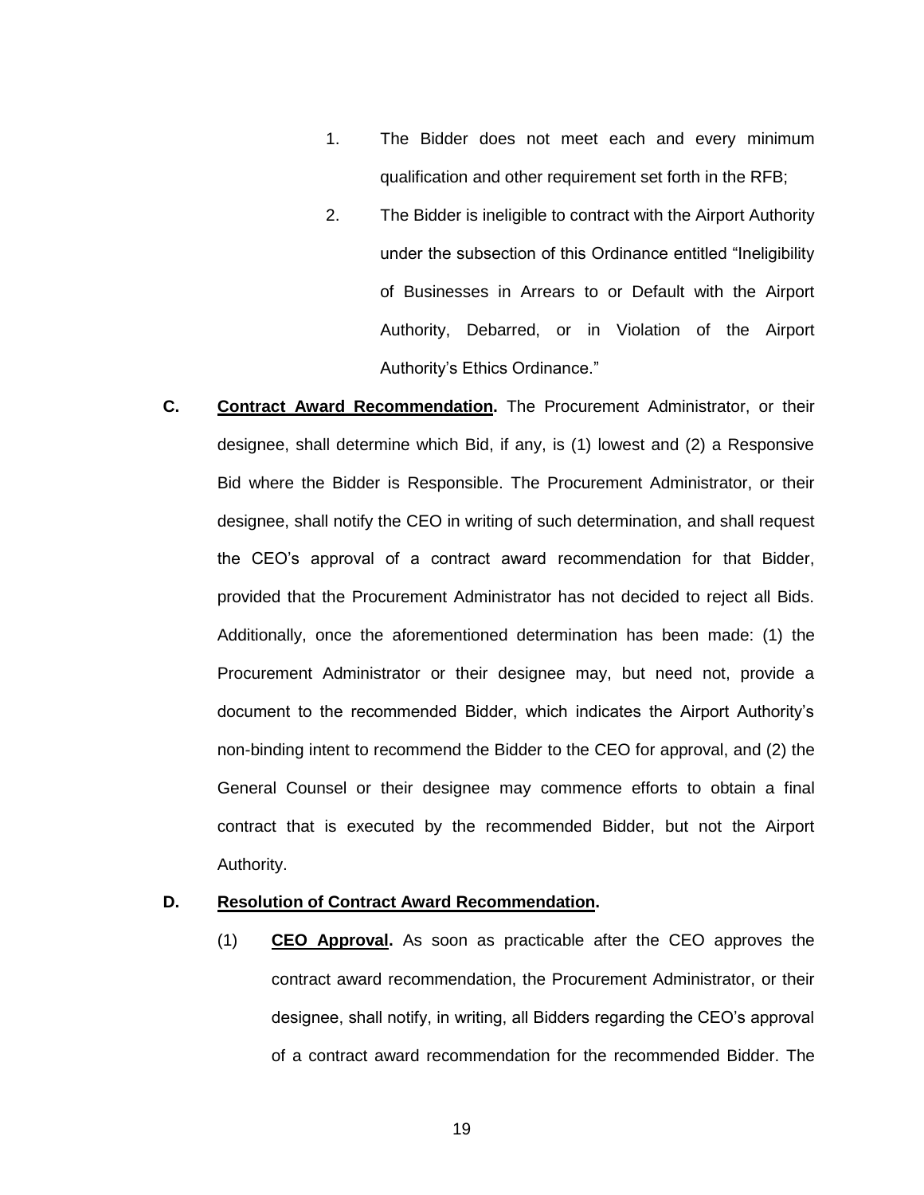1. The Bidder does not meet each and every minimum qualification and other requirement set forth in the RFB;

2. The Bidder is ineligible to contract with the Airport Authority under the subsection of this Ordinance entitled "Ineligibility of Businesses in Arrears to or Default with the Airport Authority, Debarred, or in Violation of the Airport Authority's Ethics Ordinance."

**C. Contract Award Recommendation.** The Procurement Administrator, or their designee, shall determine which Bid, if any, is (1) lowest and (2) a Responsive Bid where the Bidder is Responsible. The Procurement Administrator, or their designee, shall notify the CEO in writing of such determination, and shall request the CEO's approval of a contract award recommendation for that Bidder, provided that the Procurement Administrator has not decided to reject all Bids. Additionally, once the aforementioned determination has been made: (1) the Procurement Administrator or their designee may, but need not, provide a document to the recommended Bidder, which indicates the Airport Authority's non-binding intent to recommend the Bidder to the CEO for approval, and (2) the General Counsel or their designee may commence efforts to obtain a final contract that is executed by the recommended Bidder, but not the Airport Authority.

**D. Resolution of Contract Award Recommendation.**

(1) **CEO Approval.** As soon as practicable after the CEO approves the contract award recommendation, the Procurement Administrator, or their designee, shall notify, in writing, all Bidders regarding the CEO's approval of a contract award recommendation for the recommended Bidder. The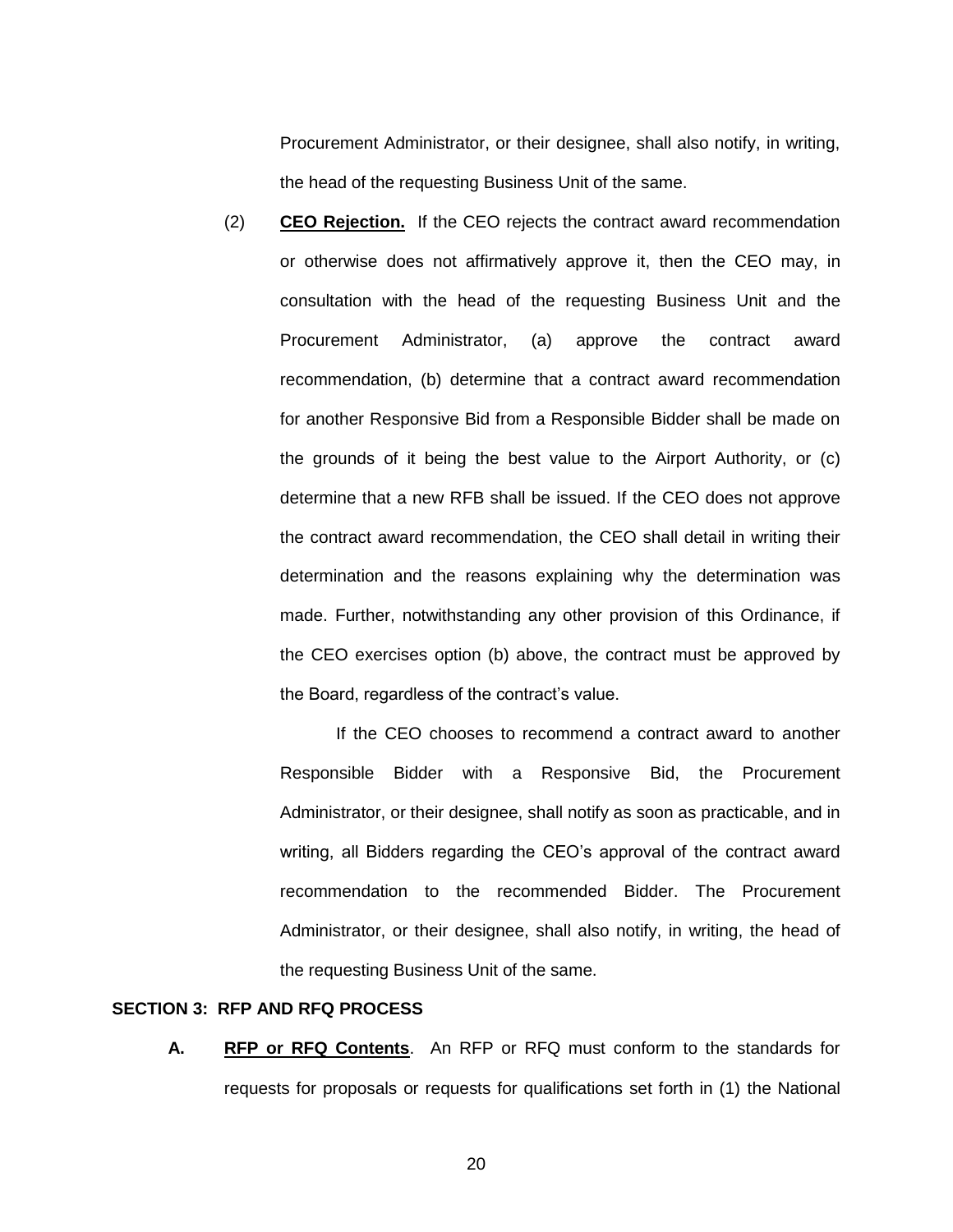Procurement Administrator, or their designee, shall also notify, in writing, the head of the requesting Business Unit of the same.

(2) **CEO Rejection.** If the CEO rejects the contract award recommendation or otherwise does not affirmatively approve it, then the CEO may, in consultation with the head of the requesting Business Unit and the Procurement Administrator, (a) approve the contract award recommendation, (b) determine that a contract award recommendation for another Responsive Bid from a Responsible Bidder shall be made on the grounds of it being the best value to the Airport Authority, or (c) determine that a new RFB shall be issued. If the CEO does not approve the contract award recommendation, the CEO shall detail in writing their determination and the reasons explaining why the determination was made. Further, notwithstanding any other provision of this Ordinance, if the CEO exercises option (b) above, the contract must be approved by the Board, regardless of the contract's value.

If the CEO chooses to recommend a contract award to another Responsible Bidder with a Responsive Bid, the Procurement Administrator, or their designee, shall notify as soon as practicable, and in writing, all Bidders regarding the CEO's approval of the contract award recommendation to the recommended Bidder. The Procurement Administrator, or their designee, shall also notify, in writing, the head of the requesting Business Unit of the same.

## SECTION 3: RFP AND RFQ PROCESS

**A. RFP or RFQ Contents**. An RFP or RFQ must conform to the standards for requests for proposals or requests for qualifications set forth in (1) the National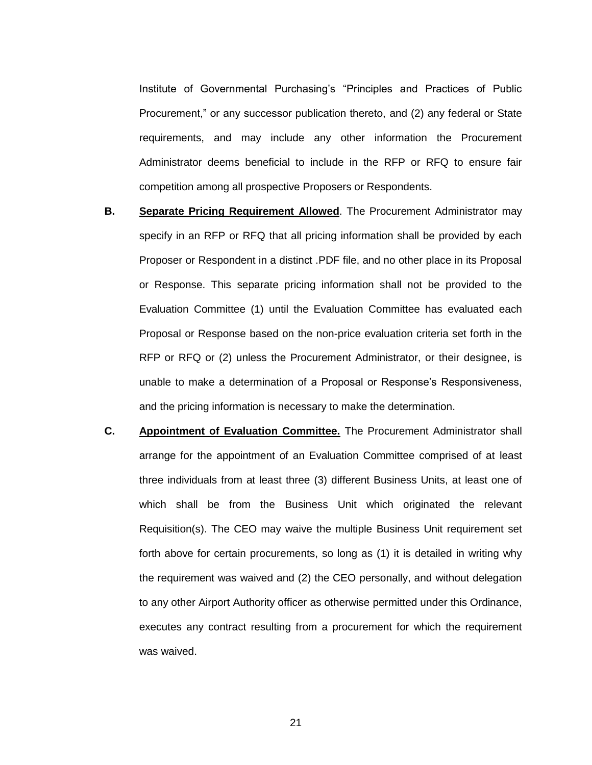Institute of Governmental Purchasing's "Principles and Practices of Public Procurement," or any successor publication thereto, and (2) any federal or State requirements, and may include any other information the Procurement Administrator deems beneficial to include in the RFP or RFQ to ensure fair competition among all prospective Proposers or Respondents.

**B.** **Separate Pricing Requirement Allowed**. The Procurement Administrator may specify in an RFP or RFQ that all pricing information shall be provided by each Proposer or Respondent in a distinct .PDF file, and no other place in its Proposal or Response. This separate pricing information shall not be provided to the Evaluation Committee (1) until the Evaluation Committee has evaluated each Proposal or Response based on the non-price evaluation criteria set forth in the RFP or RFQ or (2) unless the Procurement Administrator, or their designee, is unable to make a determination of a Proposal or Response's Responsiveness, and the pricing information is necessary to make the determination.

**C.** **Appointment of Evaluation Committee.** The Procurement Administrator shall arrange for the appointment of an Evaluation Committee comprised of at least three individuals from at least three (3) different Business Units, at least one of which shall be from the Business Unit which originated the relevant Requisition(s). The CEO may waive the multiple Business Unit requirement set forth above for certain procurements, so long as (1) it is detailed in writing why the requirement was waived and (2) the CEO personally, and without delegation to any other Airport Authority officer as otherwise permitted under this Ordinance, executes any contract resulting from a procurement for which the requirement was waived.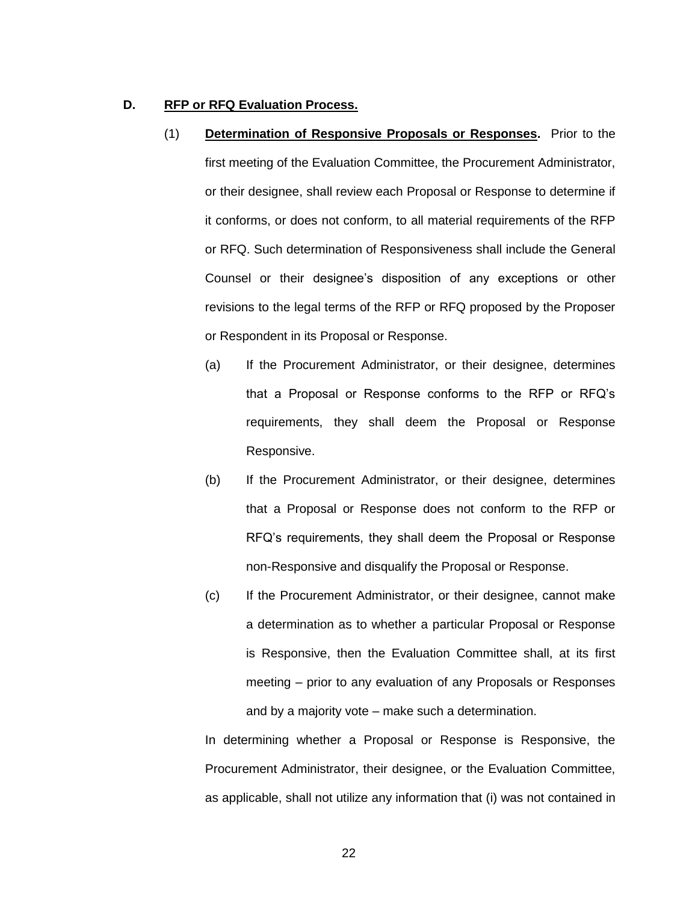**D. RFP or RFQ Evaluation Process.**

(1) **Determination of Responsive Proposals or Responses.** Prior to the first meeting of the Evaluation Committee, the Procurement Administrator, or their designee, shall review each Proposal or Response to determine if it conforms, or does not conform, to all material requirements of the RFP or RFQ. Such determination of Responsiveness shall include the General Counsel or their designee's disposition of any exceptions or other revisions to the legal terms of the RFP or RFQ proposed by the Proposer or Respondent in its Proposal or Response.

(a) If the Procurement Administrator, or their designee, determines that a Proposal or Response conforms to the RFP or RFQ's requirements, they shall deem the Proposal or Response Responsive.

(b) If the Procurement Administrator, or their designee, determines that a Proposal or Response does not conform to the RFP or RFQ's requirements, they shall deem the Proposal or Response non-Responsive and disqualify the Proposal or Response.

(c) If the Procurement Administrator, or their designee, cannot make a determination as to whether a particular Proposal or Response is Responsive, then the Evaluation Committee shall, at its first meeting – prior to any evaluation of any Proposals or Responses and by a majority vote – make such a determination.

In determining whether a Proposal or Response is Responsive, the Procurement Administrator, their designee, or the Evaluation Committee, as applicable, shall not utilize any information that (i) was not contained in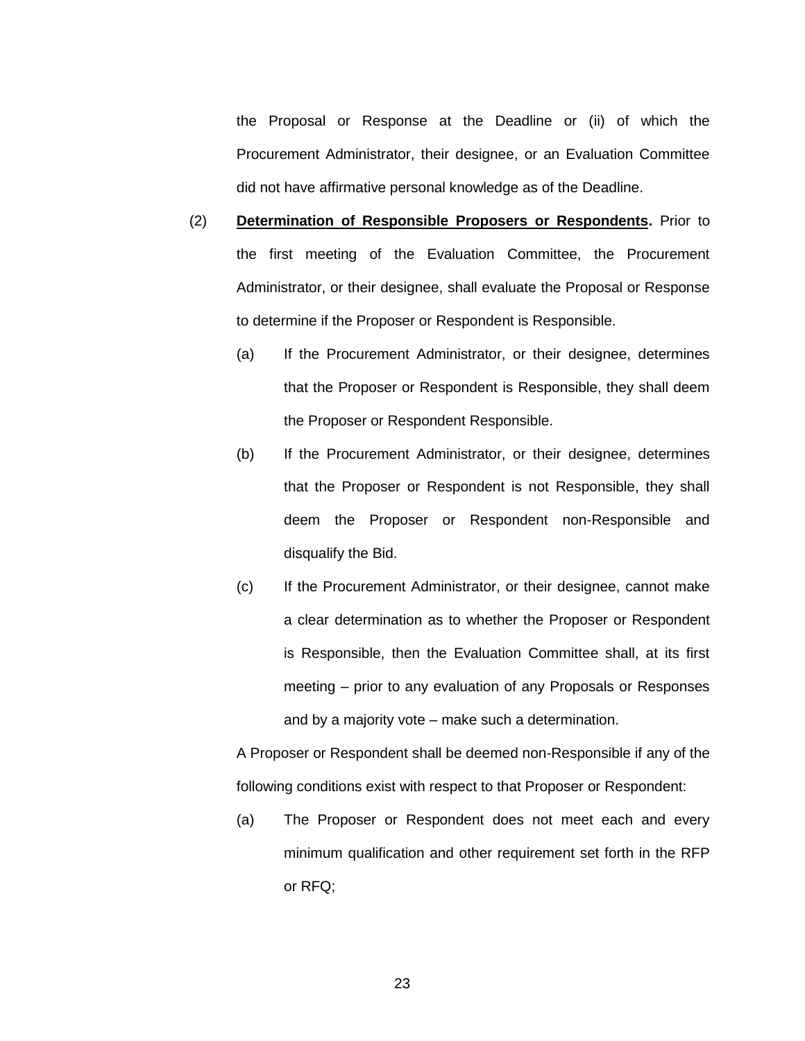the Proposal or Response at the Deadline or (ii) of which the Procurement Administrator, their designee, or an Evaluation Committee did not have affirmative personal knowledge as of the Deadline.

(2) **Determination of Responsible Proposers or Respondents.** Prior to the first meeting of the Evaluation Committee, the Procurement Administrator, or their designee, shall evaluate the Proposal or Response to determine if the Proposer or Respondent is Responsible.

   (a) If the Procurement Administrator, or their designee, determines that the Proposer or Respondent is Responsible, they shall deem the Proposer or Respondent Responsible.

   (b) If the Procurement Administrator, or their designee, determines that the Proposer or Respondent is not Responsible, they shall deem the Proposer or Respondent non-Responsible and disqualify the Bid.

   (c) If the Procurement Administrator, or their designee, cannot make a clear determination as to whether the Proposer or Respondent is Responsible, then the Evaluation Committee shall, at its first meeting – prior to any evaluation of any Proposals or Responses and by a majority vote – make such a determination.

   A Proposer or Respondent shall be deemed non-Responsible if any of the following conditions exist with respect to that Proposer or Respondent:

   (a) The Proposer or Respondent does not meet each and every minimum qualification and other requirement set forth in the RFP or RFQ;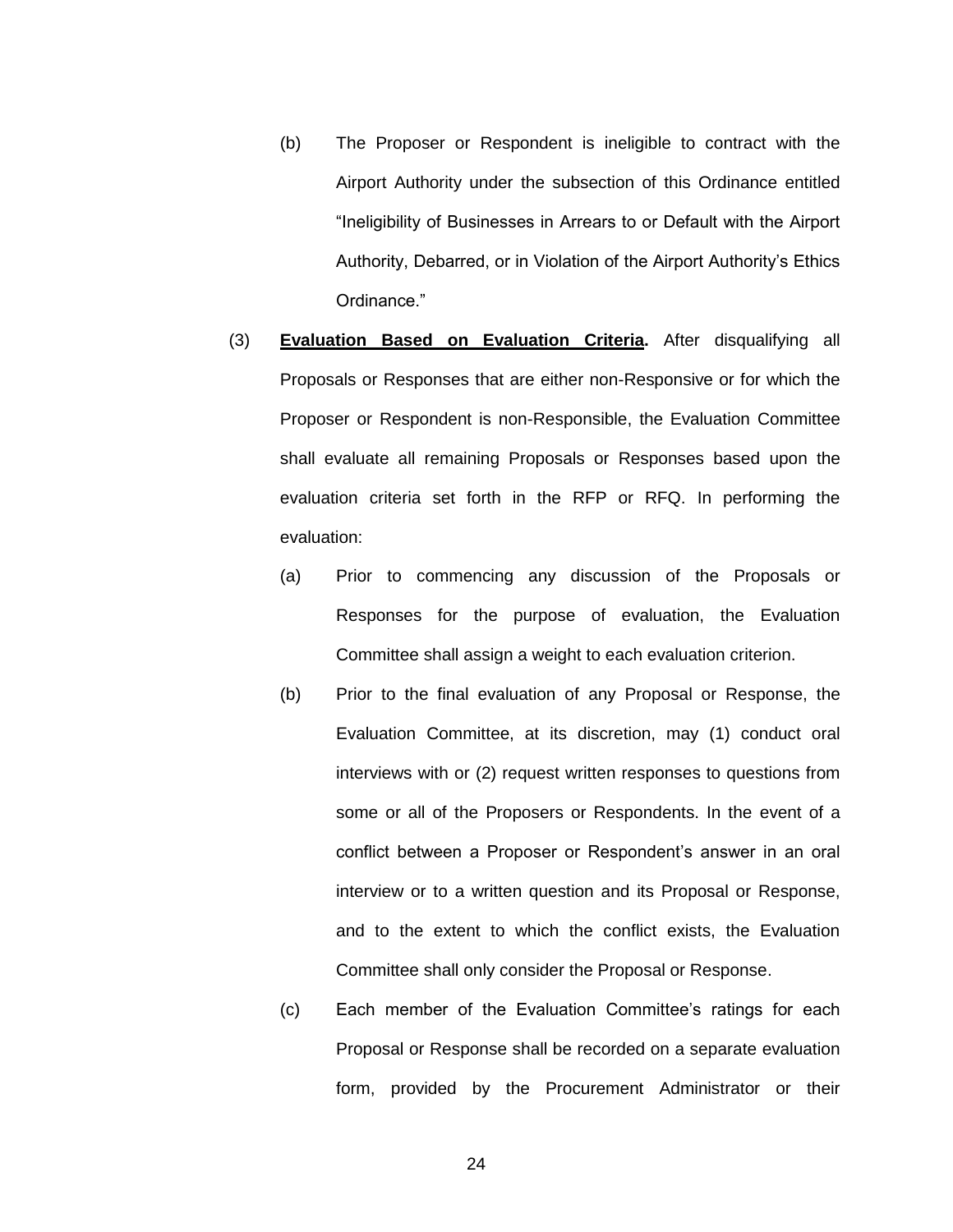(b) The Proposer or Respondent is ineligible to contract with the Airport Authority under the subsection of this Ordinance entitled "Ineligibility of Businesses in Arrears to or Default with the Airport Authority, Debarred, or in Violation of the Airport Authority's Ethics Ordinance."

(3) **Evaluation Based on Evaluation Criteria.** After disqualifying all Proposals or Responses that are either non-Responsive or for which the Proposer or Respondent is non-Responsible, the Evaluation Committee shall evaluate all remaining Proposals or Responses based upon the evaluation criteria set forth in the RFP or RFQ. In performing the evaluation:

(a) Prior to commencing any discussion of the Proposals or Responses for the purpose of evaluation, the Evaluation Committee shall assign a weight to each evaluation criterion.

(b) Prior to the final evaluation of any Proposal or Response, the Evaluation Committee, at its discretion, may (1) conduct oral interviews with or (2) request written responses to questions from some or all of the Proposers or Respondents. In the event of a conflict between a Proposer or Respondent's answer in an oral interview or to a written question and its Proposal or Response, and to the extent to which the conflict exists, the Evaluation Committee shall only consider the Proposal or Response.

(c) Each member of the Evaluation Committee's ratings for each Proposal or Response shall be recorded on a separate evaluation form, provided by the Procurement Administrator or their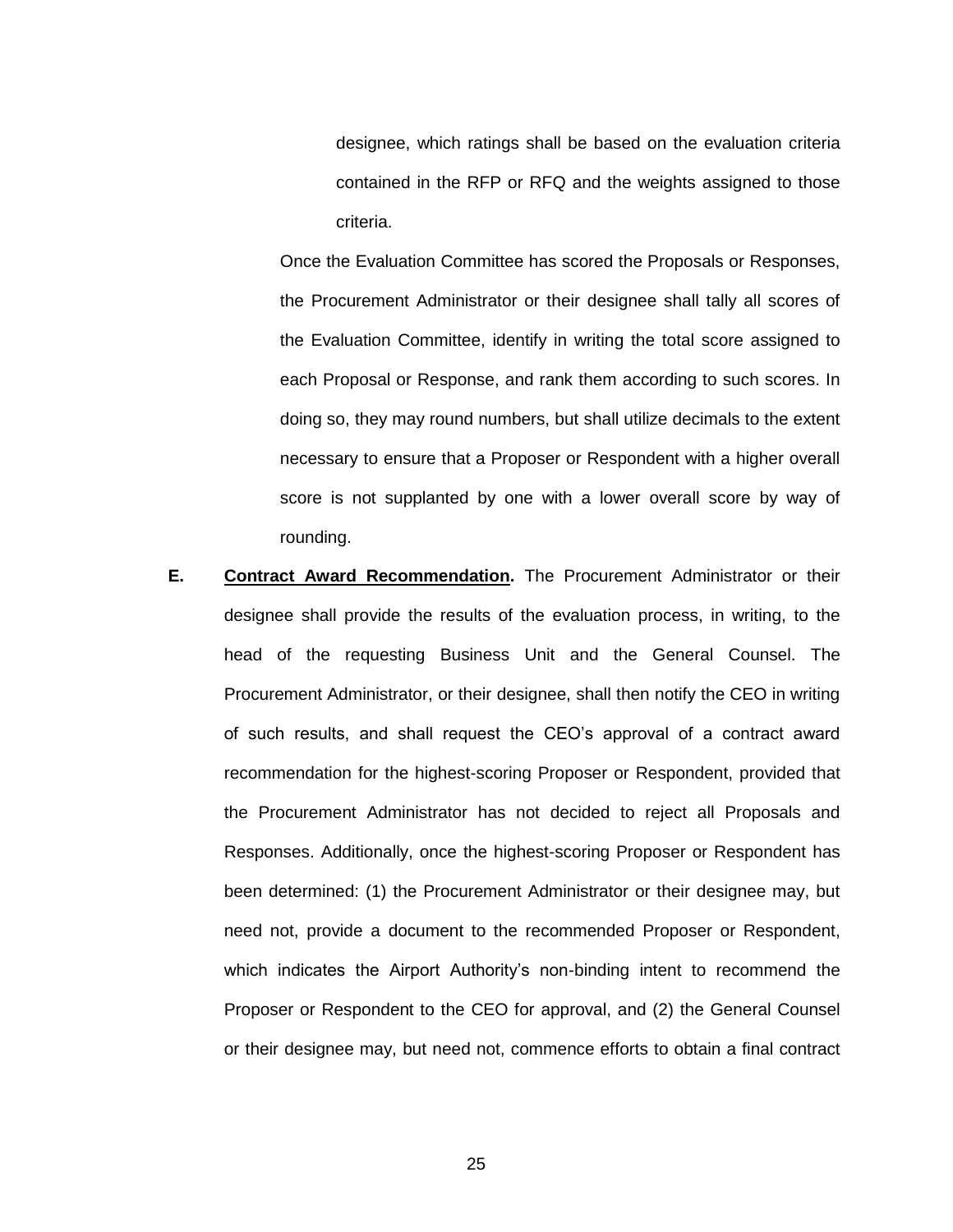designee, which ratings shall be based on the evaluation criteria contained in the RFP or RFQ and the weights assigned to those criteria.

Once the Evaluation Committee has scored the Proposals or Responses, the Procurement Administrator or their designee shall tally all scores of the Evaluation Committee, identify in writing the total score assigned to each Proposal or Response, and rank them according to such scores. In doing so, they may round numbers, but shall utilize decimals to the extent necessary to ensure that a Proposer or Respondent with a higher overall score is not supplanted by one with a lower overall score by way of rounding.

**E.** **Contract Award Recommendation.** The Procurement Administrator or their designee shall provide the results of the evaluation process, in writing, to the head of the requesting Business Unit and the General Counsel. The Procurement Administrator, or their designee, shall then notify the CEO in writing of such results, and shall request the CEO's approval of a contract award recommendation for the highest-scoring Proposer or Respondent, provided that the Procurement Administrator has not decided to reject all Proposals and Responses. Additionally, once the highest-scoring Proposer or Respondent has been determined: (1) the Procurement Administrator or their designee may, but need not, provide a document to the recommended Proposer or Respondent, which indicates the Airport Authority's non-binding intent to recommend the Proposer or Respondent to the CEO for approval, and (2) the General Counsel or their designee may, but need not, commence efforts to obtain a final contract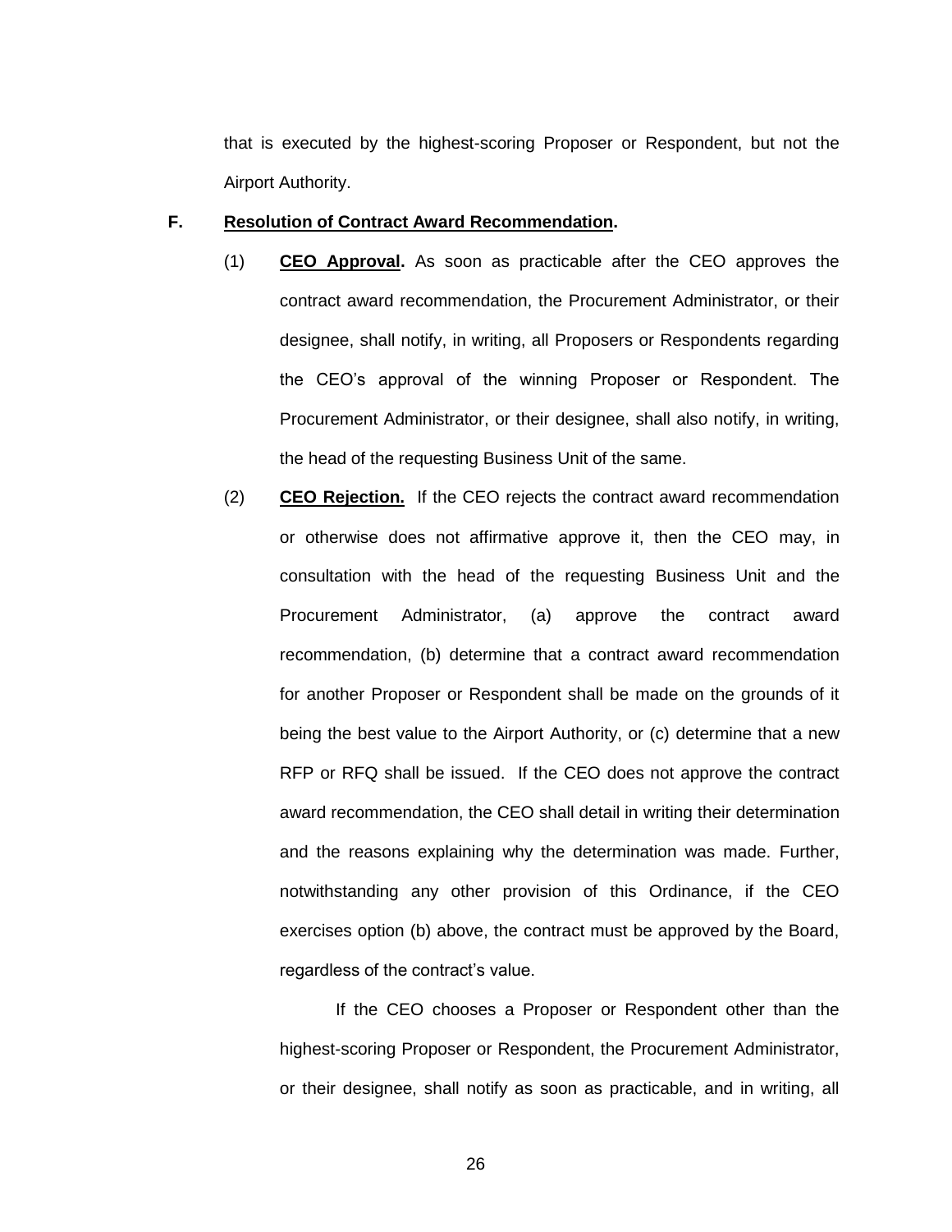that is executed by the highest-scoring Proposer or Respondent, but not the Airport Authority.

**F.** **Resolution of Contract Award Recommendation.**

(1) **CEO Approval.** As soon as practicable after the CEO approves the contract award recommendation, the Procurement Administrator, or their designee, shall notify, in writing, all Proposers or Respondents regarding the CEO's approval of the winning Proposer or Respondent. The Procurement Administrator, or their designee, shall also notify, in writing, the head of the requesting Business Unit of the same.

(2) **CEO Rejection.** If the CEO rejects the contract award recommendation or otherwise does not affirmative approve it, then the CEO may, in consultation with the head of the requesting Business Unit and the Procurement Administrator, (a) approve the contract award recommendation, (b) determine that a contract award recommendation for another Proposer or Respondent shall be made on the grounds of it being the best value to the Airport Authority, or (c) determine that a new RFP or RFQ shall be issued. If the CEO does not approve the contract award recommendation, the CEO shall detail in writing their determination and the reasons explaining why the determination was made. Further, notwithstanding any other provision of this Ordinance, if the CEO exercises option (b) above, the contract must be approved by the Board, regardless of the contract's value.

If the CEO chooses a Proposer or Respondent other than the highest-scoring Proposer or Respondent, the Procurement Administrator, or their designee, shall notify as soon as practicable, and in writing, all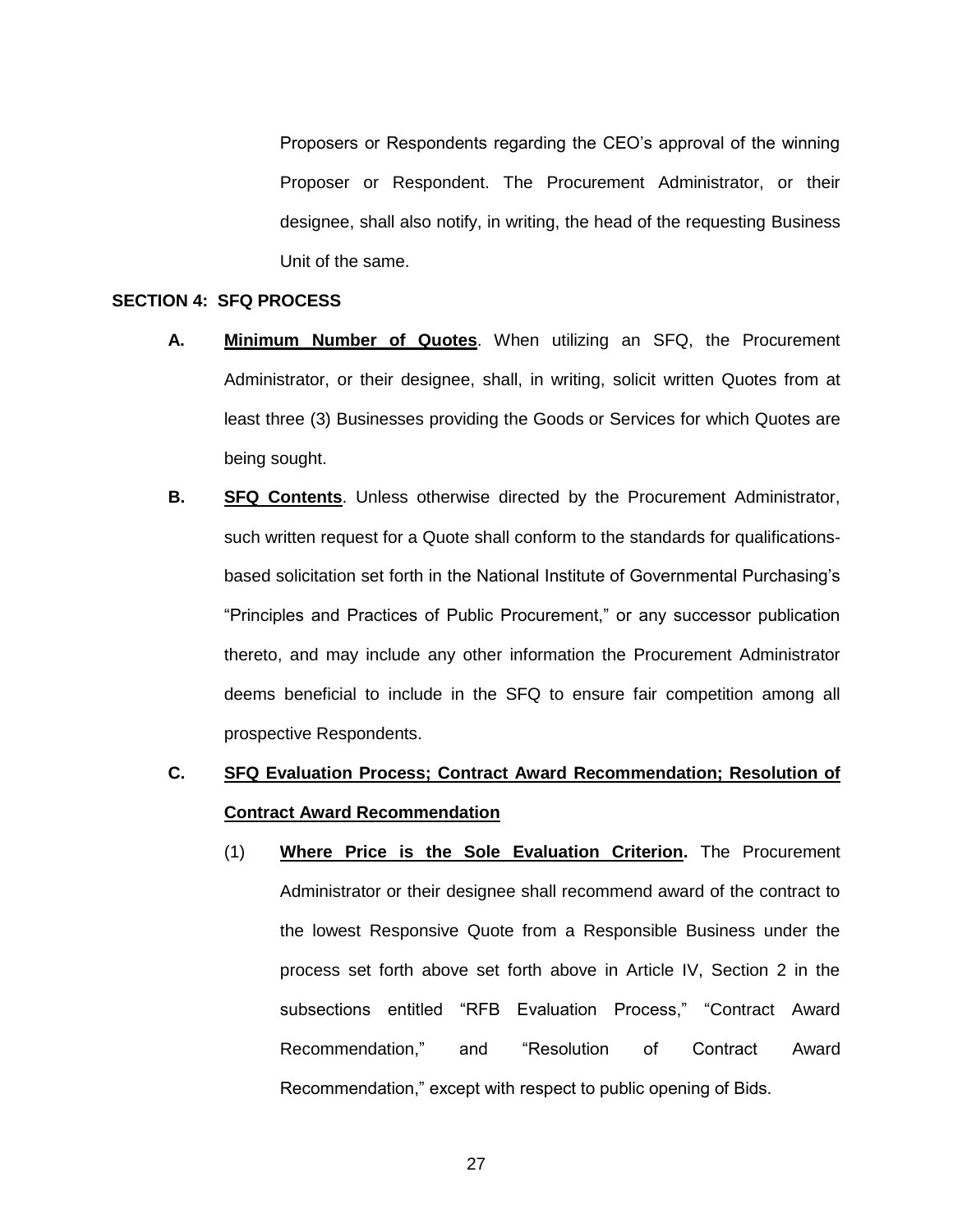Proposers or Respondents regarding the CEO's approval of the winning Proposer or Respondent. The Procurement Administrator, or their designee, shall also notify, in writing, the head of the requesting Business Unit of the same.

**SECTION 4: SFQ PROCESS**

**A.** **Minimum Number of Quotes**. When utilizing an SFQ, the Procurement Administrator, or their designee, shall, in writing, solicit written Quotes from at least three (3) Businesses providing the Goods or Services for which Quotes are being sought.

**B.** **SFQ Contents**. Unless otherwise directed by the Procurement Administrator, such written request for a Quote shall conform to the standards for qualifications-based solicitation set forth in the National Institute of Governmental Purchasing's "Principles and Practices of Public Procurement," or any successor publication thereto, and may include any other information the Procurement Administrator deems beneficial to include in the SFQ to ensure fair competition among all prospective Respondents.

**C.** **SFQ Evaluation Process; Contract Award Recommendation; Resolution of Contract Award Recommendation**

(1) **Where Price is the Sole Evaluation Criterion.** The Procurement Administrator or their designee shall recommend award of the contract to the lowest Responsive Quote from a Responsible Business under the process set forth above set forth above in Article IV, Section 2 in the subsections entitled "RFB Evaluation Process," "Contract Award Recommendation," and "Resolution of Contract Award Recommendation," except with respect to public opening of Bids.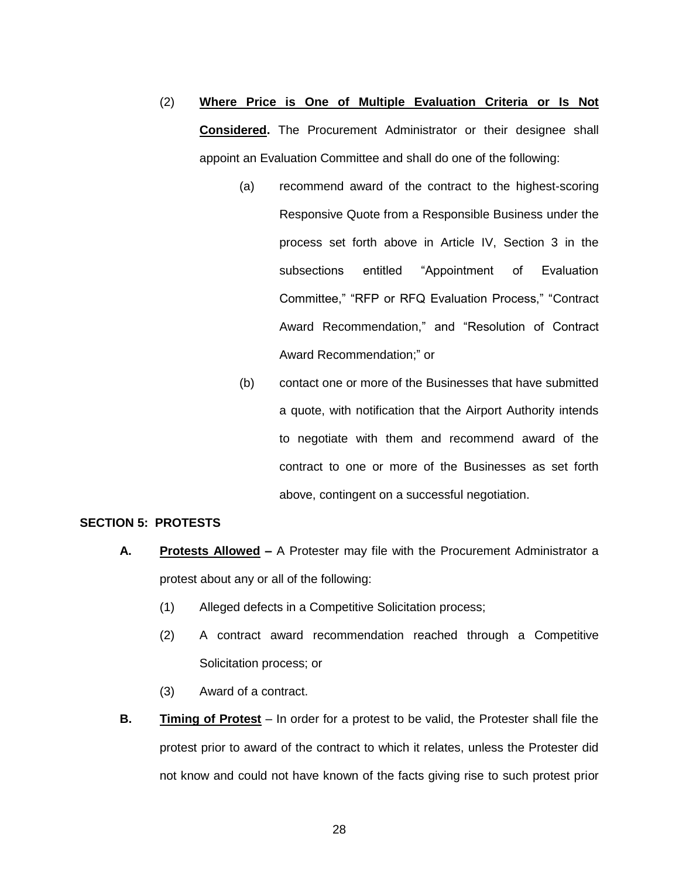(2) **<u>Where Price is One of Multiple Evaluation Criteria or Is Not Considered</u>.** The Procurement Administrator or their designee shall appoint an Evaluation Committee and shall do one of the following:

(a) recommend award of the contract to the highest-scoring Responsive Quote from a Responsible Business under the process set forth above in Article IV, Section 3 in the subsections entitled "Appointment of Evaluation Committee," "RFP or RFQ Evaluation Process," "Contract Award Recommendation," and "Resolution of Contract Award Recommendation;" or

(b) contact one or more of the Businesses that have submitted a quote, with notification that the Airport Authority intends to negotiate with them and recommend award of the contract to one or more of the Businesses as set forth above, contingent on a successful negotiation.

**SECTION 5: PROTESTS**

**A. <u>Protests Allowed</u> –** A Protester may file with the Procurement Administrator a protest about any or all of the following:

(1) Alleged defects in a Competitive Solicitation process;

(2) A contract award recommendation reached through a Competitive Solicitation process; or

(3) Award of a contract.

**B. <u>Timing of Protest</u>** – In order for a protest to be valid, the Protester shall file the protest prior to award of the contract to which it relates, unless the Protester did not know and could not have known of the facts giving rise to such protest prior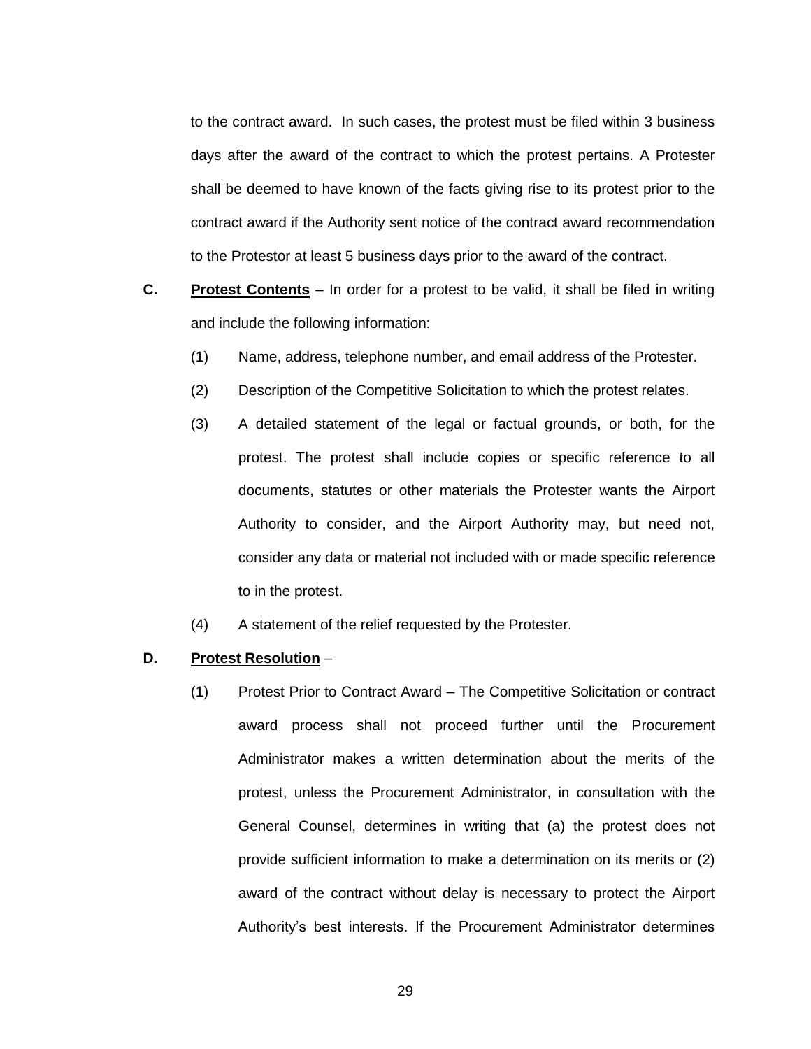to the contract award. In such cases, the protest must be filed within 3 business days after the award of the contract to which the protest pertains. A Protester shall be deemed to have known of the facts giving rise to its protest prior to the contract award if the Authority sent notice of the contract award recommendation to the Protestor at least 5 business days prior to the award of the contract.

**C.** **<u>Protest Contents</u>** – In order for a protest to be valid, it shall be filed in writing and include the following information:

(1) Name, address, telephone number, and email address of the Protester.

(2) Description of the Competitive Solicitation to which the protest relates.

(3) A detailed statement of the legal or factual grounds, or both, for the protest. The protest shall include copies or specific reference to all documents, statutes or other materials the Protester wants the Airport Authority to consider, and the Airport Authority may, but need not, consider any data or material not included with or made specific reference to in the protest.

(4) A statement of the relief requested by the Protester.

**D.** **<u>Protest Resolution</u>** –

(1) <u>Protest Prior to Contract Award</u> – The Competitive Solicitation or contract award process shall not proceed further until the Procurement Administrator makes a written determination about the merits of the protest, unless the Procurement Administrator, in consultation with the General Counsel, determines in writing that (a) the protest does not provide sufficient information to make a determination on its merits or (2) award of the contract without delay is necessary to protect the Airport Authority's best interests. If the Procurement Administrator determines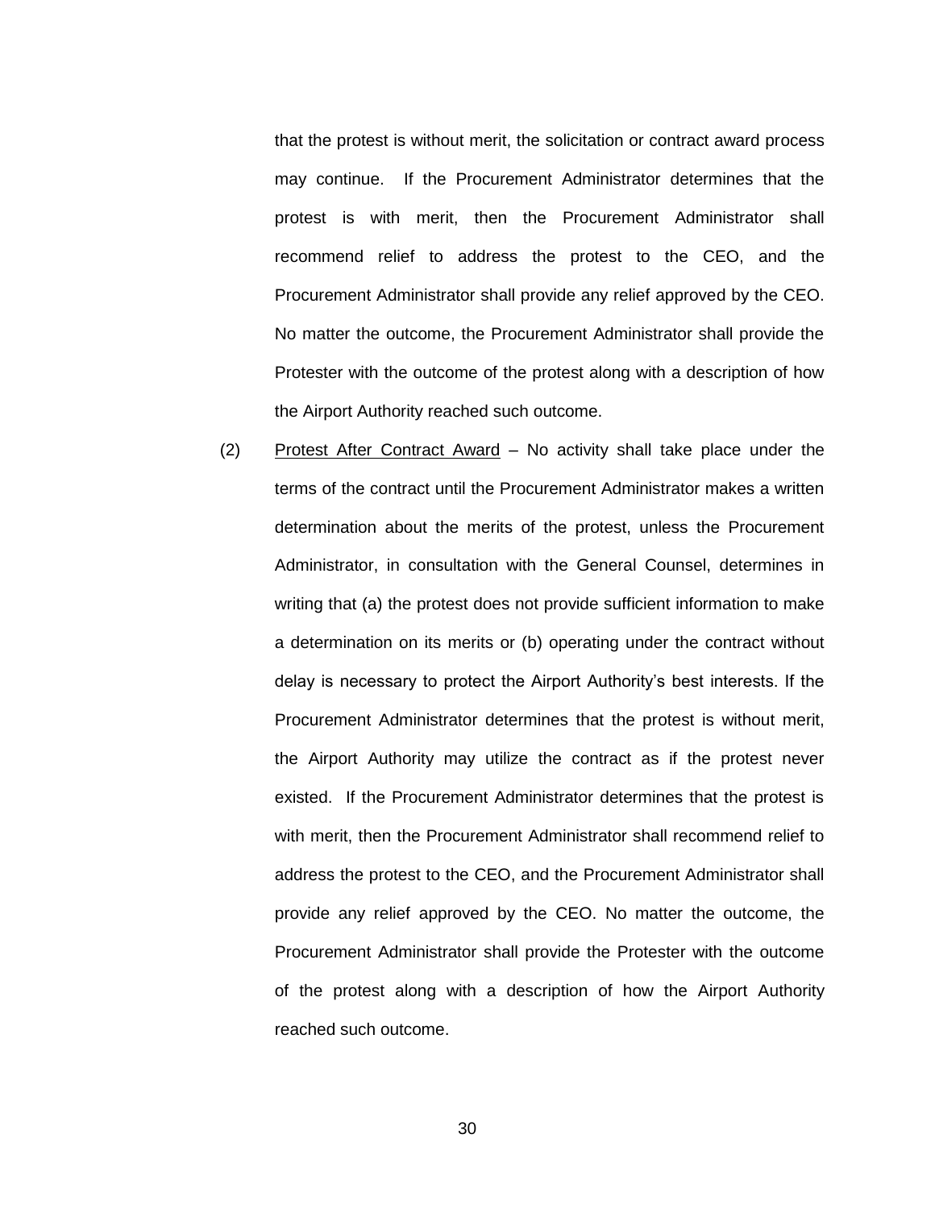that the protest is without merit, the solicitation or contract award process may continue. If the Procurement Administrator determines that the protest is with merit, then the Procurement Administrator shall recommend relief to address the protest to the CEO, and the Procurement Administrator shall provide any relief approved by the CEO. No matter the outcome, the Procurement Administrator shall provide the Protester with the outcome of the protest along with a description of how the Airport Authority reached such outcome.

(2) Protest After Contract Award – No activity shall take place under the terms of the contract until the Procurement Administrator makes a written determination about the merits of the protest, unless the Procurement Administrator, in consultation with the General Counsel, determines in writing that (a) the protest does not provide sufficient information to make a determination on its merits or (b) operating under the contract without delay is necessary to protect the Airport Authority's best interests. If the Procurement Administrator determines that the protest is without merit, the Airport Authority may utilize the contract as if the protest never existed. If the Procurement Administrator determines that the protest is with merit, then the Procurement Administrator shall recommend relief to address the protest to the CEO, and the Procurement Administrator shall provide any relief approved by the CEO. No matter the outcome, the Procurement Administrator shall provide the Protester with the outcome of the protest along with a description of how the Airport Authority reached such outcome.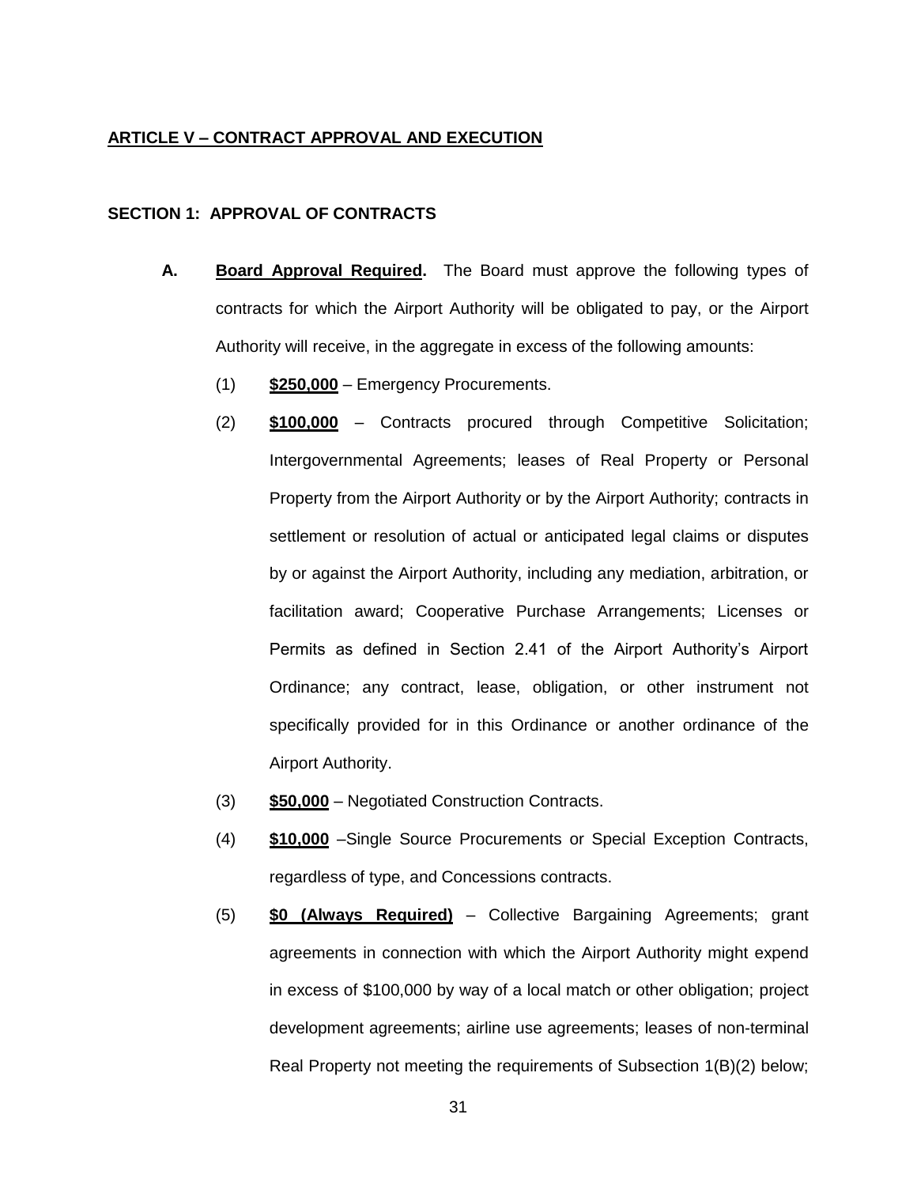## ARTICLE V – CONTRACT APPROVAL AND EXECUTION

### SECTION 1: APPROVAL OF CONTRACTS

**A. Board Approval Required.** The Board must approve the following types of contracts for which the Airport Authority will be obligated to pay, or the Airport Authority will receive, in the aggregate in excess of the following amounts:

(1) **$250,000** – Emergency Procurements.

(2) **$100,000** – Contracts procured through Competitive Solicitation; Intergovernmental Agreements; leases of Real Property or Personal Property from the Airport Authority or by the Airport Authority; contracts in settlement or resolution of actual or anticipated legal claims or disputes by or against the Airport Authority, including any mediation, arbitration, or facilitation award; Cooperative Purchase Arrangements; Licenses or Permits as defined in Section 2.41 of the Airport Authority's Airport Ordinance; any contract, lease, obligation, or other instrument not specifically provided for in this Ordinance or another ordinance of the Airport Authority.

(3) **$50,000** – Negotiated Construction Contracts.

(4) **$10,000** –Single Source Procurements or Special Exception Contracts, regardless of type, and Concessions contracts.

(5) **$0 (Always Required)** – Collective Bargaining Agreements; grant agreements in connection with which the Airport Authority might expend in excess of $100,000 by way of a local match or other obligation; project development agreements; airline use agreements; leases of non-terminal Real Property not meeting the requirements of Subsection 1(B)(2) below;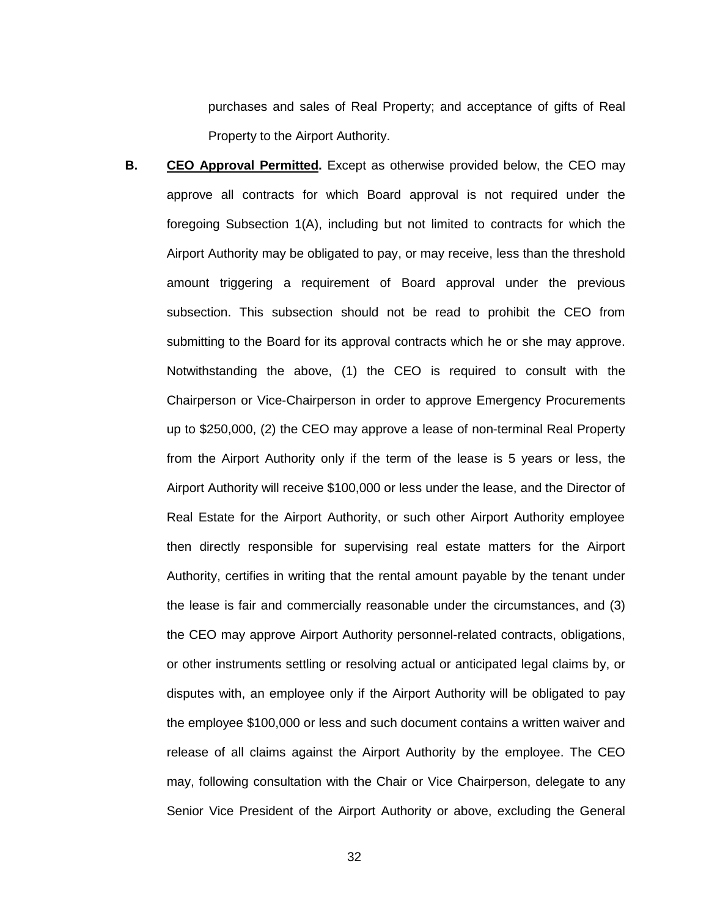purchases and sales of Real Property; and acceptance of gifts of Real Property to the Airport Authority.

**B.** **CEO Approval Permitted.** Except as otherwise provided below, the CEO may approve all contracts for which Board approval is not required under the foregoing Subsection 1(A), including but not limited to contracts for which the Airport Authority may be obligated to pay, or may receive, less than the threshold amount triggering a requirement of Board approval under the previous subsection. This subsection should not be read to prohibit the CEO from submitting to the Board for its approval contracts which he or she may approve. Notwithstanding the above, (1) the CEO is required to consult with the Chairperson or Vice-Chairperson in order to approve Emergency Procurements up to $250,000, (2) the CEO may approve a lease of non-terminal Real Property from the Airport Authority only if the term of the lease is 5 years or less, the Airport Authority will receive $100,000 or less under the lease, and the Director of Real Estate for the Airport Authority, or such other Airport Authority employee then directly responsible for supervising real estate matters for the Airport Authority, certifies in writing that the rental amount payable by the tenant under the lease is fair and commercially reasonable under the circumstances, and (3) the CEO may approve Airport Authority personnel-related contracts, obligations, or other instruments settling or resolving actual or anticipated legal claims by, or disputes with, an employee only if the Airport Authority will be obligated to pay the employee $100,000 or less and such document contains a written waiver and release of all claims against the Airport Authority by the employee. The CEO may, following consultation with the Chair or Vice Chairperson, delegate to any Senior Vice President of the Airport Authority or above, excluding the General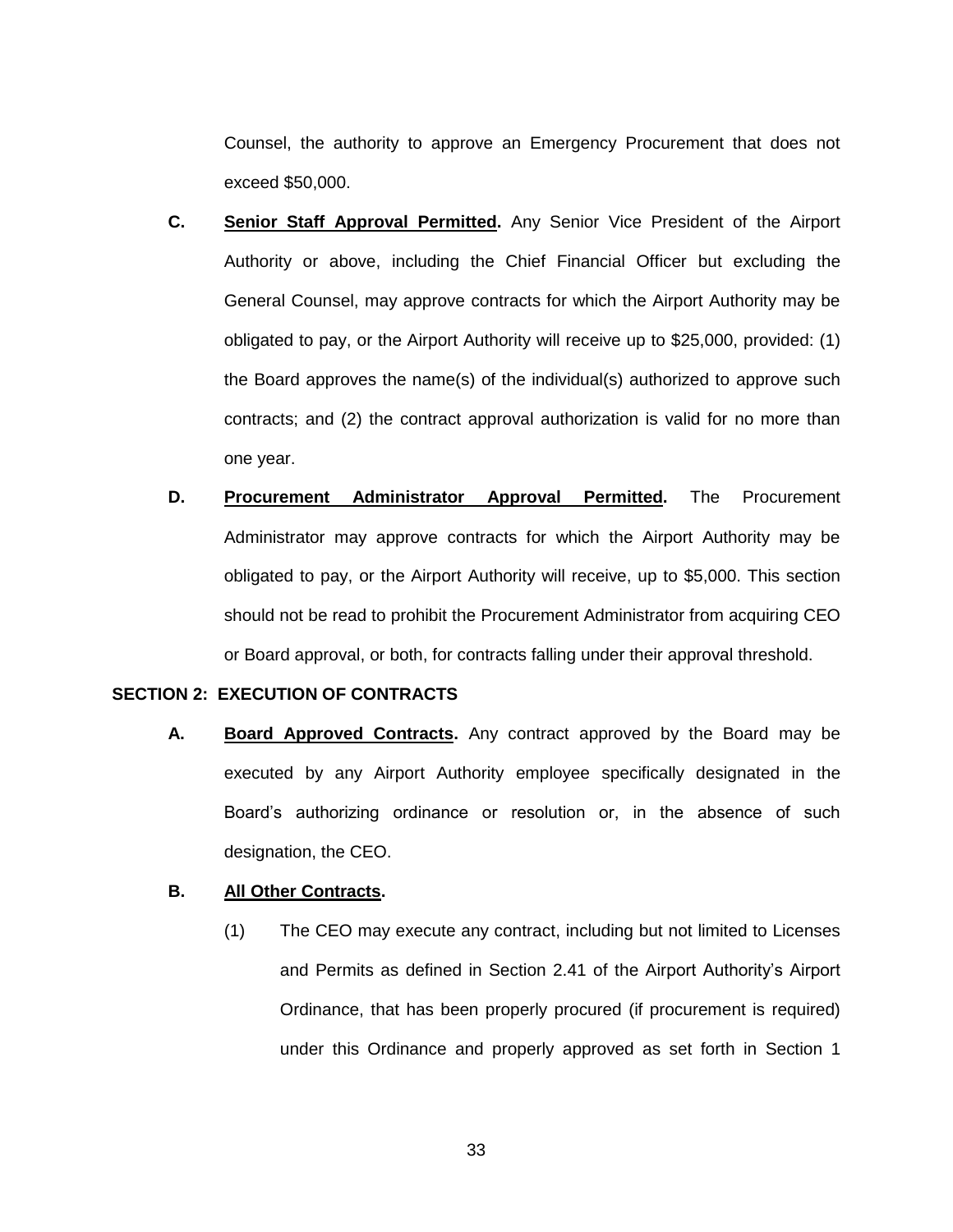Counsel, the authority to approve an Emergency Procurement that does not exceed $50,000.

**C.** **Senior Staff Approval Permitted.** Any Senior Vice President of the Airport Authority or above, including the Chief Financial Officer but excluding the General Counsel, may approve contracts for which the Airport Authority may be obligated to pay, or the Airport Authority will receive up to $25,000, provided: (1) the Board approves the name(s) of the individual(s) authorized to approve such contracts; and (2) the contract approval authorization is valid for no more than one year.

**D.** **Procurement Administrator Approval Permitted.** The Procurement Administrator may approve contracts for which the Airport Authority may be obligated to pay, or the Airport Authority will receive, up to $5,000. This section should not be read to prohibit the Procurement Administrator from acquiring CEO or Board approval, or both, for contracts falling under their approval threshold.

## SECTION 2: EXECUTION OF CONTRACTS

**A.** **Board Approved Contracts.** Any contract approved by the Board may be executed by any Airport Authority employee specifically designated in the Board's authorizing ordinance or resolution or, in the absence of such designation, the CEO.

**B.** **All Other Contracts.**

(1) The CEO may execute any contract, including but not limited to Licenses and Permits as defined in Section 2.41 of the Airport Authority's Airport Ordinance, that has been properly procured (if procurement is required) under this Ordinance and properly approved as set forth in Section 1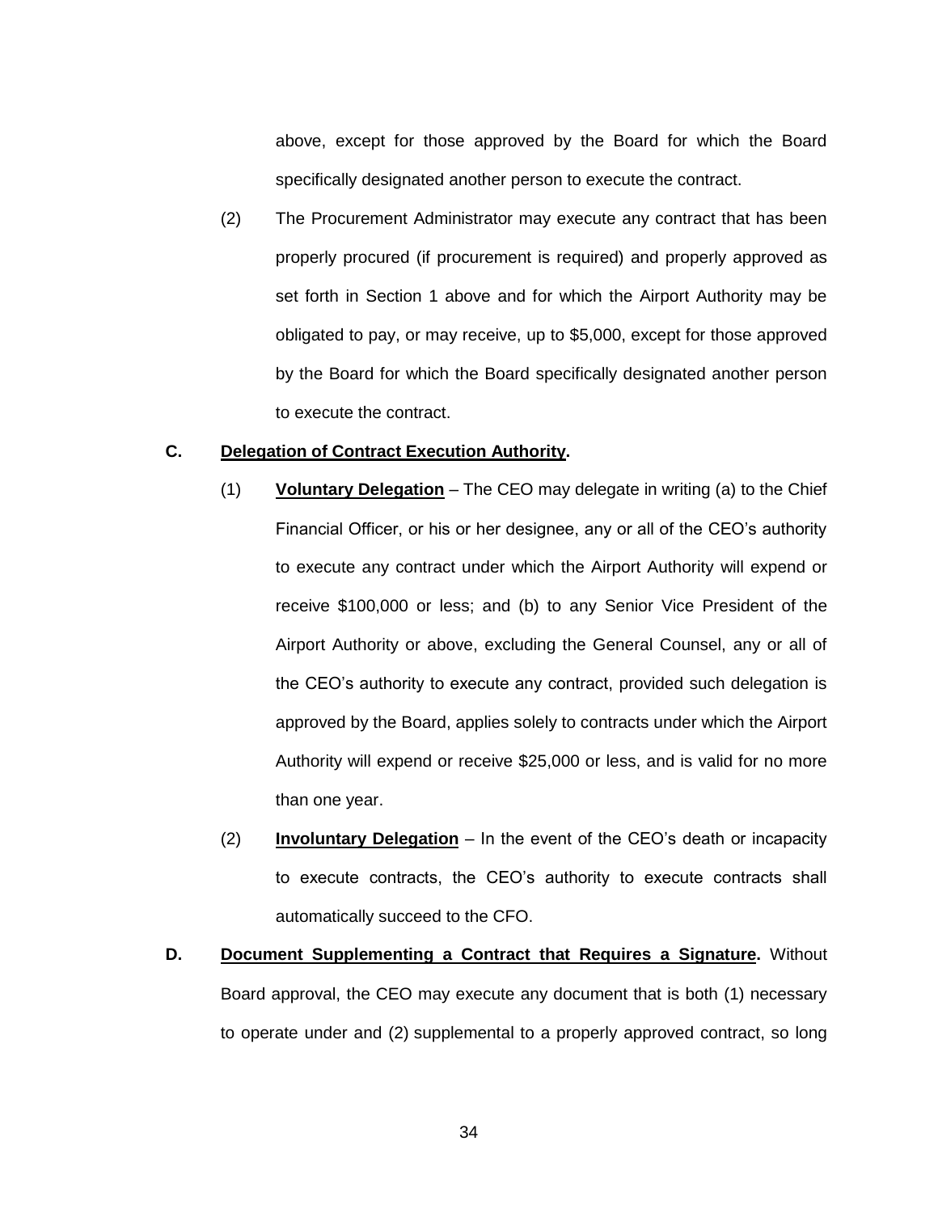above, except for those approved by the Board for which the Board specifically designated another person to execute the contract.

(2) The Procurement Administrator may execute any contract that has been properly procured (if procurement is required) and properly approved as set forth in Section 1 above and for which the Airport Authority may be obligated to pay, or may receive, up to $5,000, except for those approved by the Board for which the Board specifically designated another person to execute the contract.

**C. <u>Delegation of Contract Execution Authority</u>.**

(1) **<u>Voluntary Delegation</u>** – The CEO may delegate in writing (a) to the Chief Financial Officer, or his or her designee, any or all of the CEO's authority to execute any contract under which the Airport Authority will expend or receive $100,000 or less; and (b) to any Senior Vice President of the Airport Authority or above, excluding the General Counsel, any or all of the CEO's authority to execute any contract, provided such delegation is approved by the Board, applies solely to contracts under which the Airport Authority will expend or receive $25,000 or less, and is valid for no more than one year.

(2) **<u>Involuntary Delegation</u>** – In the event of the CEO's death or incapacity to execute contracts, the CEO's authority to execute contracts shall automatically succeed to the CFO.

**D. <u>Document Supplementing a Contract that Requires a Signature</u>.** Without Board approval, the CEO may execute any document that is both (1) necessary to operate under and (2) supplemental to a properly approved contract, so long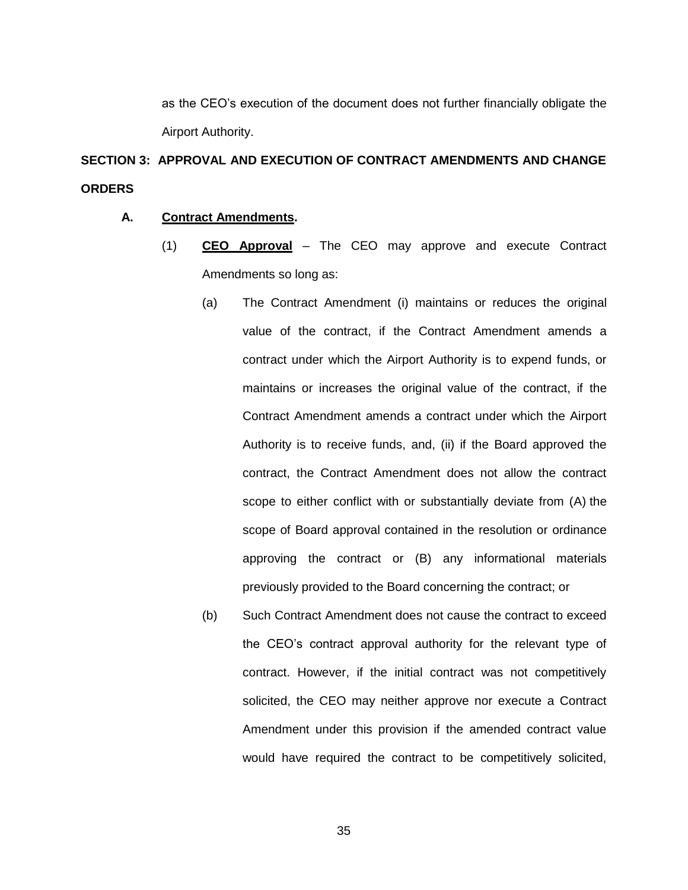as the CEO's execution of the document does not further financially obligate the Airport Authority.

## SECTION 3: APPROVAL AND EXECUTION OF CONTRACT AMENDMENTS AND CHANGE ORDERS

**A. <u>Contract Amendments</u>.**

(1) **<u>CEO Approval</u>** – The CEO may approve and execute Contract Amendments so long as:

(a) The Contract Amendment (i) maintains or reduces the original value of the contract, if the Contract Amendment amends a contract under which the Airport Authority is to expend funds, or maintains or increases the original value of the contract, if the Contract Amendment amends a contract under which the Airport Authority is to receive funds, and, (ii) if the Board approved the contract, the Contract Amendment does not allow the contract scope to either conflict with or substantially deviate from (A) the scope of Board approval contained in the resolution or ordinance approving the contract or (B) any informational materials previously provided to the Board concerning the contract; or

(b) Such Contract Amendment does not cause the contract to exceed the CEO's contract approval authority for the relevant type of contract. However, if the initial contract was not competitively solicited, the CEO may neither approve nor execute a Contract Amendment under this provision if the amended contract value would have required the contract to be competitively solicited,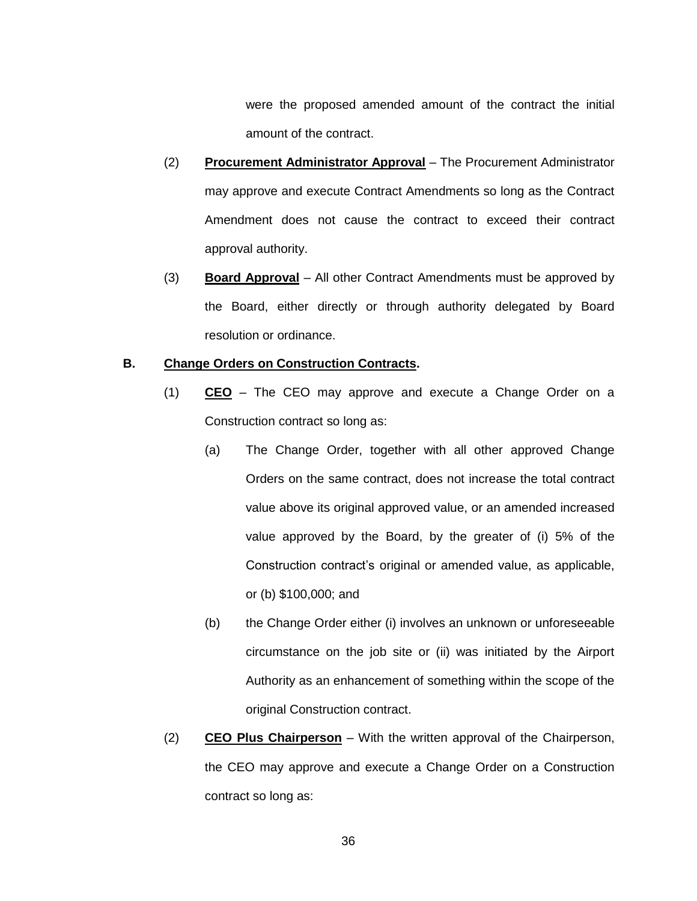were the proposed amended amount of the contract the initial amount of the contract.

(2) **Procurement Administrator Approval** – The Procurement Administrator may approve and execute Contract Amendments so long as the Contract Amendment does not cause the contract to exceed their contract approval authority.

(3) **Board Approval** – All other Contract Amendments must be approved by the Board, either directly or through authority delegated by Board resolution or ordinance.

**B. Change Orders on Construction Contracts.**

(1) **CEO** – The CEO may approve and execute a Change Order on a Construction contract so long as:

(a) The Change Order, together with all other approved Change Orders on the same contract, does not increase the total contract value above its original approved value, or an amended increased value approved by the Board, by the greater of (i) 5% of the Construction contract's original or amended value, as applicable, or (b) $100,000; and

(b) the Change Order either (i) involves an unknown or unforeseeable circumstance on the job site or (ii) was initiated by the Airport Authority as an enhancement of something within the scope of the original Construction contract.

(2) **CEO Plus Chairperson** – With the written approval of the Chairperson, the CEO may approve and execute a Change Order on a Construction contract so long as: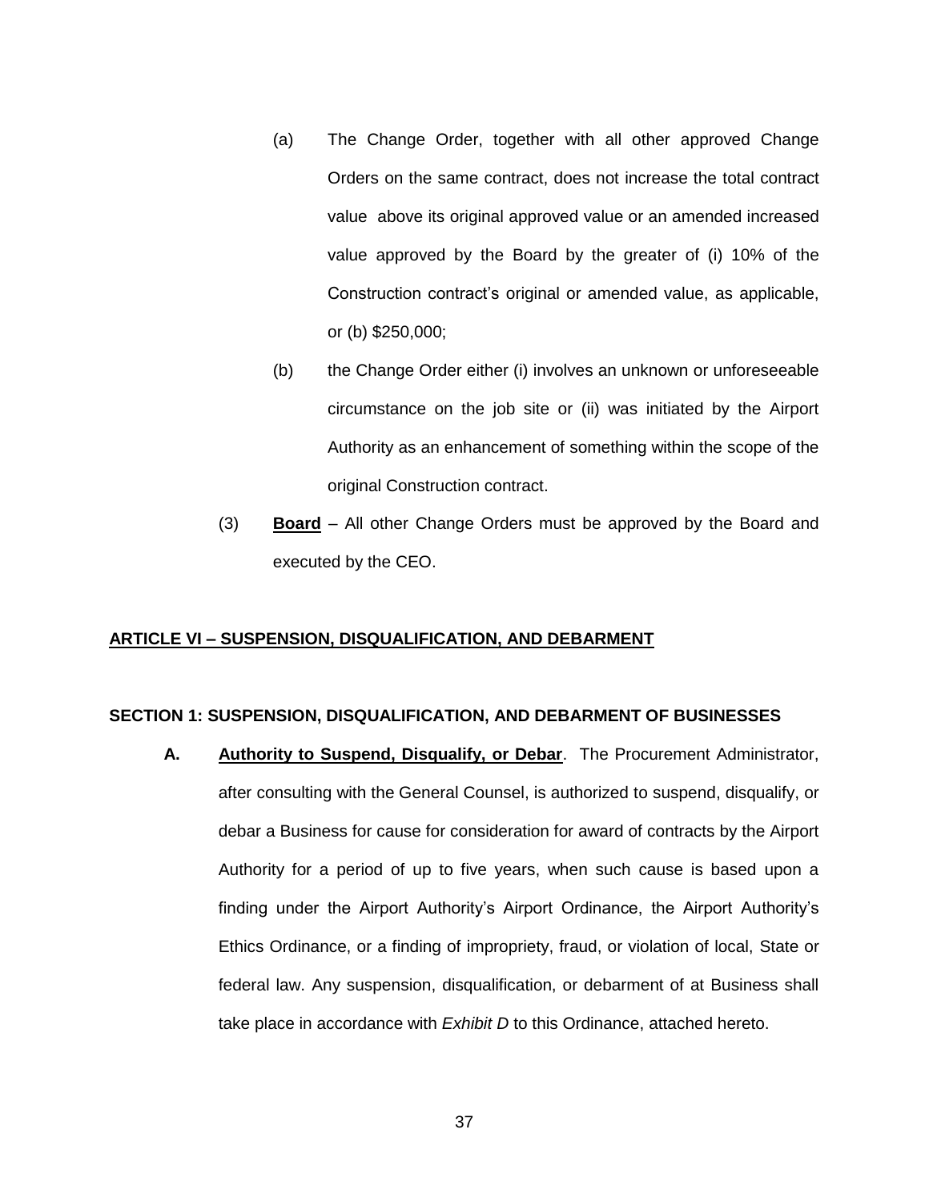(a) The Change Order, together with all other approved Change Orders on the same contract, does not increase the total contract value above its original approved value or an amended increased value approved by the Board by the greater of (i) 10% of the Construction contract's original or amended value, as applicable, or (b) $250,000;

(b) the Change Order either (i) involves an unknown or unforeseeable circumstance on the job site or (ii) was initiated by the Airport Authority as an enhancement of something within the scope of the original Construction contract.

(3) **Board** – All other Change Orders must be approved by the Board and executed by the CEO.

## ARTICLE VI – SUSPENSION, DISQUALIFICATION, AND DEBARMENT

### SECTION 1: SUSPENSION, DISQUALIFICATION, AND DEBARMENT OF BUSINESSES

**A.** **Authority to Suspend, Disqualify, or Debar**. The Procurement Administrator, after consulting with the General Counsel, is authorized to suspend, disqualify, or debar a Business for cause for consideration for award of contracts by the Airport Authority for a period of up to five years, when such cause is based upon a finding under the Airport Authority's Airport Ordinance, the Airport Authority's Ethics Ordinance, or a finding of impropriety, fraud, or violation of local, State or federal law. Any suspension, disqualification, or debarment of at Business shall take place in accordance with *Exhibit D* to this Ordinance, attached hereto.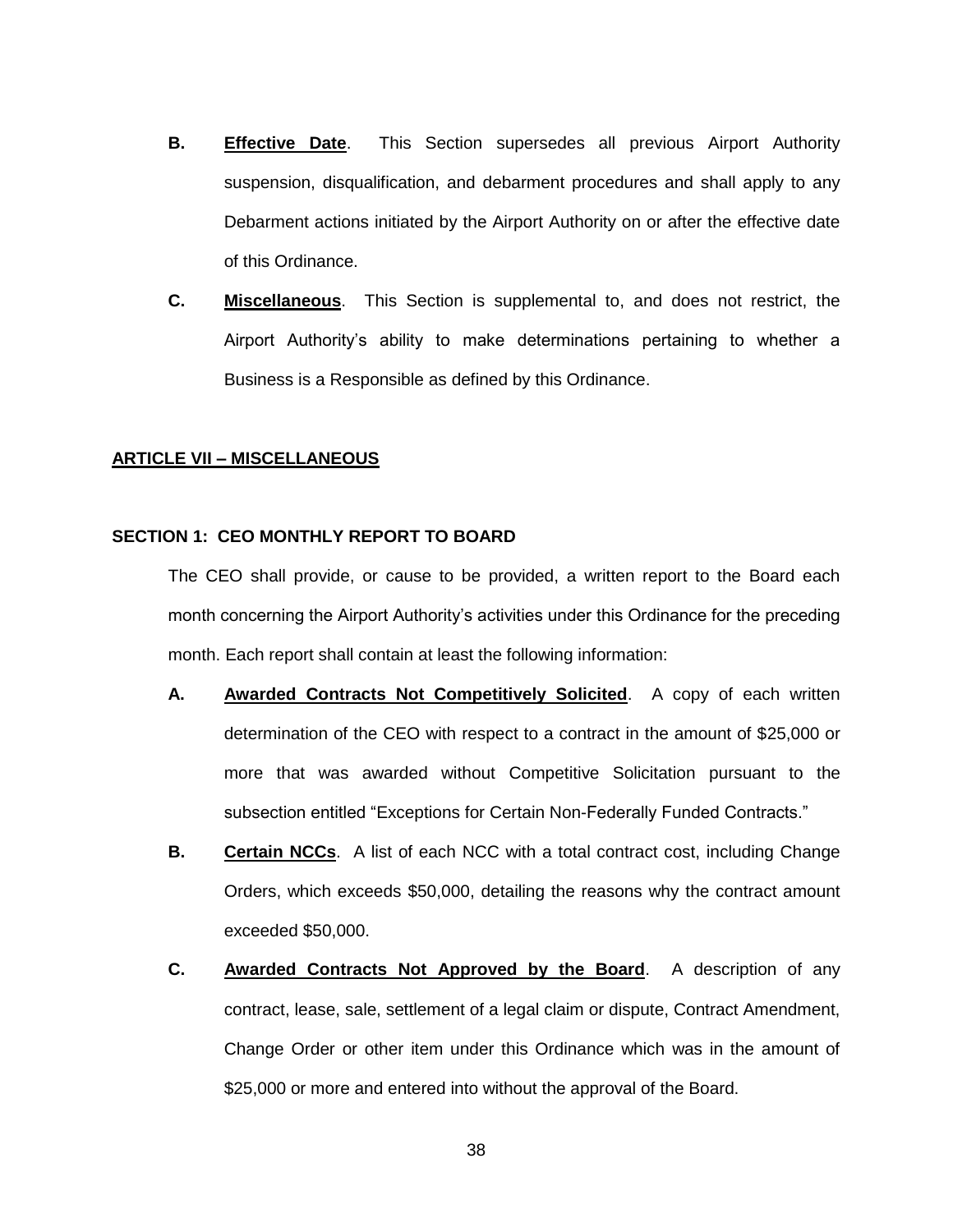**B.** **Effective Date**. This Section supersedes all previous Airport Authority suspension, disqualification, and debarment procedures and shall apply to any Debarment actions initiated by the Airport Authority on or after the effective date of this Ordinance.

**C.** **Miscellaneous**. This Section is supplemental to, and does not restrict, the Airport Authority's ability to make determinations pertaining to whether a Business is a Responsible as defined by this Ordinance.

## ARTICLE VII – MISCELLANEOUS

### SECTION 1: CEO MONTHLY REPORT TO BOARD

The CEO shall provide, or cause to be provided, a written report to the Board each month concerning the Airport Authority's activities under this Ordinance for the preceding month. Each report shall contain at least the following information:

**A.** **Awarded Contracts Not Competitively Solicited**. A copy of each written determination of the CEO with respect to a contract in the amount of $25,000 or more that was awarded without Competitive Solicitation pursuant to the subsection entitled "Exceptions for Certain Non-Federally Funded Contracts."

**B.** **Certain NCCs**. A list of each NCC with a total contract cost, including Change Orders, which exceeds $50,000, detailing the reasons why the contract amount exceeded $50,000.

**C.** **Awarded Contracts Not Approved by the Board**. A description of any contract, lease, sale, settlement of a legal claim or dispute, Contract Amendment, Change Order or other item under this Ordinance which was in the amount of $25,000 or more and entered into without the approval of the Board.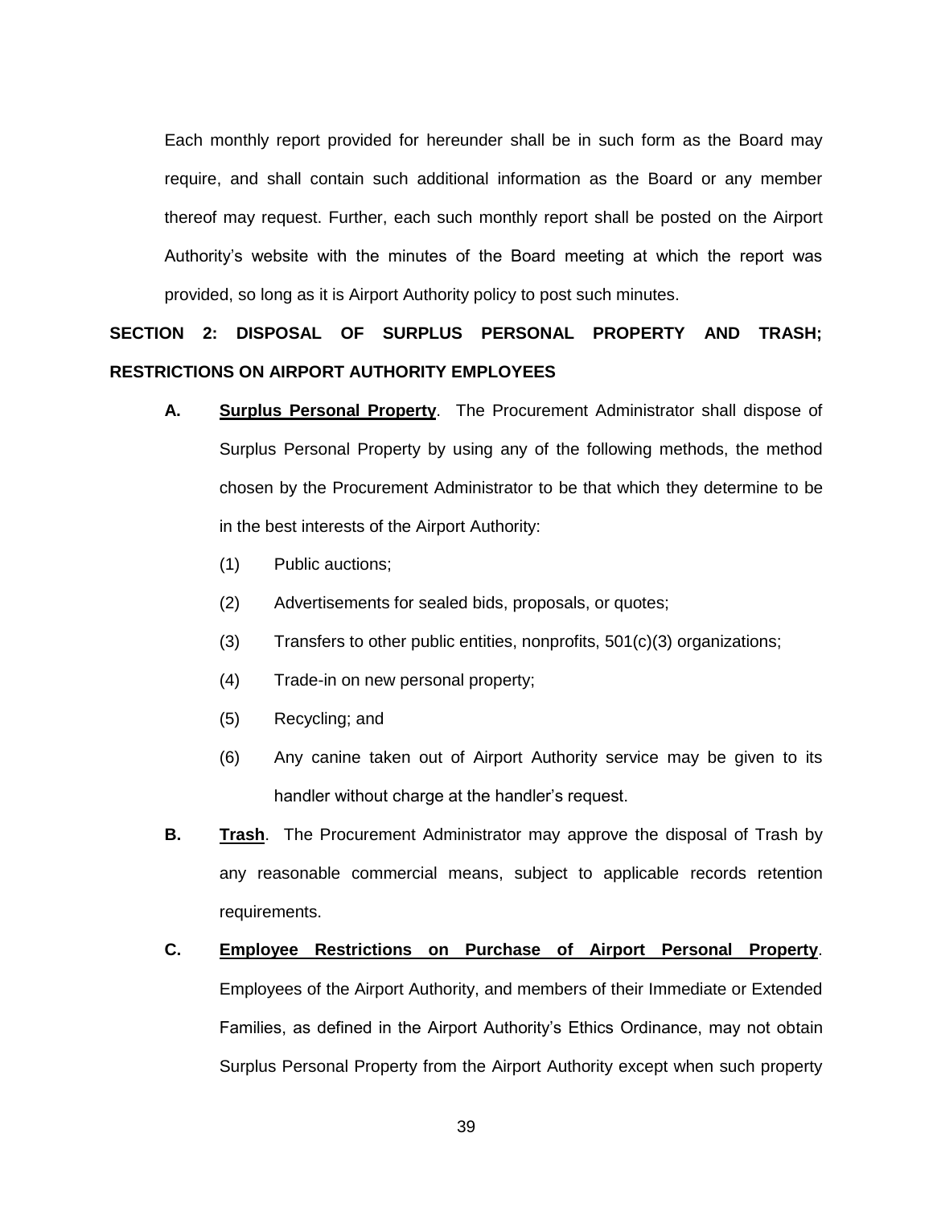Each monthly report provided for hereunder shall be in such form as the Board may require, and shall contain such additional information as the Board or any member thereof may request. Further, each such monthly report shall be posted on the Airport Authority's website with the minutes of the Board meeting at which the report was provided, so long as it is Airport Authority policy to post such minutes.

## SECTION 2: DISPOSAL OF SURPLUS PERSONAL PROPERTY AND TRASH; RESTRICTIONS ON AIRPORT AUTHORITY EMPLOYEES

**A.** **Surplus Personal Property**. The Procurement Administrator shall dispose of Surplus Personal Property by using any of the following methods, the method chosen by the Procurement Administrator to be that which they determine to be in the best interests of the Airport Authority:

(1) Public auctions;

(2) Advertisements for sealed bids, proposals, or quotes;

(3) Transfers to other public entities, nonprofits, 501(c)(3) organizations;

(4) Trade-in on new personal property;

(5) Recycling; and

(6) Any canine taken out of Airport Authority service may be given to its handler without charge at the handler's request.

**B.** **Trash**. The Procurement Administrator may approve the disposal of Trash by any reasonable commercial means, subject to applicable records retention requirements.

**C.** **Employee Restrictions on Purchase of Airport Personal Property**. Employees of the Airport Authority, and members of their Immediate or Extended Families, as defined in the Airport Authority's Ethics Ordinance, may not obtain Surplus Personal Property from the Airport Authority except when such property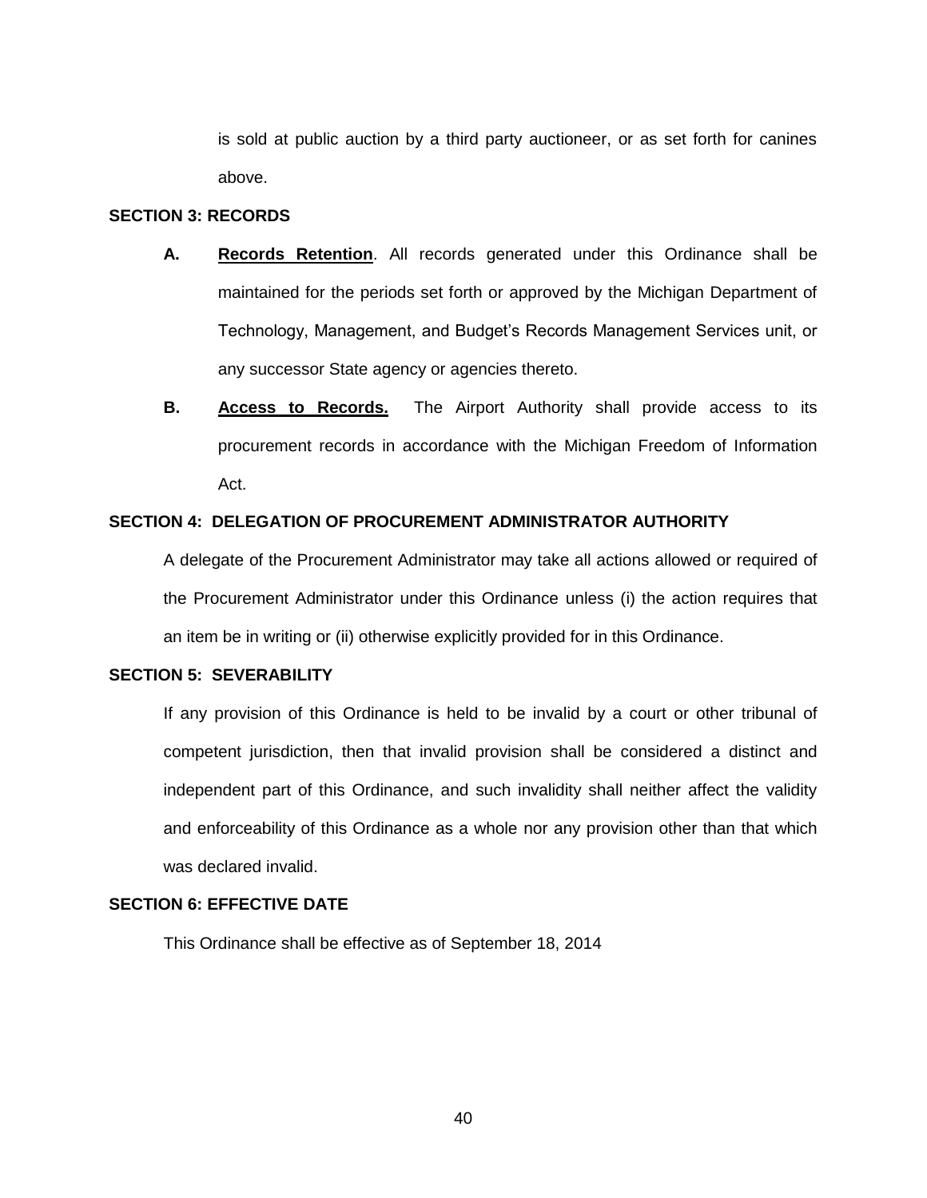is sold at public auction by a third party auctioneer, or as set forth for canines above.

**SECTION 3: RECORDS**

**A.** **Records Retention**. All records generated under this Ordinance shall be maintained for the periods set forth or approved by the Michigan Department of Technology, Management, and Budget's Records Management Services unit, or any successor State agency or agencies thereto.

**B.** **Access to Records.** The Airport Authority shall provide access to its procurement records in accordance with the Michigan Freedom of Information Act.

**SECTION 4: DELEGATION OF PROCUREMENT ADMINISTRATOR AUTHORITY**

A delegate of the Procurement Administrator may take all actions allowed or required of the Procurement Administrator under this Ordinance unless (i) the action requires that an item be in writing or (ii) otherwise explicitly provided for in this Ordinance.

**SECTION 5: SEVERABILITY**

If any provision of this Ordinance is held to be invalid by a court or other tribunal of competent jurisdiction, then that invalid provision shall be considered a distinct and independent part of this Ordinance, and such invalidity shall neither affect the validity and enforceability of this Ordinance as a whole nor any provision other than that which was declared invalid.

**SECTION 6: EFFECTIVE DATE**

This Ordinance shall be effective as of September 18, 2014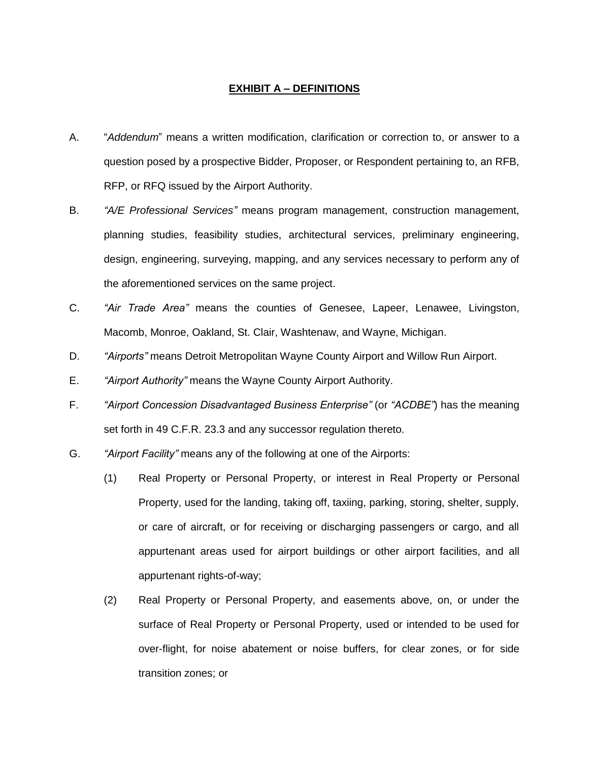**EXHIBIT A – DEFINITIONS**

A. "*Addendum*" means a written modification, clarification or correction to, or answer to a question posed by a prospective Bidder, Proposer, or Respondent pertaining to, an RFB, RFP, or RFQ issued by the Airport Authority.

B. *"A/E Professional Services"* means program management, construction management, planning studies, feasibility studies, architectural services, preliminary engineering, design, engineering, surveying, mapping, and any services necessary to perform any of the aforementioned services on the same project.

C. *"Air Trade Area"* means the counties of Genesee, Lapeer, Lenawee, Livingston, Macomb, Monroe, Oakland, St. Clair, Washtenaw, and Wayne, Michigan.

D. *"Airports"* means Detroit Metropolitan Wayne County Airport and Willow Run Airport.

E. *"Airport Authority"* means the Wayne County Airport Authority.

F. *"Airport Concession Disadvantaged Business Enterprise"* (or *"ACDBE"*) has the meaning set forth in 49 C.F.R. 23.3 and any successor regulation thereto.

G. *"Airport Facility"* means any of the following at one of the Airports:

(1) Real Property or Personal Property, or interest in Real Property or Personal Property, used for the landing, taking off, taxiing, parking, storing, shelter, supply, or care of aircraft, or for receiving or discharging passengers or cargo, and all appurtenant areas used for airport buildings or other airport facilities, and all appurtenant rights-of-way;

(2) Real Property or Personal Property, and easements above, on, or under the surface of Real Property or Personal Property, used or intended to be used for over-flight, for noise abatement or noise buffers, for clear zones, or for side transition zones; or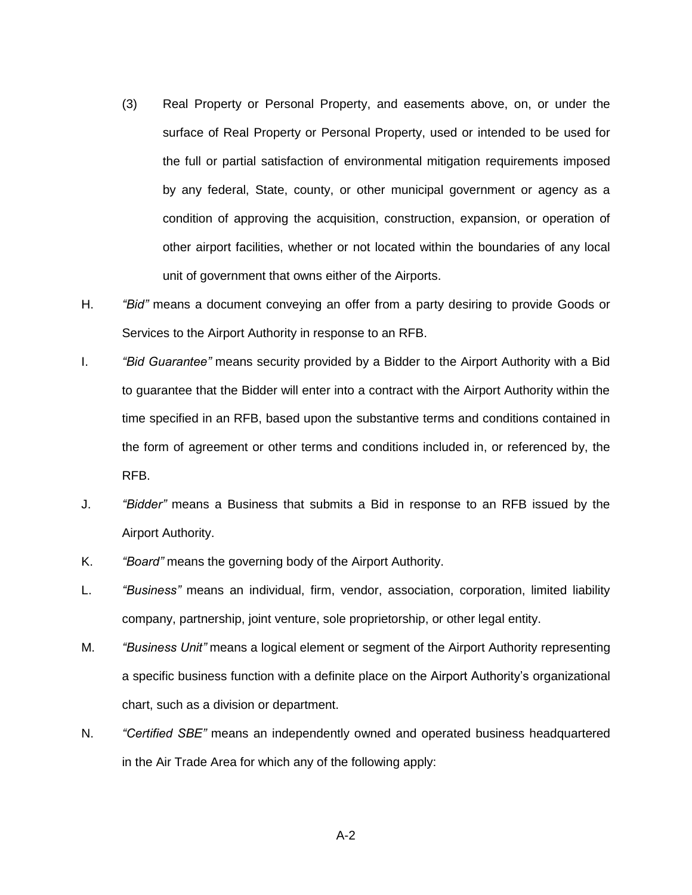(3) Real Property or Personal Property, and easements above, on, or under the surface of Real Property or Personal Property, used or intended to be used for the full or partial satisfaction of environmental mitigation requirements imposed by any federal, State, county, or other municipal government or agency as a condition of approving the acquisition, construction, expansion, or operation of other airport facilities, whether or not located within the boundaries of any local unit of government that owns either of the Airports.

H. *"Bid"* means a document conveying an offer from a party desiring to provide Goods or Services to the Airport Authority in response to an RFB.

I. *"Bid Guarantee"* means security provided by a Bidder to the Airport Authority with a Bid to guarantee that the Bidder will enter into a contract with the Airport Authority within the time specified in an RFB, based upon the substantive terms and conditions contained in the form of agreement or other terms and conditions included in, or referenced by, the RFB.

J. *"Bidder"* means a Business that submits a Bid in response to an RFB issued by the Airport Authority.

K. *"Board"* means the governing body of the Airport Authority.

L. *"Business"* means an individual, firm, vendor, association, corporation, limited liability company, partnership, joint venture, sole proprietorship, or other legal entity.

M. *"Business Unit"* means a logical element or segment of the Airport Authority representing a specific business function with a definite place on the Airport Authority's organizational chart, such as a division or department.

N. *"Certified SBE"* means an independently owned and operated business headquartered in the Air Trade Area for which any of the following apply: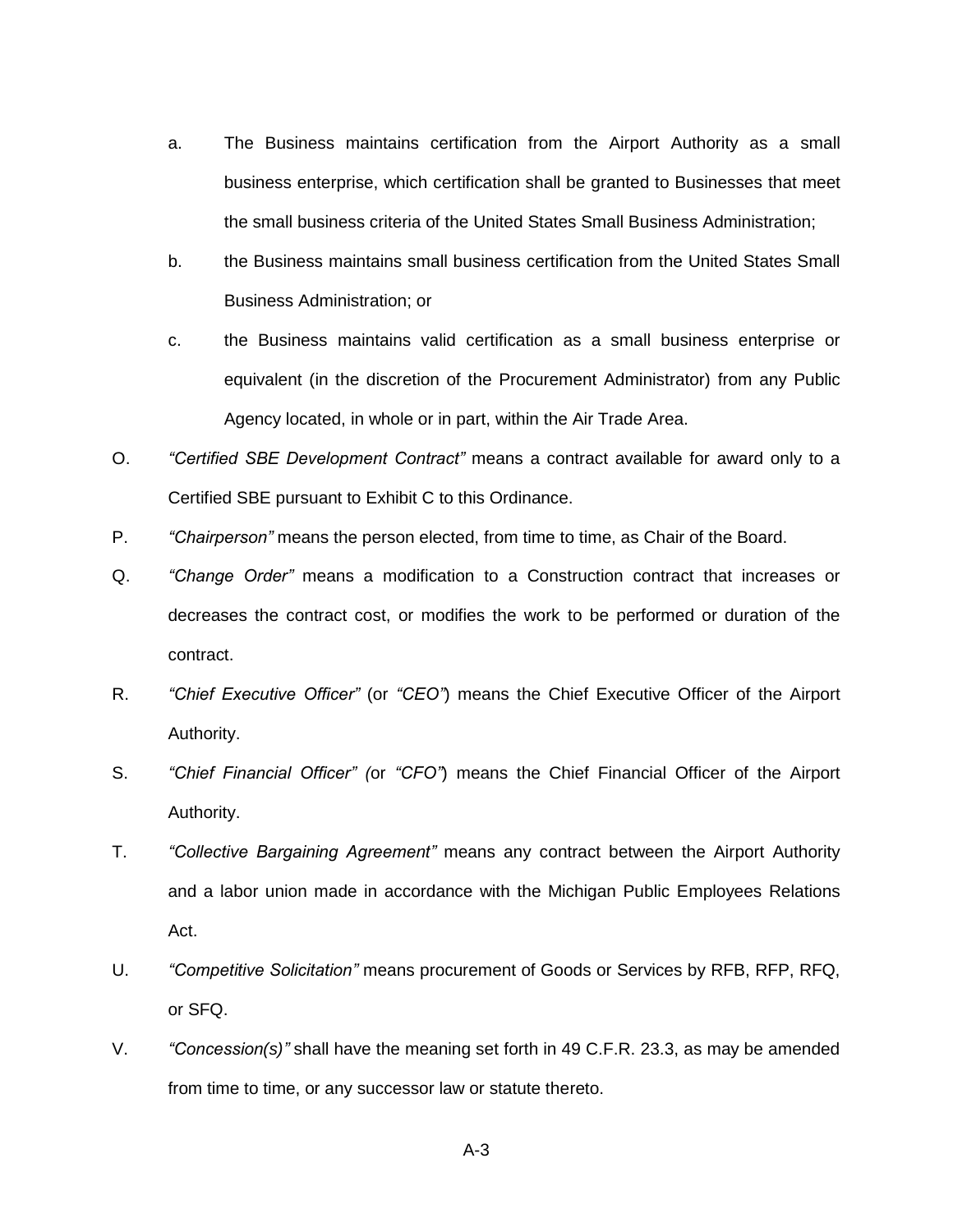a. The Business maintains certification from the Airport Authority as a small business enterprise, which certification shall be granted to Businesses that meet the small business criteria of the United States Small Business Administration;

b. the Business maintains small business certification from the United States Small Business Administration; or

c. the Business maintains valid certification as a small business enterprise or equivalent (in the discretion of the Procurement Administrator) from any Public Agency located, in whole or in part, within the Air Trade Area.

O. *"Certified SBE Development Contract"* means a contract available for award only to a Certified SBE pursuant to Exhibit C to this Ordinance.

P. *"Chairperson"* means the person elected, from time to time, as Chair of the Board.

Q. *"Change Order"* means a modification to a Construction contract that increases or decreases the contract cost, or modifies the work to be performed or duration of the contract.

R. *"Chief Executive Officer"* (or *"CEO"*) means the Chief Executive Officer of the Airport Authority.

S. *"Chief Financial Officer" (*or *"CFO"*) means the Chief Financial Officer of the Airport Authority.

T. *"Collective Bargaining Agreement"* means any contract between the Airport Authority and a labor union made in accordance with the Michigan Public Employees Relations Act.

U. *"Competitive Solicitation"* means procurement of Goods or Services by RFB, RFP, RFQ, or SFQ.

V. *"Concession(s)"* shall have the meaning set forth in 49 C.F.R. 23.3, as may be amended from time to time, or any successor law or statute thereto.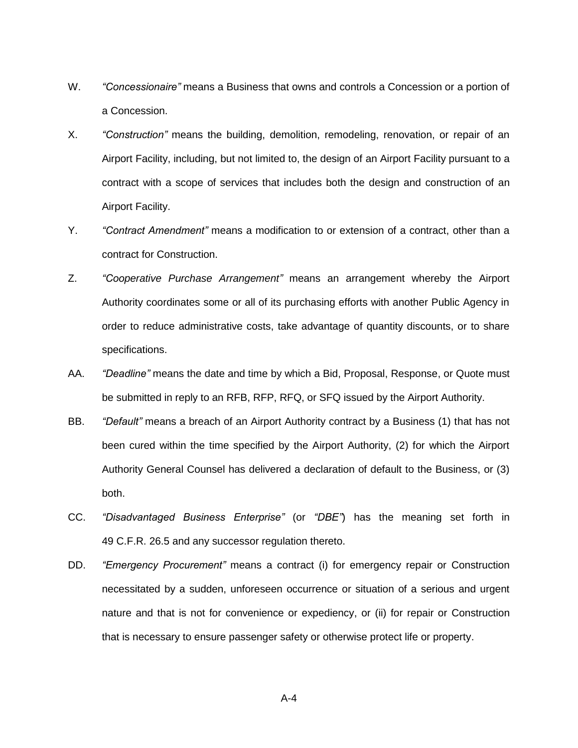W. *"Concessionaire"* means a Business that owns and controls a Concession or a portion of a Concession.

X. *"Construction"* means the building, demolition, remodeling, renovation, or repair of an Airport Facility, including, but not limited to, the design of an Airport Facility pursuant to a contract with a scope of services that includes both the design and construction of an Airport Facility.

Y. *"Contract Amendment"* means a modification to or extension of a contract, other than a contract for Construction.

Z. *"Cooperative Purchase Arrangement"* means an arrangement whereby the Airport Authority coordinates some or all of its purchasing efforts with another Public Agency in order to reduce administrative costs, take advantage of quantity discounts, or to share specifications.

AA. *"Deadline"* means the date and time by which a Bid, Proposal, Response, or Quote must be submitted in reply to an RFB, RFP, RFQ, or SFQ issued by the Airport Authority.

BB. *"Default"* means a breach of an Airport Authority contract by a Business (1) that has not been cured within the time specified by the Airport Authority, (2) for which the Airport Authority General Counsel has delivered a declaration of default to the Business, or (3) both.

CC. *"Disadvantaged Business Enterprise"* (or *"DBE"*) has the meaning set forth in 49 C.F.R. 26.5 and any successor regulation thereto.

DD. *"Emergency Procurement"* means a contract (i) for emergency repair or Construction necessitated by a sudden, unforeseen occurrence or situation of a serious and urgent nature and that is not for convenience or expediency, or (ii) for repair or Construction that is necessary to ensure passenger safety or otherwise protect life or property.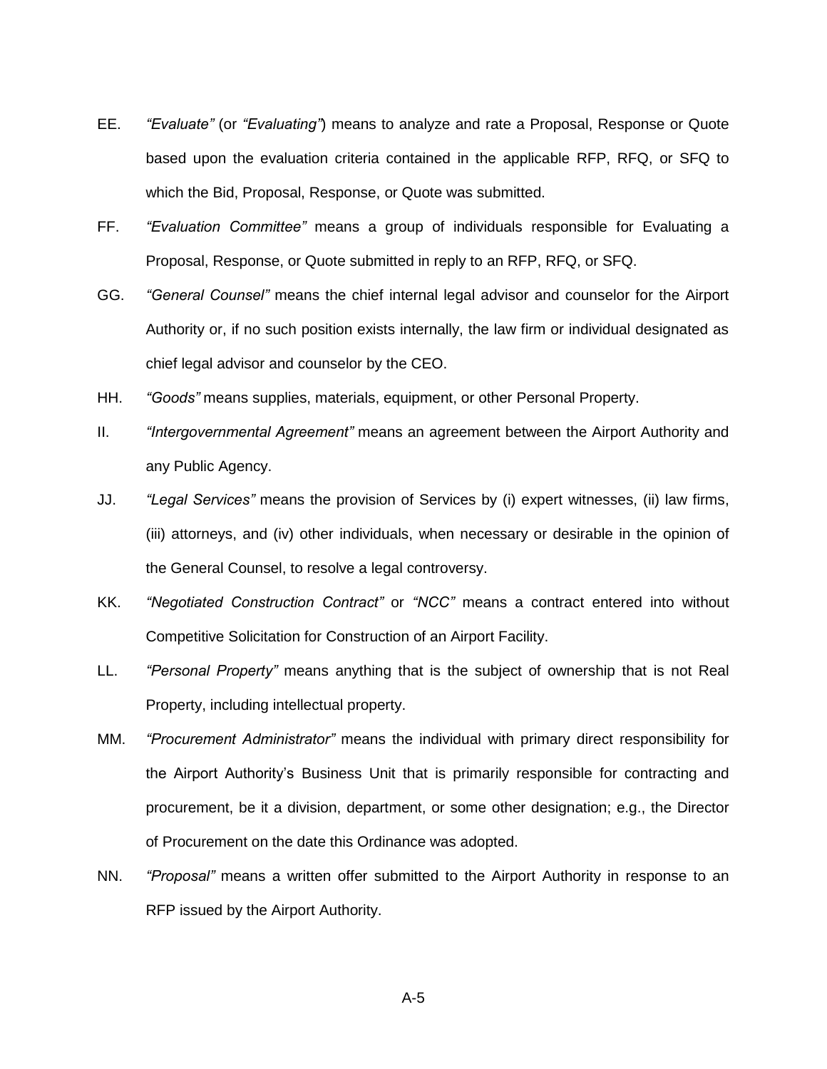EE. *"Evaluate"* (or *"Evaluating"*) means to analyze and rate a Proposal, Response or Quote based upon the evaluation criteria contained in the applicable RFP, RFQ, or SFQ to which the Bid, Proposal, Response, or Quote was submitted.

FF. *"Evaluation Committee"* means a group of individuals responsible for Evaluating a Proposal, Response, or Quote submitted in reply to an RFP, RFQ, or SFQ.

GG. *"General Counsel"* means the chief internal legal advisor and counselor for the Airport Authority or, if no such position exists internally, the law firm or individual designated as chief legal advisor and counselor by the CEO.

HH. *"Goods"* means supplies, materials, equipment, or other Personal Property.

II. *"Intergovernmental Agreement"* means an agreement between the Airport Authority and any Public Agency.

JJ. *"Legal Services"* means the provision of Services by (i) expert witnesses, (ii) law firms, (iii) attorneys, and (iv) other individuals, when necessary or desirable in the opinion of the General Counsel, to resolve a legal controversy.

KK. *"Negotiated Construction Contract"* or *"NCC"* means a contract entered into without Competitive Solicitation for Construction of an Airport Facility.

LL. *"Personal Property"* means anything that is the subject of ownership that is not Real Property, including intellectual property.

MM. *"Procurement Administrator"* means the individual with primary direct responsibility for the Airport Authority's Business Unit that is primarily responsible for contracting and procurement, be it a division, department, or some other designation; e.g., the Director of Procurement on the date this Ordinance was adopted.

NN. *"Proposal"* means a written offer submitted to the Airport Authority in response to an RFP issued by the Airport Authority.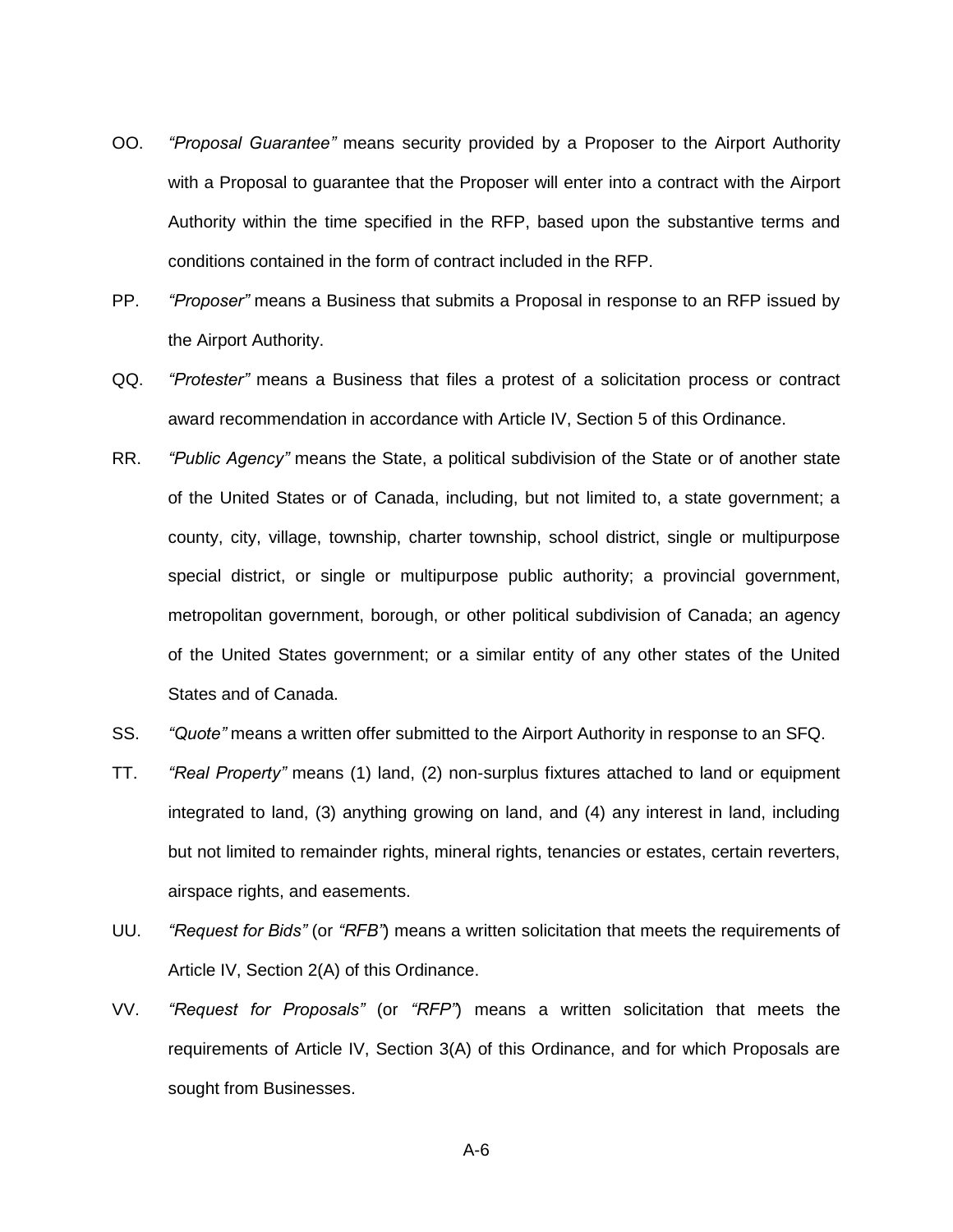OO. *"Proposal Guarantee"* means security provided by a Proposer to the Airport Authority with a Proposal to guarantee that the Proposer will enter into a contract with the Airport Authority within the time specified in the RFP, based upon the substantive terms and conditions contained in the form of contract included in the RFP.

PP. *"Proposer"* means a Business that submits a Proposal in response to an RFP issued by the Airport Authority.

QQ. *"Protester"* means a Business that files a protest of a solicitation process or contract award recommendation in accordance with Article IV, Section 5 of this Ordinance.

RR. *"Public Agency"* means the State, a political subdivision of the State or of another state of the United States or of Canada, including, but not limited to, a state government; a county, city, village, township, charter township, school district, single or multipurpose special district, or single or multipurpose public authority; a provincial government, metropolitan government, borough, or other political subdivision of Canada; an agency of the United States government; or a similar entity of any other states of the United States and of Canada.

SS. *"Quote"* means a written offer submitted to the Airport Authority in response to an SFQ.

TT. *"Real Property"* means (1) land, (2) non-surplus fixtures attached to land or equipment integrated to land, (3) anything growing on land, and (4) any interest in land, including but not limited to remainder rights, mineral rights, tenancies or estates, certain reverters, airspace rights, and easements.

UU. *"Request for Bids"* (or *"RFB"*) means a written solicitation that meets the requirements of Article IV, Section 2(A) of this Ordinance.

VV. *"Request for Proposals"* (or *"RFP"*) means a written solicitation that meets the requirements of Article IV, Section 3(A) of this Ordinance, and for which Proposals are sought from Businesses.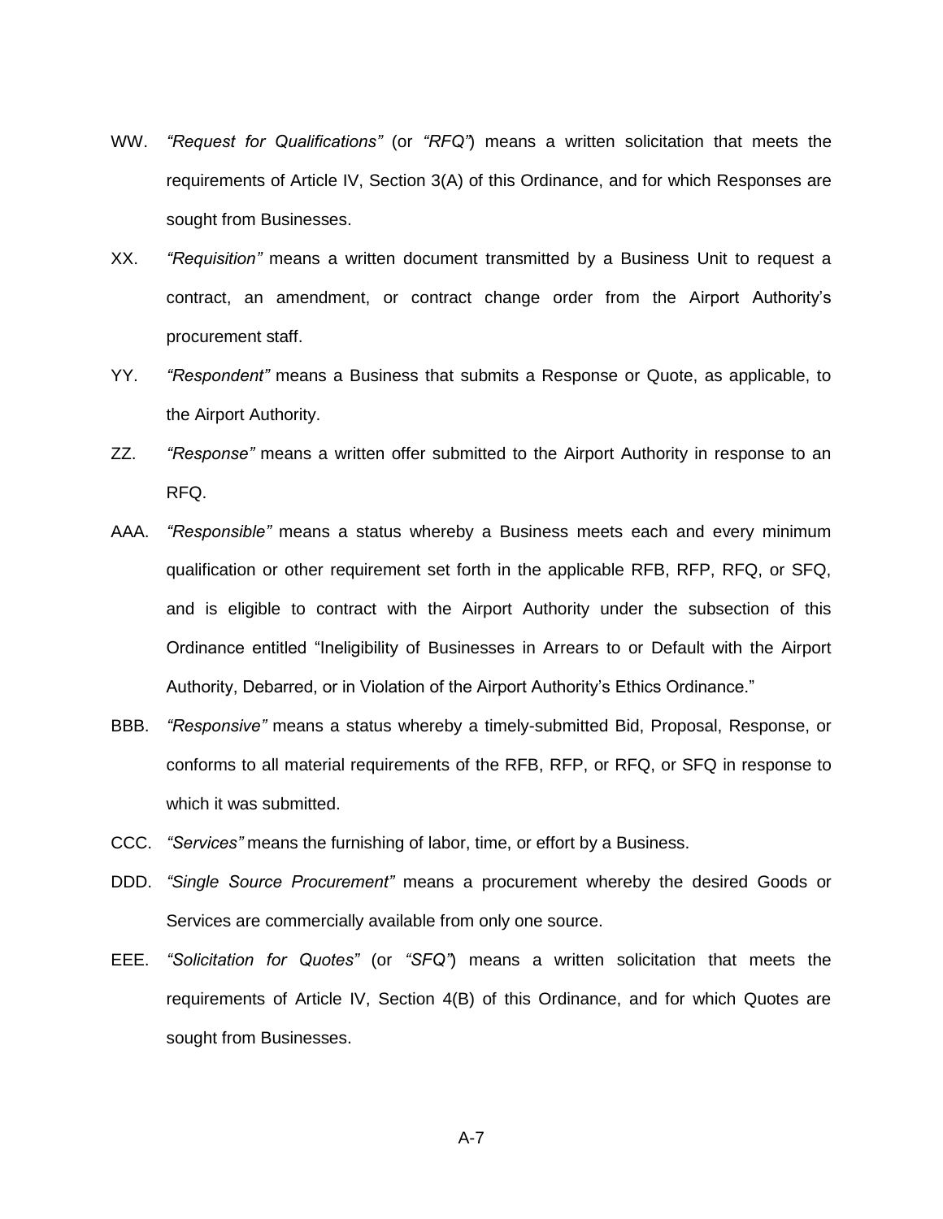WW. *"Request for Qualifications"* (or *"RFQ"*) means a written solicitation that meets the requirements of Article IV, Section 3(A) of this Ordinance, and for which Responses are sought from Businesses.

XX. *"Requisition"* means a written document transmitted by a Business Unit to request a contract, an amendment, or contract change order from the Airport Authority's procurement staff.

YY. *"Respondent"* means a Business that submits a Response or Quote, as applicable, to the Airport Authority.

ZZ. *"Response"* means a written offer submitted to the Airport Authority in response to an RFQ.

AAA. *"Responsible"* means a status whereby a Business meets each and every minimum qualification or other requirement set forth in the applicable RFB, RFP, RFQ, or SFQ, and is eligible to contract with the Airport Authority under the subsection of this Ordinance entitled "Ineligibility of Businesses in Arrears to or Default with the Airport Authority, Debarred, or in Violation of the Airport Authority's Ethics Ordinance."

BBB. *"Responsive"* means a status whereby a timely-submitted Bid, Proposal, Response, or conforms to all material requirements of the RFB, RFP, or RFQ, or SFQ in response to which it was submitted.

CCC. *"Services"* means the furnishing of labor, time, or effort by a Business.

DDD. *"Single Source Procurement"* means a procurement whereby the desired Goods or Services are commercially available from only one source.

EEE. *"Solicitation for Quotes"* (or *"SFQ"*) means a written solicitation that meets the requirements of Article IV, Section 4(B) of this Ordinance, and for which Quotes are sought from Businesses.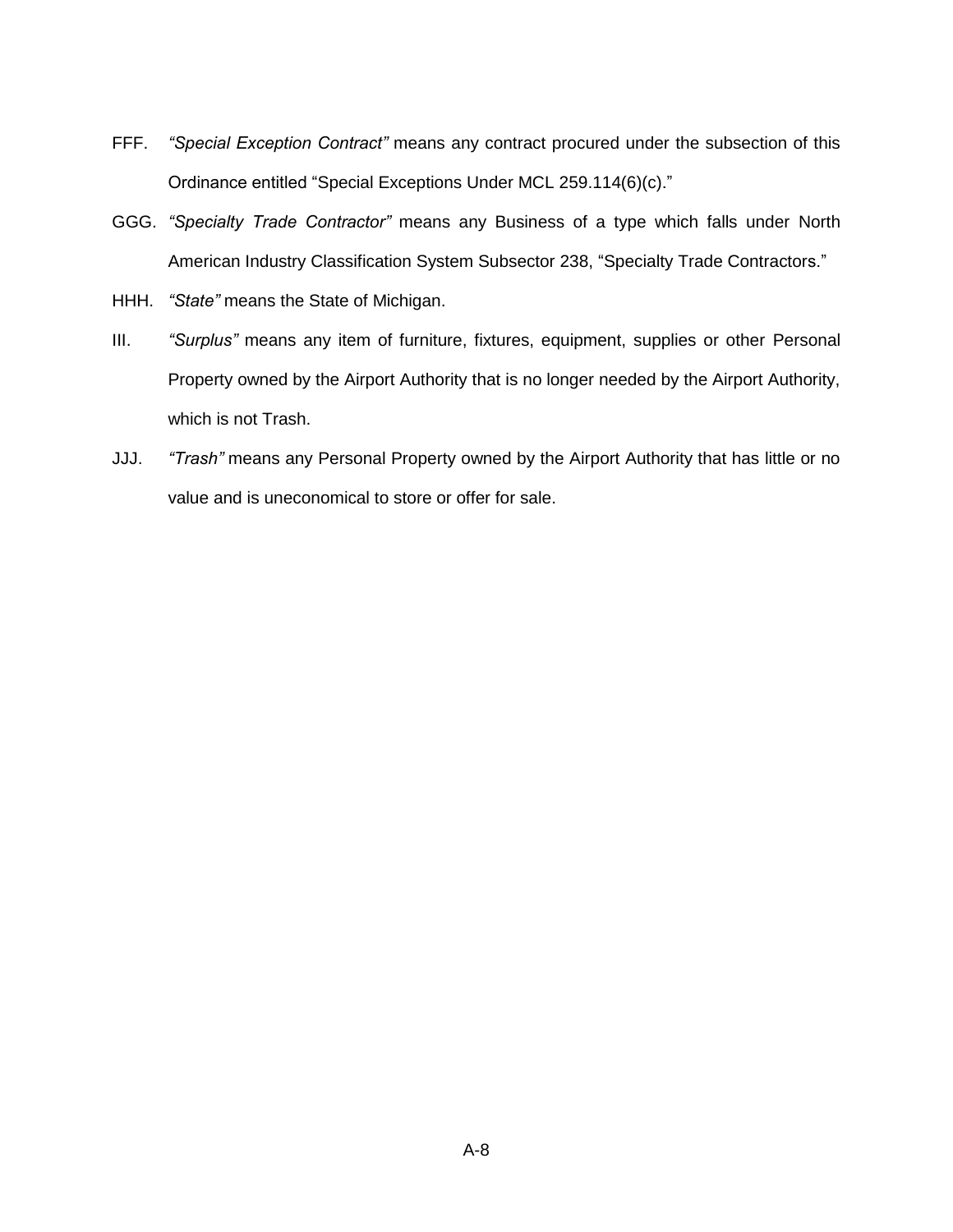FFF. *"Special Exception Contract"* means any contract procured under the subsection of this Ordinance entitled "Special Exceptions Under MCL 259.114(6)(c)."

GGG. *"Specialty Trade Contractor"* means any Business of a type which falls under North American Industry Classification System Subsector 238, "Specialty Trade Contractors."

HHH. *"State"* means the State of Michigan.

III. *"Surplus"* means any item of furniture, fixtures, equipment, supplies or other Personal Property owned by the Airport Authority that is no longer needed by the Airport Authority, which is not Trash.

JJJ. *"Trash"* means any Personal Property owned by the Airport Authority that has little or no value and is uneconomical to store or offer for sale.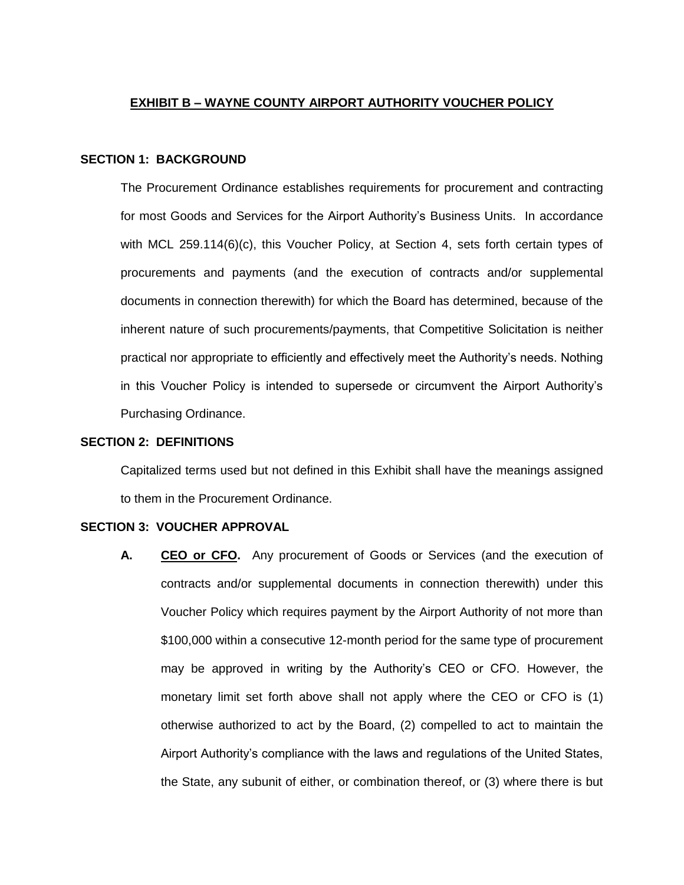## EXHIBIT B – WAYNE COUNTY AIRPORT AUTHORITY VOUCHER POLICY

### SECTION 1: BACKGROUND

The Procurement Ordinance establishes requirements for procurement and contracting for most Goods and Services for the Airport Authority's Business Units. In accordance with MCL 259.114(6)(c), this Voucher Policy, at Section 4, sets forth certain types of procurements and payments (and the execution of contracts and/or supplemental documents in connection therewith) for which the Board has determined, because of the inherent nature of such procurements/payments, that Competitive Solicitation is neither practical nor appropriate to efficiently and effectively meet the Authority's needs. Nothing in this Voucher Policy is intended to supersede or circumvent the Airport Authority's Purchasing Ordinance.

### SECTION 2: DEFINITIONS

Capitalized terms used but not defined in this Exhibit shall have the meanings assigned to them in the Procurement Ordinance.

### SECTION 3: VOUCHER APPROVAL

**A. CEO or CFO.** Any procurement of Goods or Services (and the execution of contracts and/or supplemental documents in connection therewith) under this Voucher Policy which requires payment by the Airport Authority of not more than \$100,000 within a consecutive 12-month period for the same type of procurement may be approved in writing by the Authority's CEO or CFO. However, the monetary limit set forth above shall not apply where the CEO or CFO is (1) otherwise authorized to act by the Board, (2) compelled to act to maintain the Airport Authority's compliance with the laws and regulations of the United States, the State, any subunit of either, or combination thereof, or (3) where there is but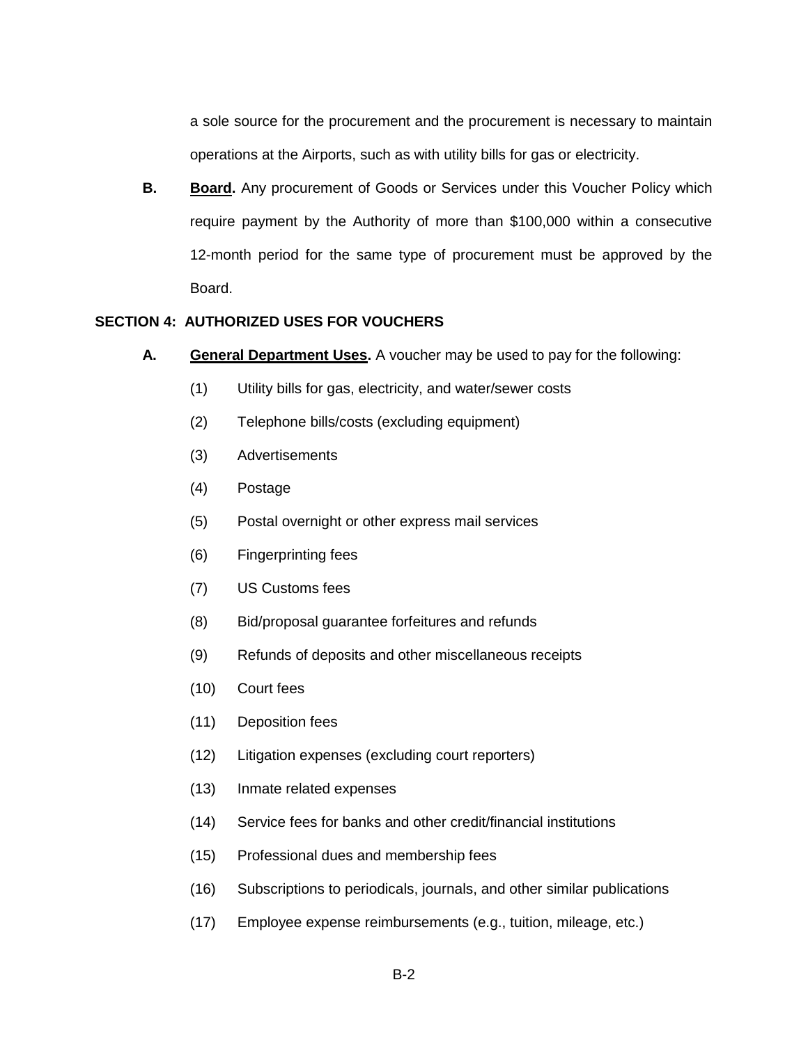a sole source for the procurement and the procurement is necessary to maintain operations at the Airports, such as with utility bills for gas or electricity.

**B.** **Board.** Any procurement of Goods or Services under this Voucher Policy which require payment by the Authority of more than $100,000 within a consecutive 12-month period for the same type of procurement must be approved by the Board.

## SECTION 4: AUTHORIZED USES FOR VOUCHERS

**A.** **General Department Uses.** A voucher may be used to pay for the following:

(1) Utility bills for gas, electricity, and water/sewer costs

(2) Telephone bills/costs (excluding equipment)

(3) Advertisements

(4) Postage

(5) Postal overnight or other express mail services

(6) Fingerprinting fees

(7) US Customs fees

(8) Bid/proposal guarantee forfeitures and refunds

(9) Refunds of deposits and other miscellaneous receipts

(10) Court fees

(11) Deposition fees

(12) Litigation expenses (excluding court reporters)

(13) Inmate related expenses

(14) Service fees for banks and other credit/financial institutions

(15) Professional dues and membership fees

(16) Subscriptions to periodicals, journals, and other similar publications

(17) Employee expense reimbursements (e.g., tuition, mileage, etc.)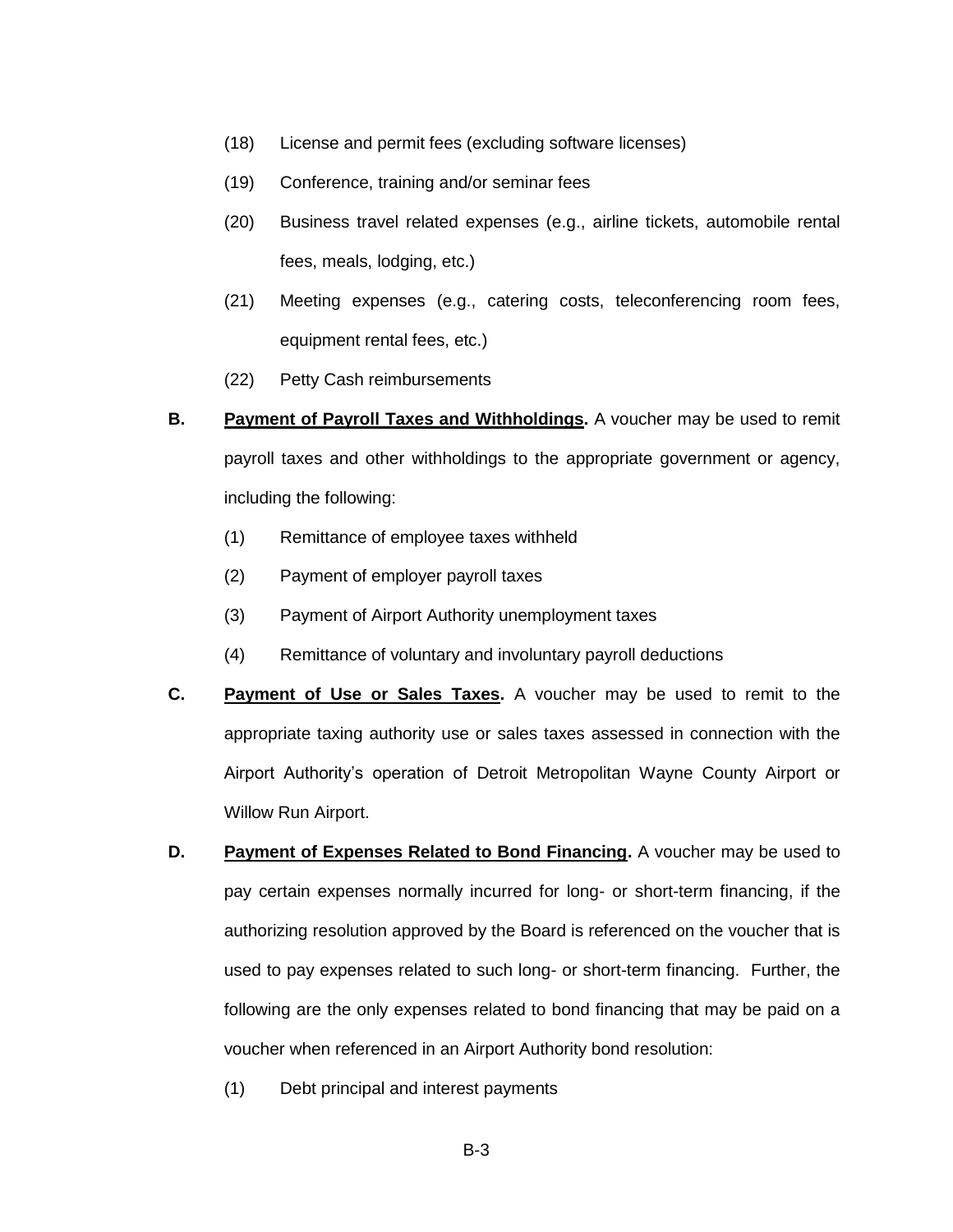(18) License and permit fees (excluding software licenses)

(19) Conference, training and/or seminar fees

(20) Business travel related expenses (e.g., airline tickets, automobile rental fees, meals, lodging, etc.)

(21) Meeting expenses (e.g., catering costs, teleconferencing room fees, equipment rental fees, etc.)

(22) Petty Cash reimbursements

**B.** **Payment of Payroll Taxes and Withholdings.** A voucher may be used to remit payroll taxes and other withholdings to the appropriate government or agency, including the following:

(1) Remittance of employee taxes withheld

(2) Payment of employer payroll taxes

(3) Payment of Airport Authority unemployment taxes

(4) Remittance of voluntary and involuntary payroll deductions

**C.** **Payment of Use or Sales Taxes.** A voucher may be used to remit to the appropriate taxing authority use or sales taxes assessed in connection with the Airport Authority's operation of Detroit Metropolitan Wayne County Airport or Willow Run Airport.

**D.** **Payment of Expenses Related to Bond Financing.** A voucher may be used to pay certain expenses normally incurred for long- or short-term financing, if the authorizing resolution approved by the Board is referenced on the voucher that is used to pay expenses related to such long- or short-term financing. Further, the following are the only expenses related to bond financing that may be paid on a voucher when referenced in an Airport Authority bond resolution:

(1) Debt principal and interest payments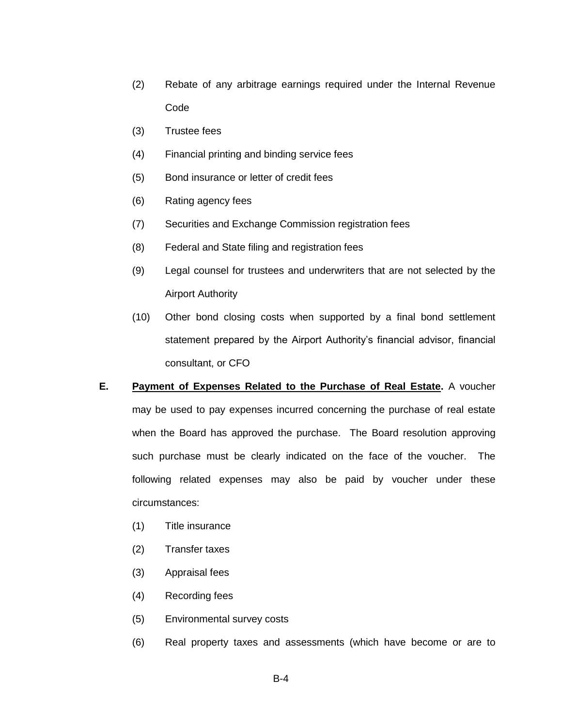(2) Rebate of any arbitrage earnings required under the Internal Revenue Code

(3) Trustee fees

(4) Financial printing and binding service fees

(5) Bond insurance or letter of credit fees

(6) Rating agency fees

(7) Securities and Exchange Commission registration fees

(8) Federal and State filing and registration fees

(9) Legal counsel for trustees and underwriters that are not selected by the Airport Authority

(10) Other bond closing costs when supported by a final bond settlement statement prepared by the Airport Authority's financial advisor, financial consultant, or CFO

**E.** **Payment of Expenses Related to the Purchase of Real Estate.** A voucher may be used to pay expenses incurred concerning the purchase of real estate when the Board has approved the purchase. The Board resolution approving such purchase must be clearly indicated on the face of the voucher. The following related expenses may also be paid by voucher under these circumstances:

(1) Title insurance

(2) Transfer taxes

(3) Appraisal fees

(4) Recording fees

(5) Environmental survey costs

(6) Real property taxes and assessments (which have become or are to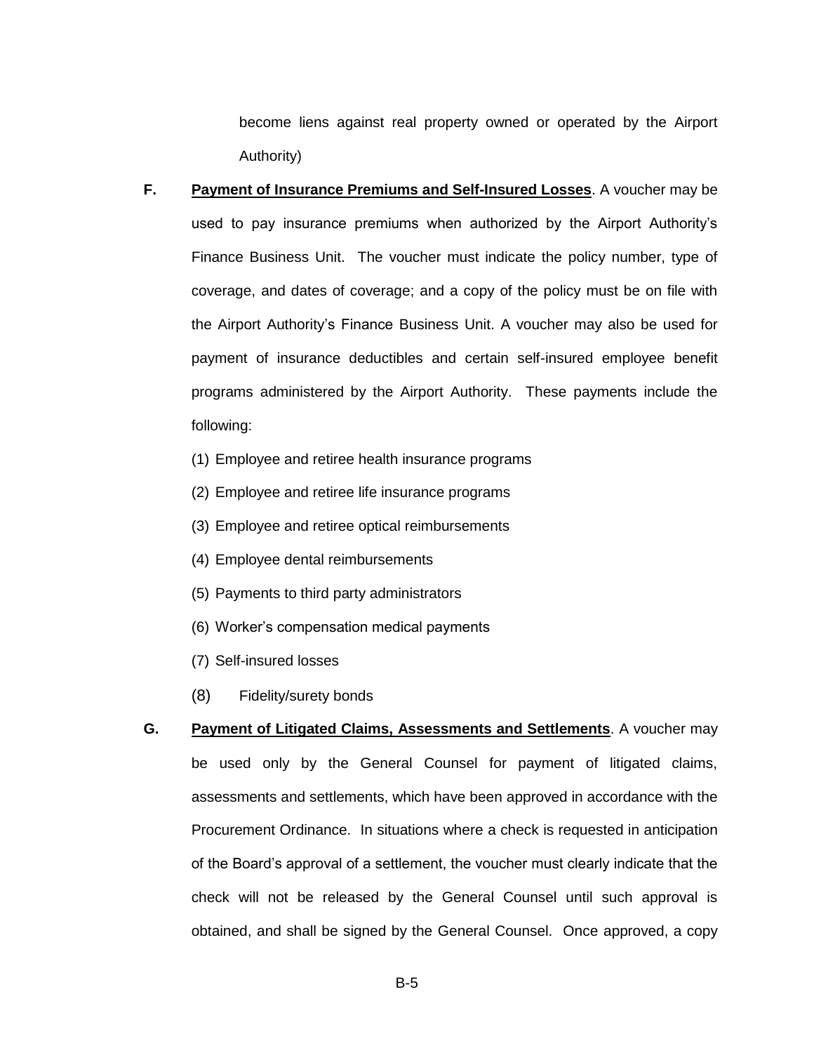become liens against real property owned or operated by the Airport Authority)

**F.** **Payment of Insurance Premiums and Self-Insured Losses**. A voucher may be used to pay insurance premiums when authorized by the Airport Authority's Finance Business Unit. The voucher must indicate the policy number, type of coverage, and dates of coverage; and a copy of the policy must be on file with the Airport Authority's Finance Business Unit. A voucher may also be used for payment of insurance deductibles and certain self-insured employee benefit programs administered by the Airport Authority. These payments include the following:

(1) Employee and retiree health insurance programs

(2) Employee and retiree life insurance programs

(3) Employee and retiree optical reimbursements

(4) Employee dental reimbursements

(5) Payments to third party administrators

(6) Worker's compensation medical payments

(7) Self-insured losses

(8) Fidelity/surety bonds

**G.** **Payment of Litigated Claims, Assessments and Settlements**. A voucher may be used only by the General Counsel for payment of litigated claims, assessments and settlements, which have been approved in accordance with the Procurement Ordinance. In situations where a check is requested in anticipation of the Board's approval of a settlement, the voucher must clearly indicate that the check will not be released by the General Counsel until such approval is obtained, and shall be signed by the General Counsel. Once approved, a copy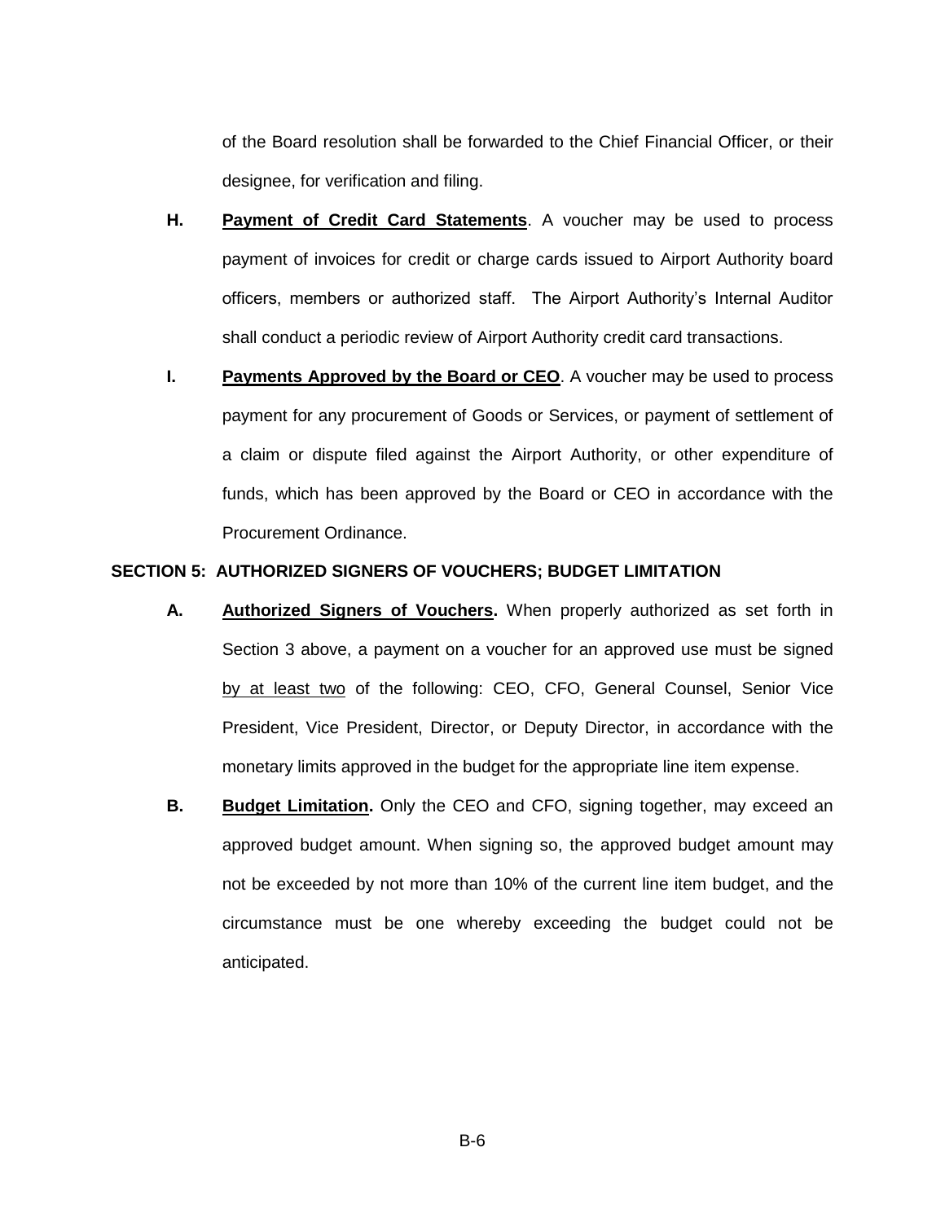of the Board resolution shall be forwarded to the Chief Financial Officer, or their designee, for verification and filing.

**H.** **<u>Payment of Credit Card Statements</u>**. A voucher may be used to process payment of invoices for credit or charge cards issued to Airport Authority board officers, members or authorized staff. The Airport Authority's Internal Auditor shall conduct a periodic review of Airport Authority credit card transactions.

**I.** **<u>Payments Approved by the Board or CEO</u>**. A voucher may be used to process payment for any procurement of Goods or Services, or payment of settlement of a claim or dispute filed against the Airport Authority, or other expenditure of funds, which has been approved by the Board or CEO in accordance with the Procurement Ordinance.

**SECTION 5: AUTHORIZED SIGNERS OF VOUCHERS; BUDGET LIMITATION**

**A.** **<u>Authorized Signers of Vouchers</u>.** When properly authorized as set forth in Section 3 above, a payment on a voucher for an approved use must be signed <u>by at least two</u> of the following: CEO, CFO, General Counsel, Senior Vice President, Vice President, Director, or Deputy Director, in accordance with the monetary limits approved in the budget for the appropriate line item expense.

**B.** **<u>Budget Limitation</u>.** Only the CEO and CFO, signing together, may exceed an approved budget amount. When signing so, the approved budget amount may not be exceeded by not more than 10% of the current line item budget, and the circumstance must be one whereby exceeding the budget could not be anticipated.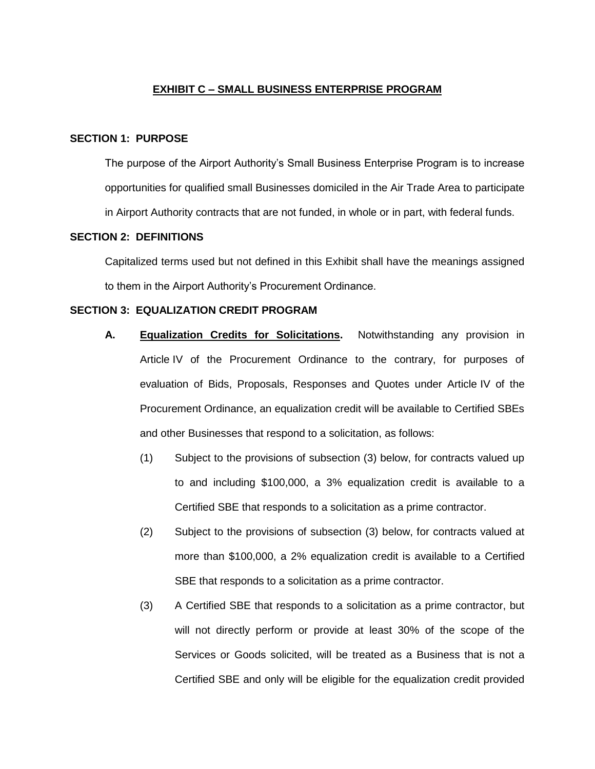## EXHIBIT C – SMALL BUSINESS ENTERPRISE PROGRAM

### SECTION 1: PURPOSE

The purpose of the Airport Authority's Small Business Enterprise Program is to increase opportunities for qualified small Businesses domiciled in the Air Trade Area to participate in Airport Authority contracts that are not funded, in whole or in part, with federal funds.

### SECTION 2: DEFINITIONS

Capitalized terms used but not defined in this Exhibit shall have the meanings assigned to them in the Airport Authority's Procurement Ordinance.

### SECTION 3: EQUALIZATION CREDIT PROGRAM

**A. Equalization Credits for Solicitations.** Notwithstanding any provision in Article IV of the Procurement Ordinance to the contrary, for purposes of evaluation of Bids, Proposals, Responses and Quotes under Article IV of the Procurement Ordinance, an equalization credit will be available to Certified SBEs and other Businesses that respond to a solicitation, as follows:

(1) Subject to the provisions of subsection (3) below, for contracts valued up to and including $100,000, a 3% equalization credit is available to a Certified SBE that responds to a solicitation as a prime contractor.

(2) Subject to the provisions of subsection (3) below, for contracts valued at more than $100,000, a 2% equalization credit is available to a Certified SBE that responds to a solicitation as a prime contractor.

(3) A Certified SBE that responds to a solicitation as a prime contractor, but will not directly perform or provide at least 30% of the scope of the Services or Goods solicited, will be treated as a Business that is not a Certified SBE and only will be eligible for the equalization credit provided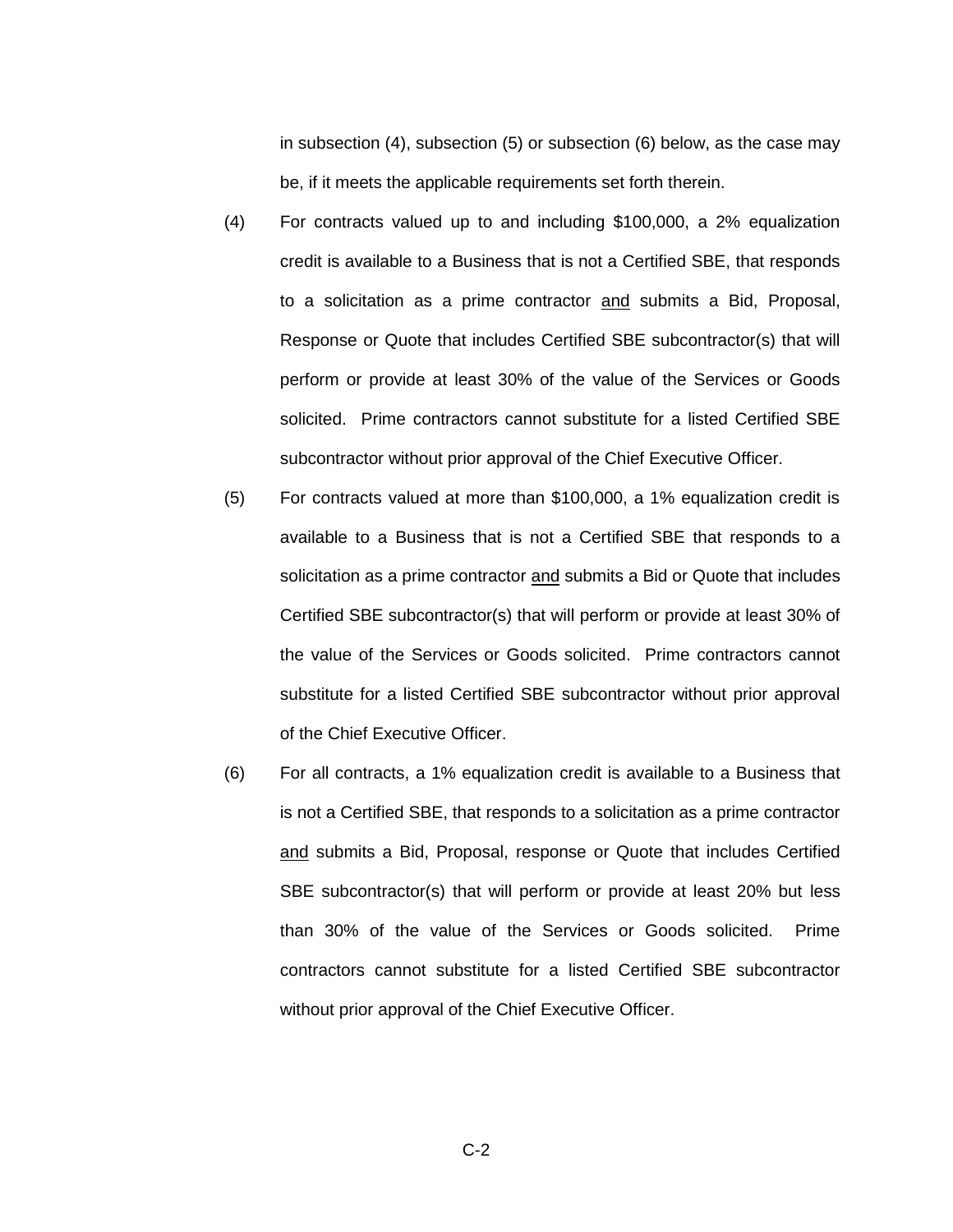in subsection (4), subsection (5) or subsection (6) below, as the case may be, if it meets the applicable requirements set forth therein.

(4) For contracts valued up to and including $100,000, a 2% equalization credit is available to a Business that is not a Certified SBE, that responds to a solicitation as a prime contractor <u>and</u> submits a Bid, Proposal, Response or Quote that includes Certified SBE subcontractor(s) that will perform or provide at least 30% of the value of the Services or Goods solicited. Prime contractors cannot substitute for a listed Certified SBE subcontractor without prior approval of the Chief Executive Officer.

(5) For contracts valued at more than $100,000, a 1% equalization credit is available to a Business that is not a Certified SBE that responds to a solicitation as a prime contractor <u>and</u> submits a Bid or Quote that includes Certified SBE subcontractor(s) that will perform or provide at least 30% of the value of the Services or Goods solicited. Prime contractors cannot substitute for a listed Certified SBE subcontractor without prior approval of the Chief Executive Officer.

(6) For all contracts, a 1% equalization credit is available to a Business that is not a Certified SBE, that responds to a solicitation as a prime contractor <u>and</u> submits a Bid, Proposal, response or Quote that includes Certified SBE subcontractor(s) that will perform or provide at least 20% but less than 30% of the value of the Services or Goods solicited. Prime contractors cannot substitute for a listed Certified SBE subcontractor without prior approval of the Chief Executive Officer.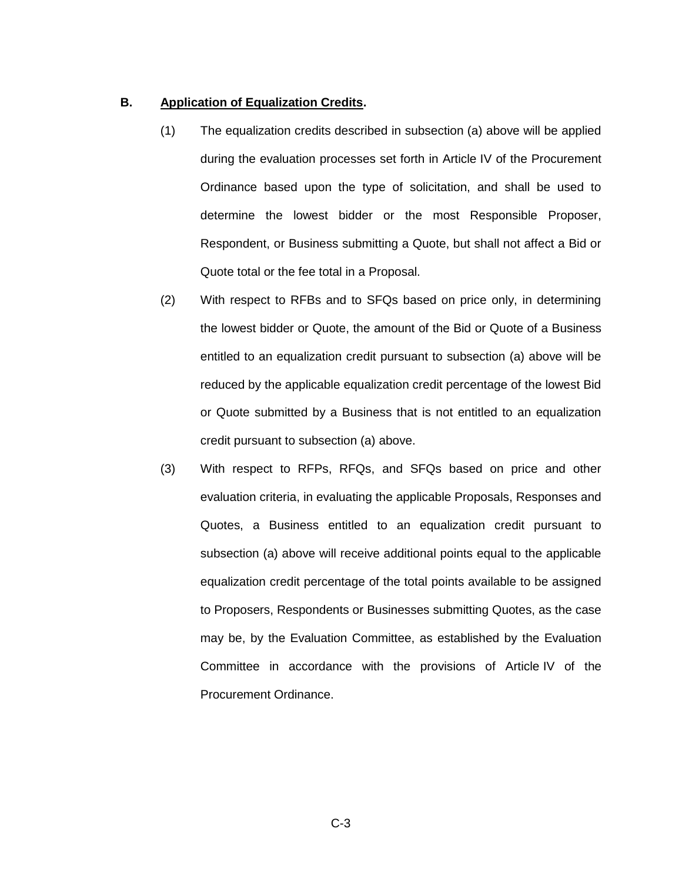**B. <u>Application of Equalization Credits</u>.**

(1) The equalization credits described in subsection (a) above will be applied during the evaluation processes set forth in Article IV of the Procurement Ordinance based upon the type of solicitation, and shall be used to determine the lowest bidder or the most Responsible Proposer, Respondent, or Business submitting a Quote, but shall not affect a Bid or Quote total or the fee total in a Proposal.

(2) With respect to RFBs and to SFQs based on price only, in determining the lowest bidder or Quote, the amount of the Bid or Quote of a Business entitled to an equalization credit pursuant to subsection (a) above will be reduced by the applicable equalization credit percentage of the lowest Bid or Quote submitted by a Business that is not entitled to an equalization credit pursuant to subsection (a) above.

(3) With respect to RFPs, RFQs, and SFQs based on price and other evaluation criteria, in evaluating the applicable Proposals, Responses and Quotes, a Business entitled to an equalization credit pursuant to subsection (a) above will receive additional points equal to the applicable equalization credit percentage of the total points available to be assigned to Proposers, Respondents or Businesses submitting Quotes, as the case may be, by the Evaluation Committee, as established by the Evaluation Committee in accordance with the provisions of Article IV of the Procurement Ordinance.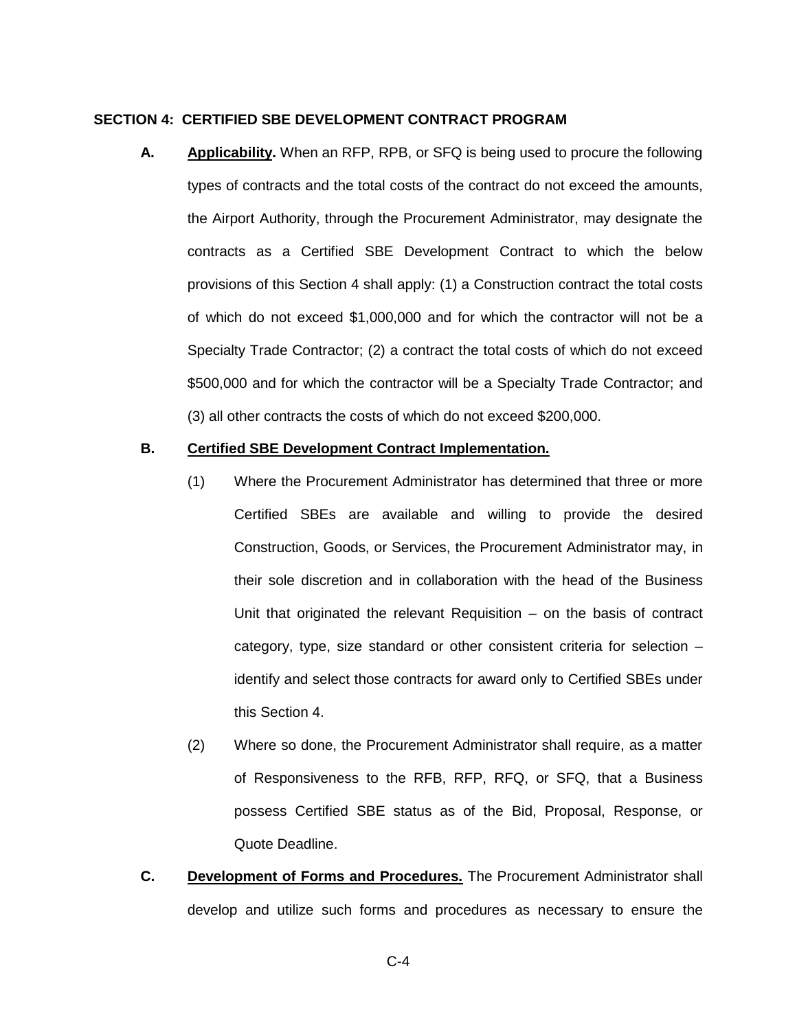## SECTION 4: CERTIFIED SBE DEVELOPMENT CONTRACT PROGRAM

**A.** **Applicability.** When an RFP, RPB, or SFQ is being used to procure the following types of contracts and the total costs of the contract do not exceed the amounts, the Airport Authority, through the Procurement Administrator, may designate the contracts as a Certified SBE Development Contract to which the below provisions of this Section 4 shall apply: (1) a Construction contract the total costs of which do not exceed $1,000,000 and for which the contractor will not be a Specialty Trade Contractor; (2) a contract the total costs of which do not exceed $500,000 and for which the contractor will be a Specialty Trade Contractor; and (3) all other contracts the costs of which do not exceed $200,000.

**B.** **Certified SBE Development Contract Implementation.**

(1) Where the Procurement Administrator has determined that three or more Certified SBEs are available and willing to provide the desired Construction, Goods, or Services, the Procurement Administrator may, in their sole discretion and in collaboration with the head of the Business Unit that originated the relevant Requisition – on the basis of contract category, type, size standard or other consistent criteria for selection – identify and select those contracts for award only to Certified SBEs under this Section 4.

(2) Where so done, the Procurement Administrator shall require, as a matter of Responsiveness to the RFB, RFP, RFQ, or SFQ, that a Business possess Certified SBE status as of the Bid, Proposal, Response, or Quote Deadline.

**C.** **Development of Forms and Procedures.** The Procurement Administrator shall develop and utilize such forms and procedures as necessary to ensure the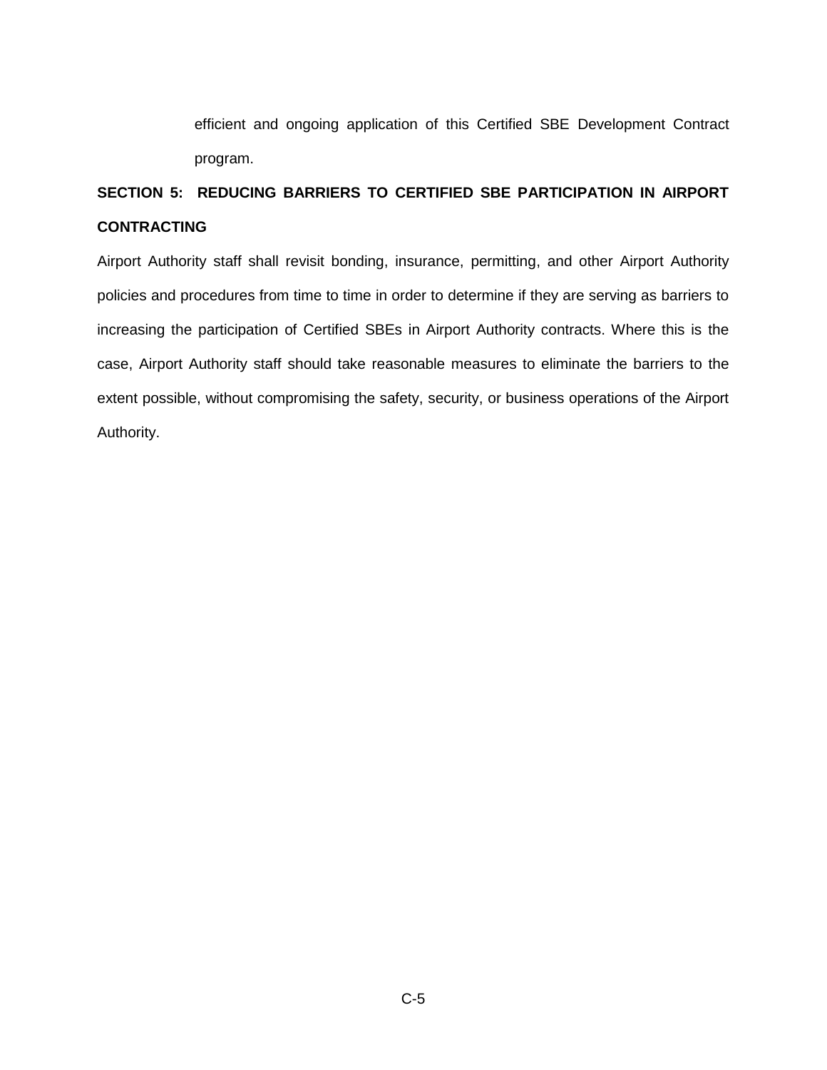efficient and ongoing application of this Certified SBE Development Contract program.

**SECTION 5: REDUCING BARRIERS TO CERTIFIED SBE PARTICIPATION IN AIRPORT CONTRACTING**

Airport Authority staff shall revisit bonding, insurance, permitting, and other Airport Authority policies and procedures from time to time in order to determine if they are serving as barriers to increasing the participation of Certified SBEs in Airport Authority contracts. Where this is the case, Airport Authority staff should take reasonable measures to eliminate the barriers to the extent possible, without compromising the safety, security, or business operations of the Airport Authority.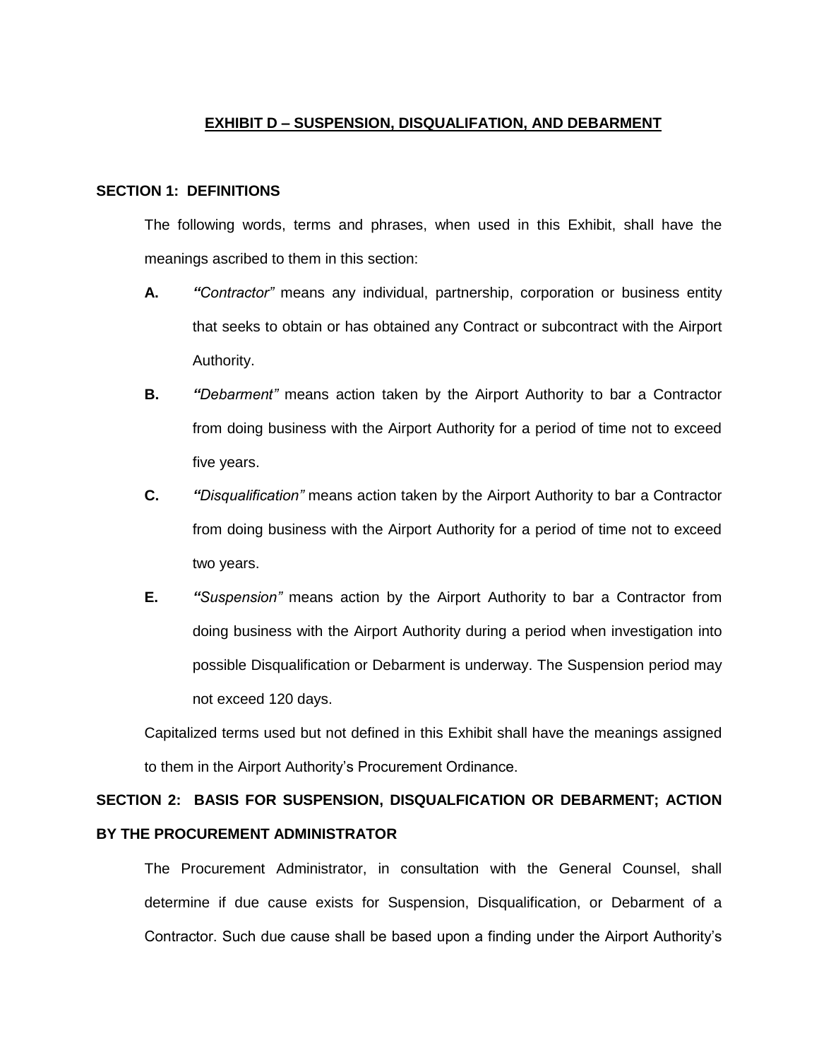## EXHIBIT D – SUSPENSION, DISQUALIFATION, AND DEBARMENT

### SECTION 1: DEFINITIONS

The following words, terms and phrases, when used in this Exhibit, shall have the meanings ascribed to them in this section:

**A.** ***"****Contractor"* means any individual, partnership, corporation or business entity that seeks to obtain or has obtained any Contract or subcontract with the Airport Authority.

**B.** ***"****Debarment"* means action taken by the Airport Authority to bar a Contractor from doing business with the Airport Authority for a period of time not to exceed five years.

**C.** ***"****Disqualification"* means action taken by the Airport Authority to bar a Contractor from doing business with the Airport Authority for a period of time not to exceed two years.

**E.** ***"****Suspension"* means action by the Airport Authority to bar a Contractor from doing business with the Airport Authority during a period when investigation into possible Disqualification or Debarment is underway. The Suspension period may not exceed 120 days.

Capitalized terms used but not defined in this Exhibit shall have the meanings assigned to them in the Airport Authority's Procurement Ordinance.

### SECTION 2: BASIS FOR SUSPENSION, DISQUALFICATION OR DEBARMENT; ACTION BY THE PROCUREMENT ADMINISTRATOR

The Procurement Administrator, in consultation with the General Counsel, shall determine if due cause exists for Suspension, Disqualification, or Debarment of a Contractor. Such due cause shall be based upon a finding under the Airport Authority's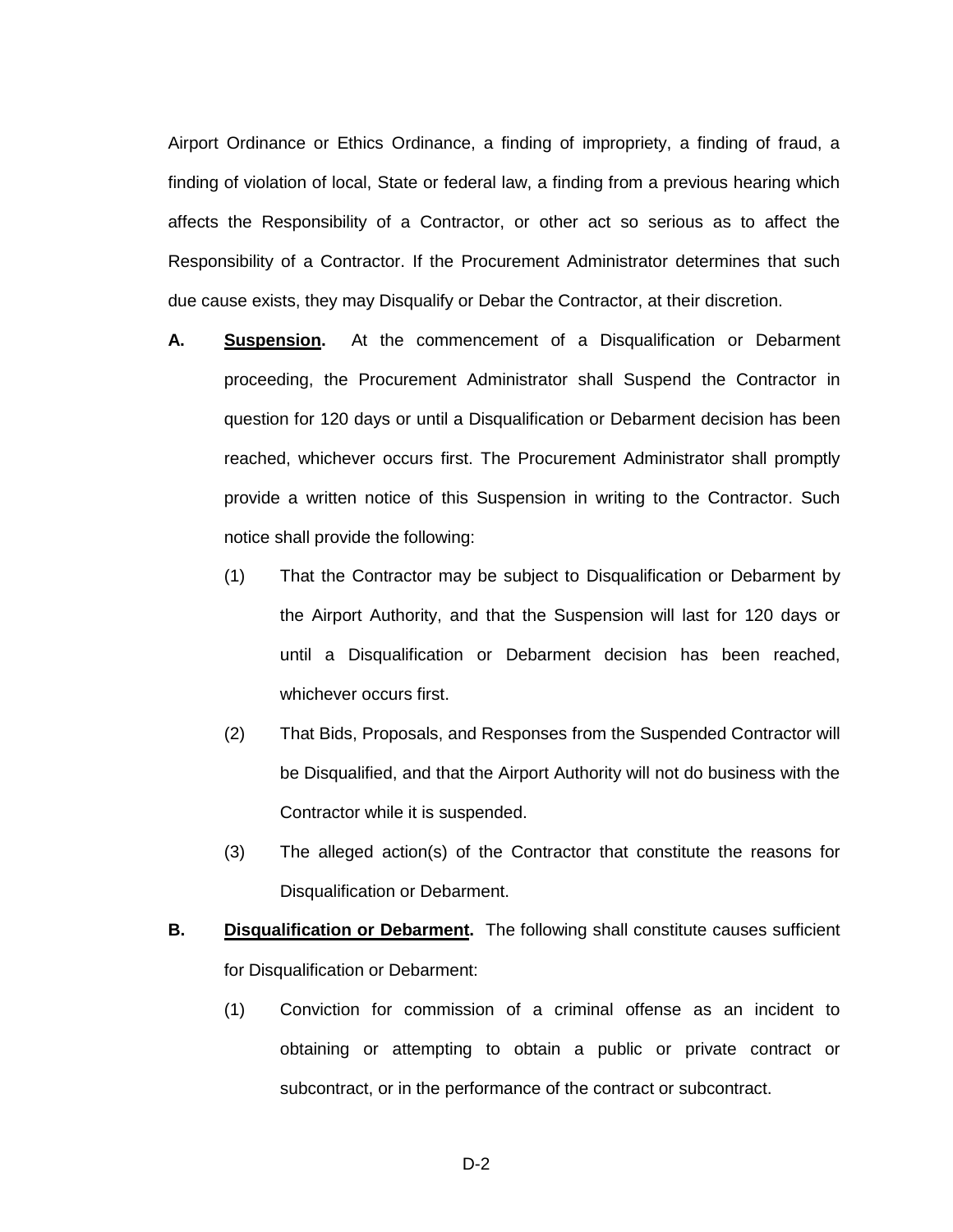Airport Ordinance or Ethics Ordinance, a finding of impropriety, a finding of fraud, a finding of violation of local, State or federal law, a finding from a previous hearing which affects the Responsibility of a Contractor, or other act so serious as to affect the Responsibility of a Contractor. If the Procurement Administrator determines that such due cause exists, they may Disqualify or Debar the Contractor, at their discretion.

**A.** **Suspension.** At the commencement of a Disqualification or Debarment proceeding, the Procurement Administrator shall Suspend the Contractor in question for 120 days or until a Disqualification or Debarment decision has been reached, whichever occurs first. The Procurement Administrator shall promptly provide a written notice of this Suspension in writing to the Contractor. Such notice shall provide the following:

(1) That the Contractor may be subject to Disqualification or Debarment by the Airport Authority, and that the Suspension will last for 120 days or until a Disqualification or Debarment decision has been reached, whichever occurs first.

(2) That Bids, Proposals, and Responses from the Suspended Contractor will be Disqualified, and that the Airport Authority will not do business with the Contractor while it is suspended.

(3) The alleged action(s) of the Contractor that constitute the reasons for Disqualification or Debarment.

**B.** **Disqualification or Debarment.** The following shall constitute causes sufficient for Disqualification or Debarment:

(1) Conviction for commission of a criminal offense as an incident to obtaining or attempting to obtain a public or private contract or subcontract, or in the performance of the contract or subcontract.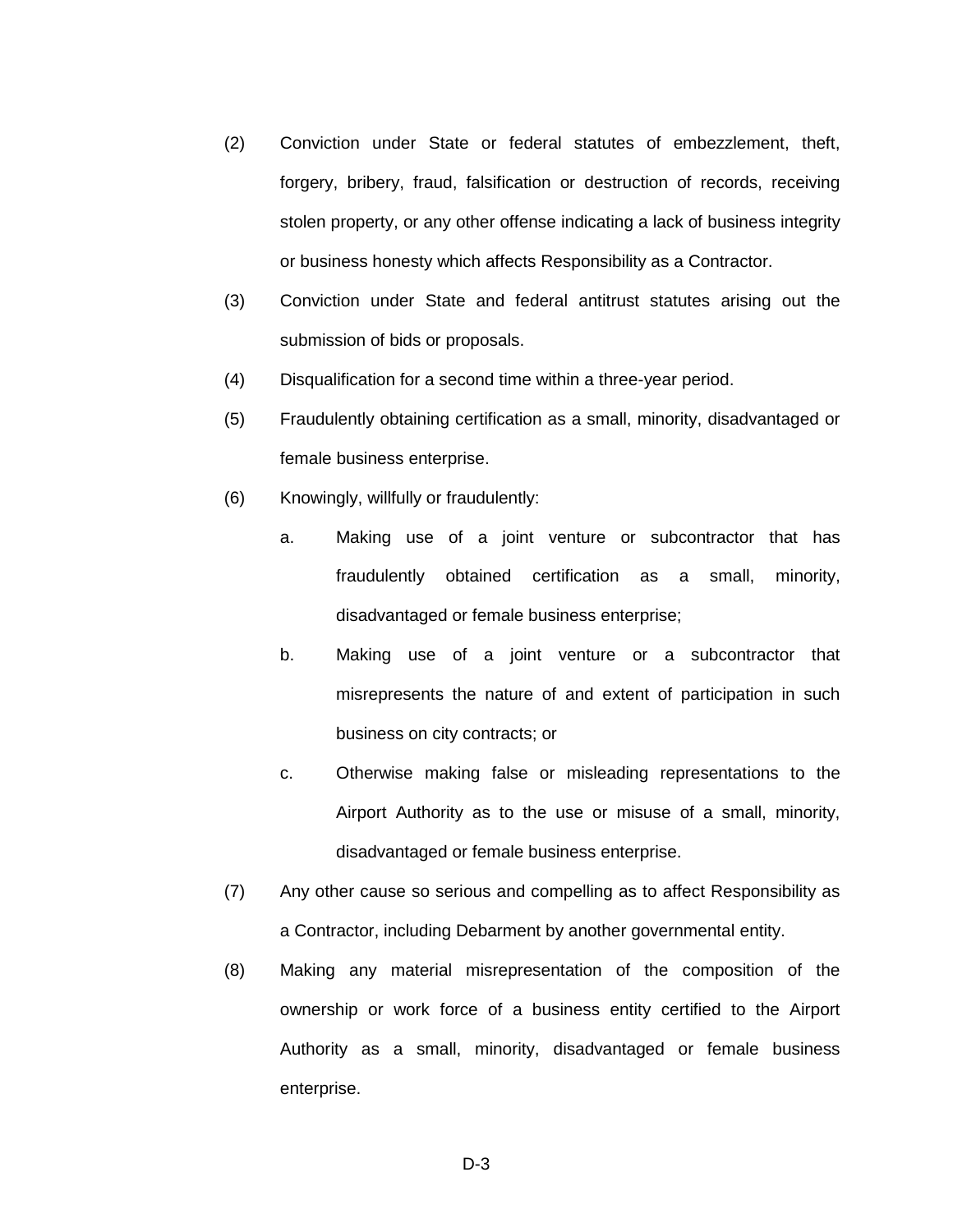(2) Conviction under State or federal statutes of embezzlement, theft, forgery, bribery, fraud, falsification or destruction of records, receiving stolen property, or any other offense indicating a lack of business integrity or business honesty which affects Responsibility as a Contractor.

(3) Conviction under State and federal antitrust statutes arising out the submission of bids or proposals.

(4) Disqualification for a second time within a three-year period.

(5) Fraudulently obtaining certification as a small, minority, disadvantaged or female business enterprise.

(6) Knowingly, willfully or fraudulently:

   a. Making use of a joint venture or subcontractor that has fraudulently obtained certification as a small, minority, disadvantaged or female business enterprise;

   b. Making use of a joint venture or a subcontractor that misrepresents the nature of and extent of participation in such business on city contracts; or

   c. Otherwise making false or misleading representations to the Airport Authority as to the use or misuse of a small, minority, disadvantaged or female business enterprise.

(7) Any other cause so serious and compelling as to affect Responsibility as a Contractor, including Debarment by another governmental entity.

(8) Making any material misrepresentation of the composition of the ownership or work force of a business entity certified to the Airport Authority as a small, minority, disadvantaged or female business enterprise.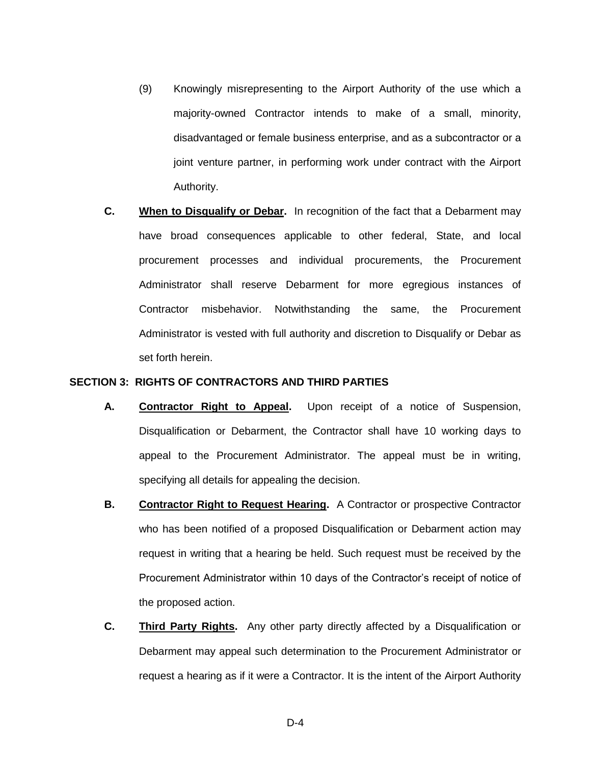(9) Knowingly misrepresenting to the Airport Authority of the use which a majority-owned Contractor intends to make of a small, minority, disadvantaged or female business enterprise, and as a subcontractor or a joint venture partner, in performing work under contract with the Airport Authority.

**C. When to Disqualify or Debar.** In recognition of the fact that a Debarment may have broad consequences applicable to other federal, State, and local procurement processes and individual procurements, the Procurement Administrator shall reserve Debarment for more egregious instances of Contractor misbehavior. Notwithstanding the same, the Procurement Administrator is vested with full authority and discretion to Disqualify or Debar as set forth herein.

## SECTION 3: RIGHTS OF CONTRACTORS AND THIRD PARTIES

**A. Contractor Right to Appeal.** Upon receipt of a notice of Suspension, Disqualification or Debarment, the Contractor shall have 10 working days to appeal to the Procurement Administrator. The appeal must be in writing, specifying all details for appealing the decision.

**B. Contractor Right to Request Hearing.** A Contractor or prospective Contractor who has been notified of a proposed Disqualification or Debarment action may request in writing that a hearing be held. Such request must be received by the Procurement Administrator within 10 days of the Contractor's receipt of notice of the proposed action.

**C. Third Party Rights.** Any other party directly affected by a Disqualification or Debarment may appeal such determination to the Procurement Administrator or request a hearing as if it were a Contractor. It is the intent of the Airport Authority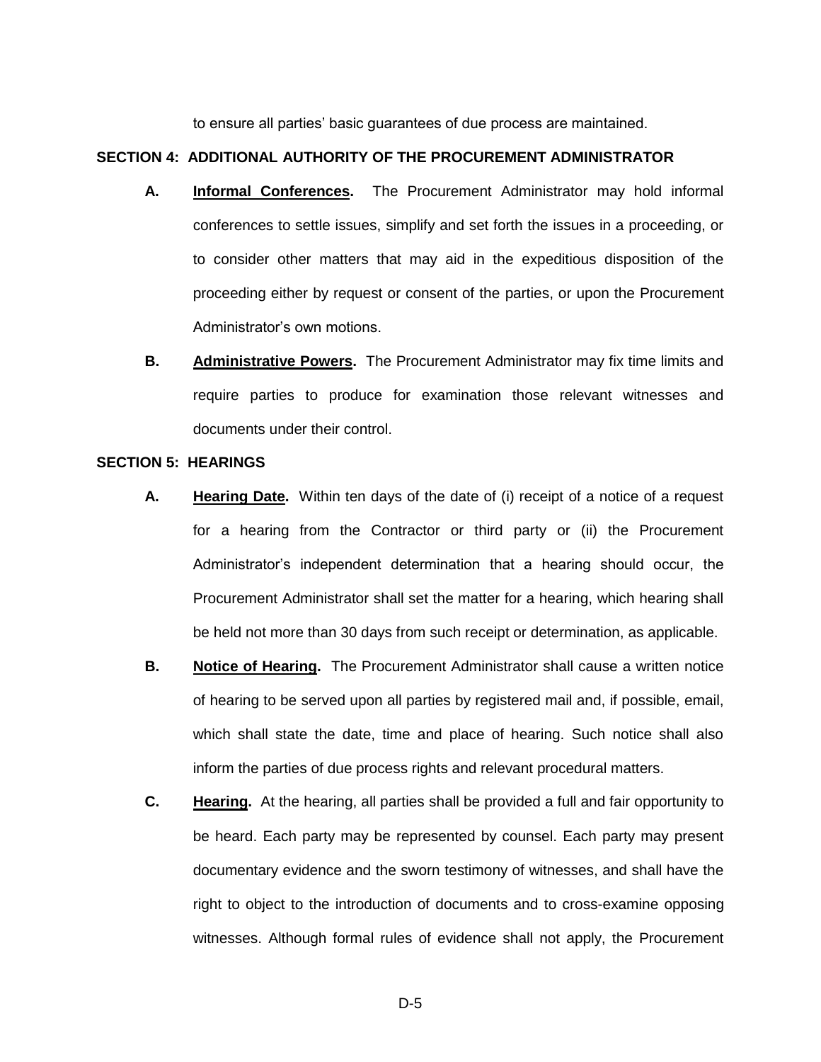to ensure all parties' basic guarantees of due process are maintained.

## SECTION 4: ADDITIONAL AUTHORITY OF THE PROCUREMENT ADMINISTRATOR

**A.** **Informal Conferences.** The Procurement Administrator may hold informal conferences to settle issues, simplify and set forth the issues in a proceeding, or to consider other matters that may aid in the expeditious disposition of the proceeding either by request or consent of the parties, or upon the Procurement Administrator's own motions.

**B.** **Administrative Powers.** The Procurement Administrator may fix time limits and require parties to produce for examination those relevant witnesses and documents under their control.

## SECTION 5: HEARINGS

**A.** **Hearing Date.** Within ten days of the date of (i) receipt of a notice of a request for a hearing from the Contractor or third party or (ii) the Procurement Administrator's independent determination that a hearing should occur, the Procurement Administrator shall set the matter for a hearing, which hearing shall be held not more than 30 days from such receipt or determination, as applicable.

**B.** **Notice of Hearing.** The Procurement Administrator shall cause a written notice of hearing to be served upon all parties by registered mail and, if possible, email, which shall state the date, time and place of hearing. Such notice shall also inform the parties of due process rights and relevant procedural matters.

**C.** **Hearing.** At the hearing, all parties shall be provided a full and fair opportunity to be heard. Each party may be represented by counsel. Each party may present documentary evidence and the sworn testimony of witnesses, and shall have the right to object to the introduction of documents and to cross-examine opposing witnesses. Although formal rules of evidence shall not apply, the Procurement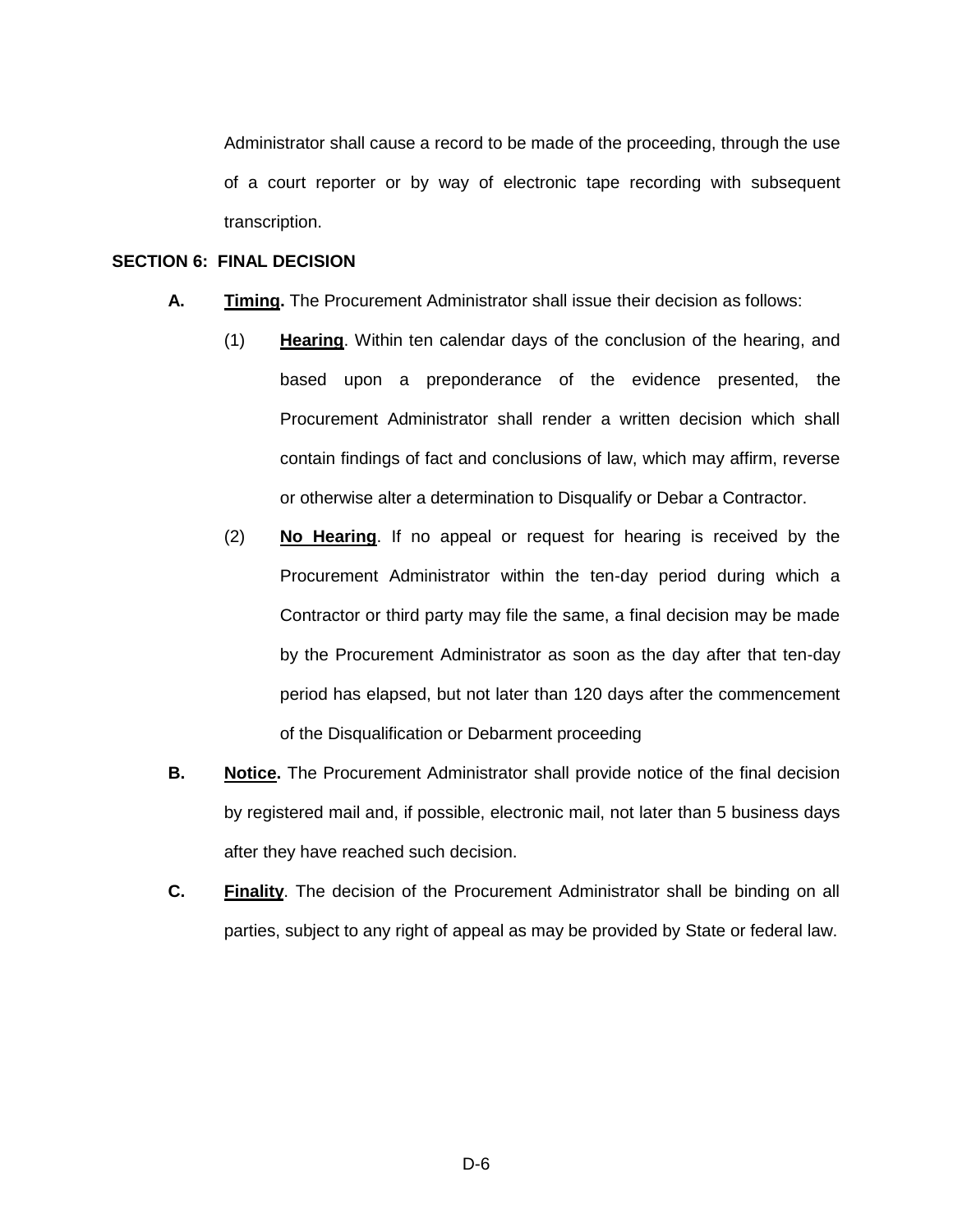Administrator shall cause a record to be made of the proceeding, through the use of a court reporter or by way of electronic tape recording with subsequent transcription.

## SECTION 6: FINAL DECISION

**A.** **Timing.** The Procurement Administrator shall issue their decision as follows:

(1) **Hearing**. Within ten calendar days of the conclusion of the hearing, and based upon a preponderance of the evidence presented, the Procurement Administrator shall render a written decision which shall contain findings of fact and conclusions of law, which may affirm, reverse or otherwise alter a determination to Disqualify or Debar a Contractor.

(2) **No Hearing**. If no appeal or request for hearing is received by the Procurement Administrator within the ten-day period during which a Contractor or third party may file the same, a final decision may be made by the Procurement Administrator as soon as the day after that ten-day period has elapsed, but not later than 120 days after the commencement of the Disqualification or Debarment proceeding

**B.** **Notice.** The Procurement Administrator shall provide notice of the final decision by registered mail and, if possible, electronic mail, not later than 5 business days after they have reached such decision.

**C.** **Finality**. The decision of the Procurement Administrator shall be binding on all parties, subject to any right of appeal as may be provided by State or federal law.